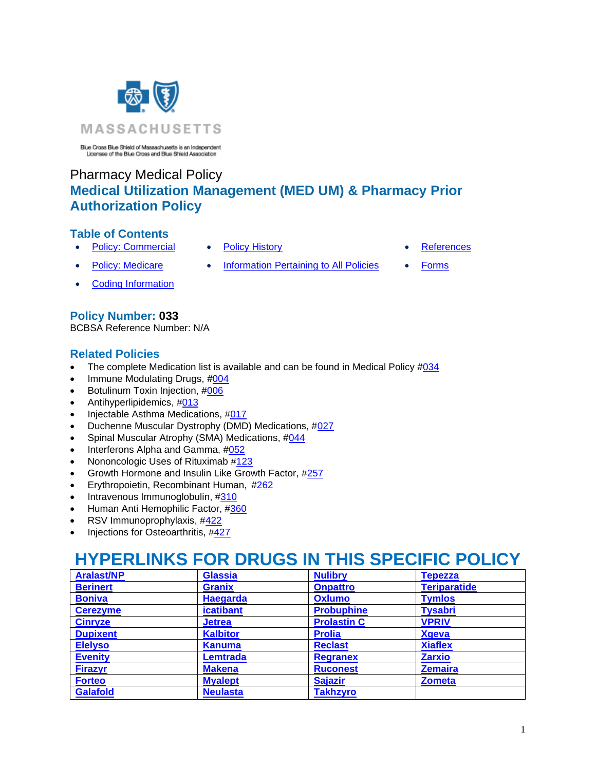MASSACHUSETTS

Blue Cross Blue Shield of Massachusetts is an Independent Licensee of the Blue Cross and Blue Shield Association

Pharmacy Medical Policy

# Medical Utilization Management (MED UM) & Pharmacy Prior Authorization Policy

## Table of Contents

- Policy: Commercial
- Policy: Medicare
- Coding Information
- Policy History
- Information Pertaining to All Policies
- References
- Forms

## Policy Number: 033

BCBSA Reference Number: N/A

## Related Policies

- The complete Medication list is available and can be found in Medical Policy #034
- Immune Modulating Drugs, #004
- Botulinum Toxin Injection, #006
- Antihyperlipidemics, #013
- Injectable Asthma Medications, #017
- Duchenne Muscular Dystrophy (DMD) Medications, #027
- Spinal Muscular Atrophy (SMA) Medications, #044
- Interferons Alpha and Gamma, #052
- Nononcologic Uses of Rituximab #123
- Growth Hormone and Insulin Like Growth Factor, #257
- Erythropoietin, Recombinant Human, #262
- Intravenous Immunoglobulin, #310
- Human Anti Hemophilic Factor, #360
- RSV Immunoprophylaxis, #422
- Injections for Osteoarthritis, #427

# HYPERLINKS FOR DRUGS IN THIS SPECIFIC POLICY

| | | | |
|---|---|---|---|
| **Aralast/NP** | **Glassia** | **Nulibry** | **Tepezza** |
| **Berinert** | **Granix** | **Onpattro** | **Teriparatide** |
| **Boniva** | **Haegarda** | **Oxlumo** | **Tymlos** |
| **Cerezyme** | **icatibant** | **Probuphine** | **Tysabri** |
| **Cinryze** | **Jetrea** | **Prolastin C** | **VPRIV** |
| **Dupixent** | **Kalbitor** | **Prolia** | **Xgeva** |
| **Elelyso** | **Kanuma** | **Reclast** | **Xiaflex** |
| **Evenity** | **Lemtrada** | **Regranex** | **Zarxio** |
| **Firazyr** | **Makena** | **Ruconest** | **Zemaira** |
| **Forteo** | **Myalept** | **Sajazir** | **Zometa** |
| **Galafold** | **Neulasta** | **Takhzyro** | |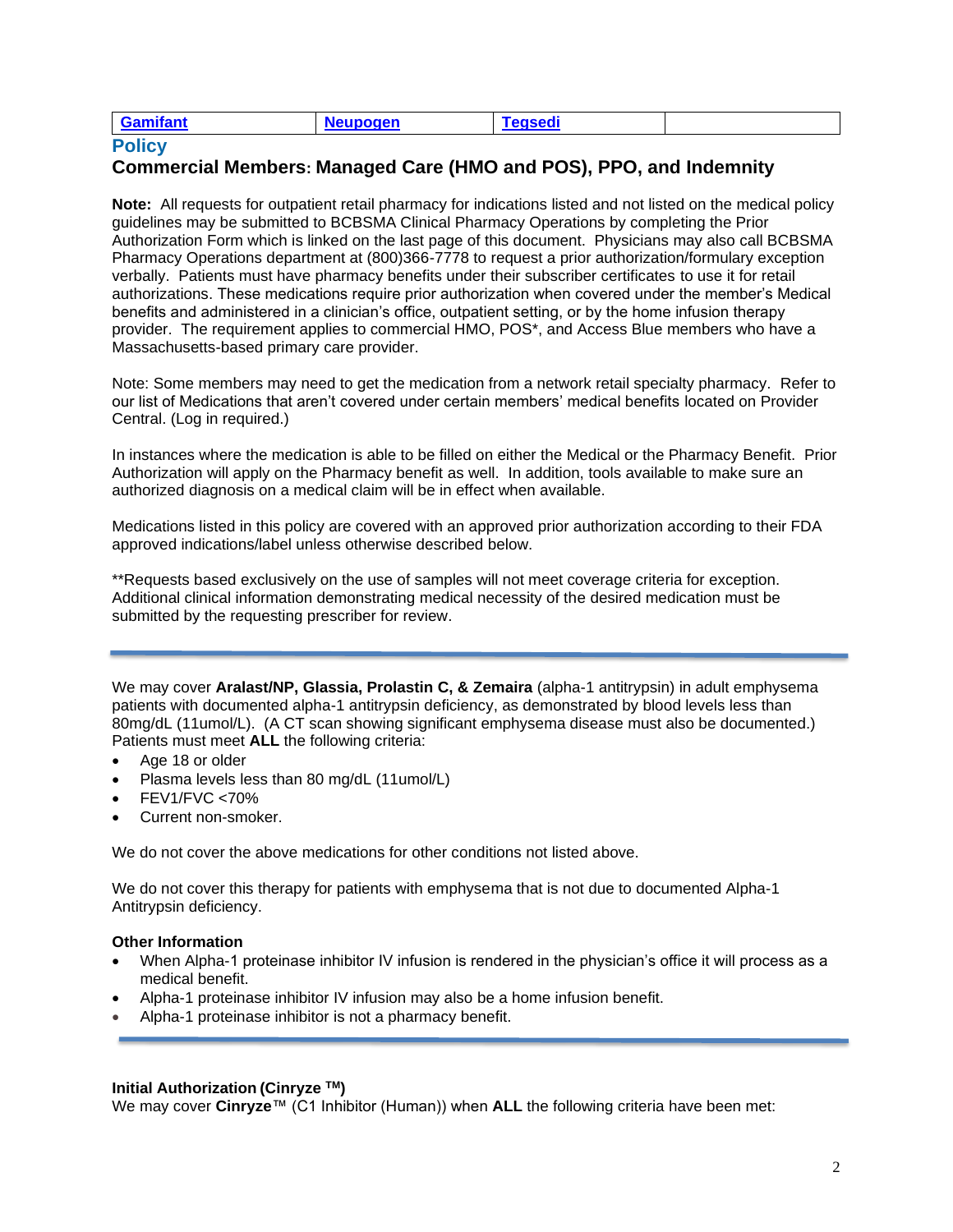| Gamifant | Neupogen | Tegsedi | |
|---|---|---|---|

## Policy

### Commercial Members: Managed Care (HMO and POS), PPO, and Indemnity

**Note:** All requests for outpatient retail pharmacy for indications listed and not listed on the medical policy guidelines may be submitted to BCBSMA Clinical Pharmacy Operations by completing the Prior Authorization Form which is linked on the last page of this document. Physicians may also call BCBSMA Pharmacy Operations department at (800)366-7778 to request a prior authorization/formulary exception verbally. Patients must have pharmacy benefits under their subscriber certificates to use it for retail authorizations. These medications require prior authorization when covered under the member's Medical benefits and administered in a clinician's office, outpatient setting, or by the home infusion therapy provider. The requirement applies to commercial HMO, POS*, and Access Blue members who have a Massachusetts-based primary care provider.

Note: Some members may need to get the medication from a network retail specialty pharmacy. Refer to our list of Medications that aren't covered under certain members' medical benefits located on Provider Central. (Log in required.)

In instances where the medication is able to be filled on either the Medical or the Pharmacy Benefit. Prior Authorization will apply on the Pharmacy benefit as well. In addition, tools available to make sure an authorized diagnosis on a medical claim will be in effect when available.

Medications listed in this policy are covered with an approved prior authorization according to their FDA approved indications/label unless otherwise described below.

**Requests based exclusively on the use of samples will not meet coverage criteria for exception. Additional clinical information demonstrating medical necessity of the desired medication must be submitted by the requesting prescriber for review.

---

We may cover **Aralast/NP, Glassia, Prolastin C, & Zemaira** (alpha-1 antitrypsin) in adult emphysema patients with documented alpha-1 antitrypsin deficiency, as demonstrated by blood levels less than 80mg/dL (11umol/L). (A CT scan showing significant emphysema disease must also be documented.) Patients must meet **ALL** the following criteria:

- Age 18 or older
- Plasma levels less than 80 mg/dL (11umol/L)
- FEV1/FVC <70%
- Current non-smoker.

We do not cover the above medications for other conditions not listed above.

We do not cover this therapy for patients with emphysema that is not due to documented Alpha-1 Antitrypsin deficiency.

**Other Information**

- When Alpha-1 proteinase inhibitor IV infusion is rendered in the physician's office it will process as a medical benefit.
- Alpha-1 proteinase inhibitor IV infusion may also be a home infusion benefit.
- Alpha-1 proteinase inhibitor is not a pharmacy benefit.

---

**Initial Authorization (Cinryze ™)**

We may cover **Cinryze**™ (C1 Inhibitor (Human)) when **ALL** the following criteria have been met: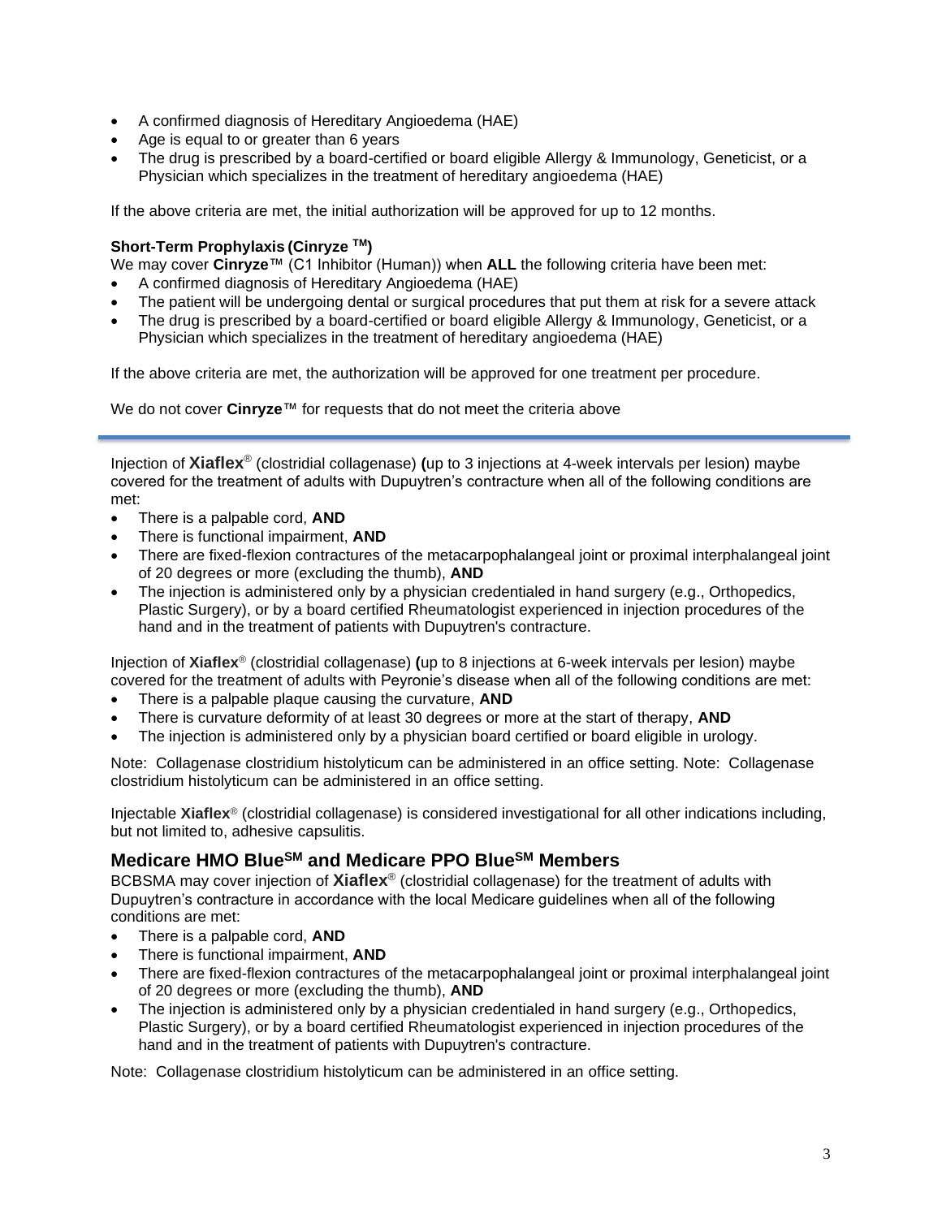- A confirmed diagnosis of Hereditary Angioedema (HAE)
- Age is equal to or greater than 6 years
- The drug is prescribed by a board-certified or board eligible Allergy & Immunology, Geneticist, or a Physician which specializes in the treatment of hereditary angioedema (HAE)

If the above criteria are met, the initial authorization will be approved for up to 12 months.

**Short-Term Prophylaxis (Cinryze ™)**

We may cover **Cinryze**™ (C1 Inhibitor (Human)) when **ALL** the following criteria have been met:

- A confirmed diagnosis of Hereditary Angioedema (HAE)
- The patient will be undergoing dental or surgical procedures that put them at risk for a severe attack
- The drug is prescribed by a board-certified or board eligible Allergy & Immunology, Geneticist, or a Physician which specializes in the treatment of hereditary angioedema (HAE)

If the above criteria are met, the authorization will be approved for one treatment per procedure.

We do not cover **Cinryze**™ for requests that do not meet the criteria above

---

Injection of **Xiaflex**® (clostridial collagenase) **(**up to 3 injections at 4-week intervals per lesion) maybe covered for the treatment of adults with Dupuytren's contracture when all of the following conditions are met:

- There is a palpable cord, **AND**
- There is functional impairment, **AND**
- There are fixed-flexion contractures of the metacarpophalangeal joint or proximal interphalangeal joint of 20 degrees or more (excluding the thumb), **AND**
- The injection is administered only by a physician credentialed in hand surgery (e.g., Orthopedics, Plastic Surgery), or by a board certified Rheumatologist experienced in injection procedures of the hand and in the treatment of patients with Dupuytren's contracture.

Injection of **Xiaflex**® (clostridial collagenase) **(**up to 8 injections at 6-week intervals per lesion) maybe covered for the treatment of adults with Peyronie's disease when all of the following conditions are met:

- There is a palpable plaque causing the curvature, **AND**
- There is curvature deformity of at least 30 degrees or more at the start of therapy, **AND**
- The injection is administered only by a physician board certified or board eligible in urology.

Note: Collagenase clostridium histolyticum can be administered in an office setting. Note: Collagenase clostridium histolyticum can be administered in an office setting.

Injectable **Xiaflex**® (clostridial collagenase) is considered investigational for all other indications including, but not limited to, adhesive capsulitis.

## Medicare HMO Blue℠ and Medicare PPO Blue℠ Members

BCBSMA may cover injection of **Xiaflex**® (clostridial collagenase) for the treatment of adults with Dupuytren's contracture in accordance with the local Medicare guidelines when all of the following conditions are met:

- There is a palpable cord, **AND**
- There is functional impairment, **AND**
- There are fixed-flexion contractures of the metacarpophalangeal joint or proximal interphalangeal joint of 20 degrees or more (excluding the thumb), **AND**
- The injection is administered only by a physician credentialed in hand surgery (e.g., Orthopedics, Plastic Surgery), or by a board certified Rheumatologist experienced in injection procedures of the hand and in the treatment of patients with Dupuytren's contracture.

Note: Collagenase clostridium histolyticum can be administered in an office setting.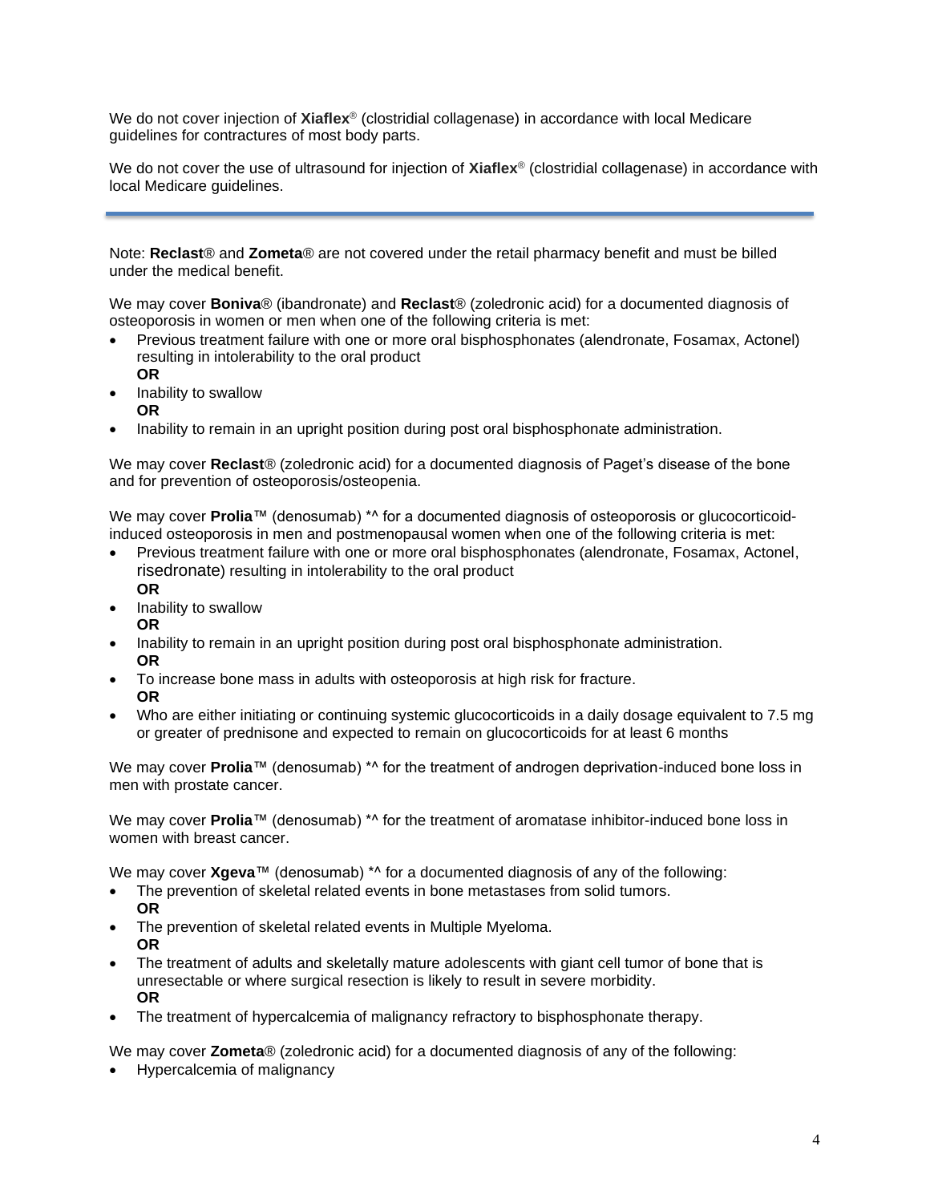We do not cover injection of **Xiaflex**® (clostridial collagenase) in accordance with local Medicare guidelines for contractures of most body parts.

We do not cover the use of ultrasound for injection of **Xiaflex**® (clostridial collagenase) in accordance with local Medicare guidelines.

---

Note: **Reclast**® and **Zometa**® are not covered under the retail pharmacy benefit and must be billed under the medical benefit.

We may cover **Boniva**® (ibandronate) and **Reclast**® (zoledronic acid) for a documented diagnosis of osteoporosis in women or men when one of the following criteria is met:

- Previous treatment failure with one or more oral bisphosphonates (alendronate, Fosamax, Actonel) resulting in intolerability to the oral product
  **OR**
- Inability to swallow
  **OR**
- Inability to remain in an upright position during post oral bisphosphonate administration.

We may cover **Reclast**® (zoledronic acid) for a documented diagnosis of Paget's disease of the bone and for prevention of osteoporosis/osteopenia.

We may cover **Prolia**™ (denosumab) *^ for a documented diagnosis of osteoporosis or glucocorticoid-induced osteoporosis in men and postmenopausal women when one of the following criteria is met:

- Previous treatment failure with one or more oral bisphosphonates (alendronate, Fosamax, Actonel, risedronate) resulting in intolerability to the oral product
  **OR**
- Inability to swallow
  **OR**
- Inability to remain in an upright position during post oral bisphosphonate administration.
  **OR**
- To increase bone mass in adults with osteoporosis at high risk for fracture.
  **OR**
- Who are either initiating or continuing systemic glucocorticoids in a daily dosage equivalent to 7.5 mg or greater of prednisone and expected to remain on glucocorticoids for at least 6 months

We may cover **Prolia**™ (denosumab) *^ for the treatment of androgen deprivation-induced bone loss in men with prostate cancer.

We may cover **Prolia**™ (denosumab) *^ for the treatment of aromatase inhibitor-induced bone loss in women with breast cancer.

We may cover **Xgeva**™ (denosumab) *^ for a documented diagnosis of any of the following:

- The prevention of skeletal related events in bone metastases from solid tumors.
  **OR**
- The prevention of skeletal related events in Multiple Myeloma.
  **OR**
- The treatment of adults and skeletally mature adolescents with giant cell tumor of bone that is unresectable or where surgical resection is likely to result in severe morbidity.
  **OR**
- The treatment of hypercalcemia of malignancy refractory to bisphosphonate therapy.

We may cover **Zometa**® (zoledronic acid) for a documented diagnosis of any of the following:

- Hypercalcemia of malignancy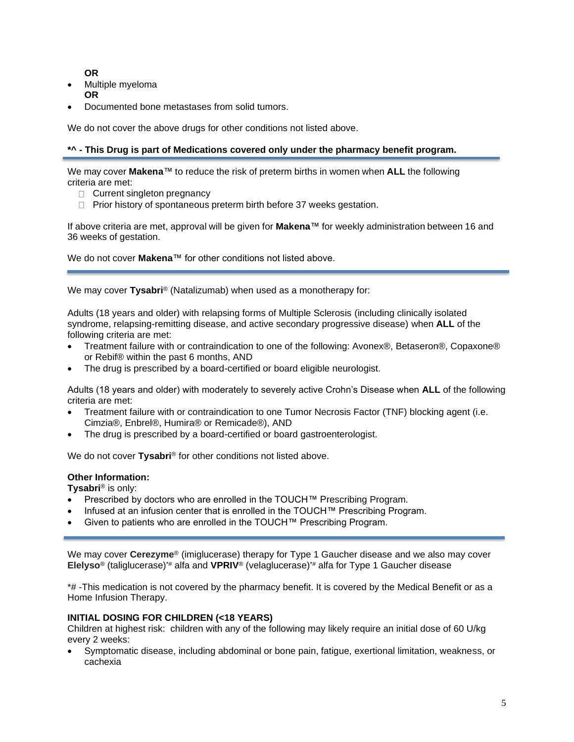**OR**

- Multiple myeloma

  **OR**

- Documented bone metastases from solid tumors.

We do not cover the above drugs for other conditions not listed above.

**\*^ - This Drug is part of Medications covered only under the pharmacy benefit program.**

---

We may cover **Makena**™ to reduce the risk of preterm births in women when **ALL** the following criteria are met:

- Current singleton pregnancy
- Prior history of spontaneous preterm birth before 37 weeks gestation.

If above criteria are met, approval will be given for **Makena**™ for weekly administration between 16 and 36 weeks of gestation.

We do not cover **Makena**™ for other conditions not listed above.

---

We may cover **Tysabri**® (Natalizumab) when used as a monotherapy for:

Adults (18 years and older) with relapsing forms of Multiple Sclerosis (including clinically isolated syndrome, relapsing-remitting disease, and active secondary progressive disease) when **ALL** of the following criteria are met:

- Treatment failure with or contraindication to one of the following: Avonex®, Betaseron®, Copaxone® or Rebif® within the past 6 months, AND
- The drug is prescribed by a board-certified or board eligible neurologist.

Adults (18 years and older) with moderately to severely active Crohn's Disease when **ALL** of the following criteria are met:

- Treatment failure with or contraindication to one Tumor Necrosis Factor (TNF) blocking agent (i.e. Cimzia®, Enbrel®, Humira® or Remicade®), AND
- The drug is prescribed by a board-certified or board gastroenterologist.

We do not cover **Tysabri**® for other conditions not listed above.

**Other Information:**

**Tysabri**® is only:

- Prescribed by doctors who are enrolled in the TOUCH™ Prescribing Program.
- Infused at an infusion center that is enrolled in the TOUCH™ Prescribing Program.
- Given to patients who are enrolled in the TOUCH™ Prescribing Program.

---

We may cover **Cerezyme**® (imiglucerase) therapy for Type 1 Gaucher disease and we also may cover **Elelyso**® (taliglucerase)*# alfa and **VPRIV**® (velaglucerase)*# alfa for Type 1 Gaucher disease

*# -This medication is not covered by the pharmacy benefit. It is covered by the Medical Benefit or as a Home Infusion Therapy.

**INITIAL DOSING FOR CHILDREN (<18 YEARS)**

Children at highest risk: children with any of the following may likely require an initial dose of 60 U/kg every 2 weeks:

- Symptomatic disease, including abdominal or bone pain, fatigue, exertional limitation, weakness, or cachexia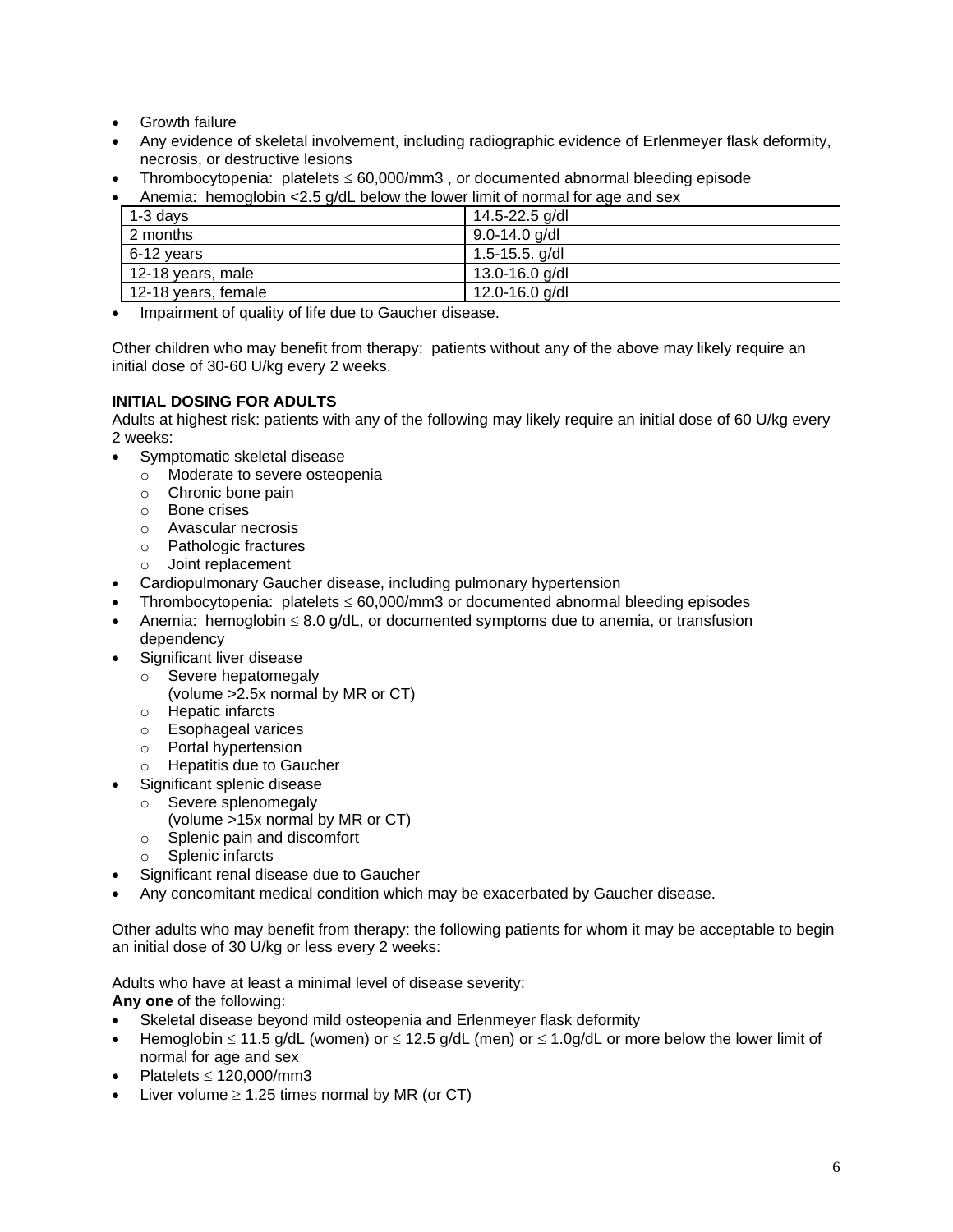- Growth failure
- Any evidence of skeletal involvement, including radiographic evidence of Erlenmeyer flask deformity, necrosis, or destructive lesions
- Thrombocytopenia: platelets ≤ 60,000/mm3 , or documented abnormal bleeding episode
- Anemia: hemoglobin <2.5 g/dL below the lower limit of normal for age and sex

| | |
|---|---|
| 1-3 days | 14.5-22.5 g/dl |
| 2 months | 9.0-14.0 g/dl |
| 6-12 years | 1.5-15.5. g/dl |
| 12-18 years, male | 13.0-16.0 g/dl |
| 12-18 years, female | 12.0-16.0 g/dl |

- Impairment of quality of life due to Gaucher disease.

Other children who may benefit from therapy: patients without any of the above may likely require an initial dose of 30-60 U/kg every 2 weeks.

**INITIAL DOSING FOR ADULTS**

Adults at highest risk: patients with any of the following may likely require an initial dose of 60 U/kg every 2 weeks:

- Symptomatic skeletal disease
  - Moderate to severe osteopenia
  - Chronic bone pain
  - Bone crises
  - Avascular necrosis
  - Pathologic fractures
  - Joint replacement
- Cardiopulmonary Gaucher disease, including pulmonary hypertension
- Thrombocytopenia: platelets ≤ 60,000/mm3 or documented abnormal bleeding episodes
- Anemia: hemoglobin ≤ 8.0 g/dL, or documented symptoms due to anemia, or transfusion dependency
- Significant liver disease
  - Severe hepatomegaly (volume >2.5x normal by MR or CT)
  - Hepatic infarcts
  - Esophageal varices
  - Portal hypertension
  - Hepatitis due to Gaucher
- Significant splenic disease
  - Severe splenomegaly (volume >15x normal by MR or CT)
  - Splenic pain and discomfort
  - Splenic infarcts
- Significant renal disease due to Gaucher
- Any concomitant medical condition which may be exacerbated by Gaucher disease.

Other adults who may benefit from therapy: the following patients for whom it may be acceptable to begin an initial dose of 30 U/kg or less every 2 weeks:

Adults who have at least a minimal level of disease severity:
**Any one** of the following:

- Skeletal disease beyond mild osteopenia and Erlenmeyer flask deformity
- Hemoglobin ≤ 11.5 g/dL (women) or ≤ 12.5 g/dL (men) or ≤ 1.0g/dL or more below the lower limit of normal for age and sex
- Platelets ≤ 120,000/mm3
- Liver volume ≥ 1.25 times normal by MR (or CT)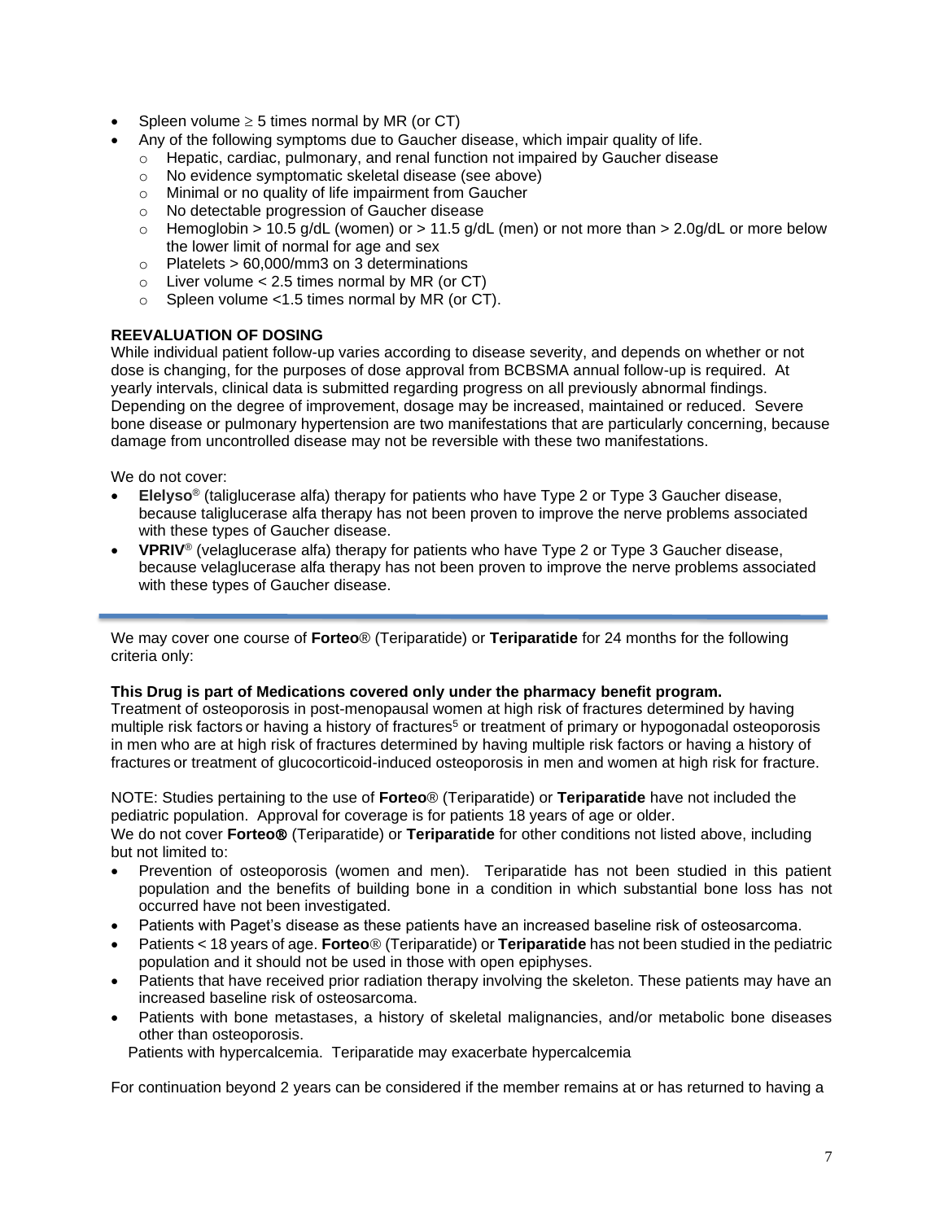- Spleen volume ≥ 5 times normal by MR (or CT)
- Any of the following symptoms due to Gaucher disease, which impair quality of life.
  - Hepatic, cardiac, pulmonary, and renal function not impaired by Gaucher disease
  - No evidence symptomatic skeletal disease (see above)
  - Minimal or no quality of life impairment from Gaucher
  - No detectable progression of Gaucher disease
  - Hemoglobin > 10.5 g/dL (women) or > 11.5 g/dL (men) or not more than > 2.0g/dL or more below the lower limit of normal for age and sex
  - Platelets > 60,000/mm3 on 3 determinations
  - Liver volume < 2.5 times normal by MR (or CT)
  - Spleen volume <1.5 times normal by MR (or CT).

**REEVALUATION OF DOSING**

While individual patient follow-up varies according to disease severity, and depends on whether or not dose is changing, for the purposes of dose approval from BCBSMA annual follow-up is required. At yearly intervals, clinical data is submitted regarding progress on all previously abnormal findings. Depending on the degree of improvement, dosage may be increased, maintained or reduced. Severe bone disease or pulmonary hypertension are two manifestations that are particularly concerning, because damage from uncontrolled disease may not be reversible with these two manifestations.

We do not cover:

- **Elelyso**® (taliglucerase alfa) therapy for patients who have Type 2 or Type 3 Gaucher disease, because taliglucerase alfa therapy has not been proven to improve the nerve problems associated with these types of Gaucher disease.
- **VPRIV**® (velaglucerase alfa) therapy for patients who have Type 2 or Type 3 Gaucher disease, because velaglucerase alfa therapy has not been proven to improve the nerve problems associated with these types of Gaucher disease.

---

We may cover one course of **Forteo**® (Teriparatide) or **Teriparatide** for 24 months for the following criteria only:

**This Drug is part of Medications covered only under the pharmacy benefit program.**

Treatment of osteoporosis in post-menopausal women at high risk of fractures determined by having multiple risk factors or having a history of fractures[5] or treatment of primary or hypogonadal osteoporosis in men who are at high risk of fractures determined by having multiple risk factors or having a history of fractures or treatment of glucocorticoid-induced osteoporosis in men and women at high risk for fracture.

NOTE: Studies pertaining to the use of **Forteo**® (Teriparatide) or **Teriparatide** have not included the pediatric population. Approval for coverage is for patients 18 years of age or older.

We do not cover **Forteo®** (Teriparatide) or **Teriparatide** for other conditions not listed above, including but not limited to:

- Prevention of osteoporosis (women and men). Teriparatide has not been studied in this patient population and the benefits of building bone in a condition in which substantial bone loss has not occurred have not been investigated.
- Patients with Paget's disease as these patients have an increased baseline risk of osteosarcoma.
- Patients < 18 years of age. **Forteo**® (Teriparatide) or **Teriparatide** has not been studied in the pediatric population and it should not be used in those with open epiphyses.
- Patients that have received prior radiation therapy involving the skeleton. These patients may have an increased baseline risk of osteosarcoma.
- Patients with bone metastases, a history of skeletal malignancies, and/or metabolic bone diseases other than osteoporosis.

Patients with hypercalcemia. Teriparatide may exacerbate hypercalcemia

For continuation beyond 2 years can be considered if the member remains at or has returned to having a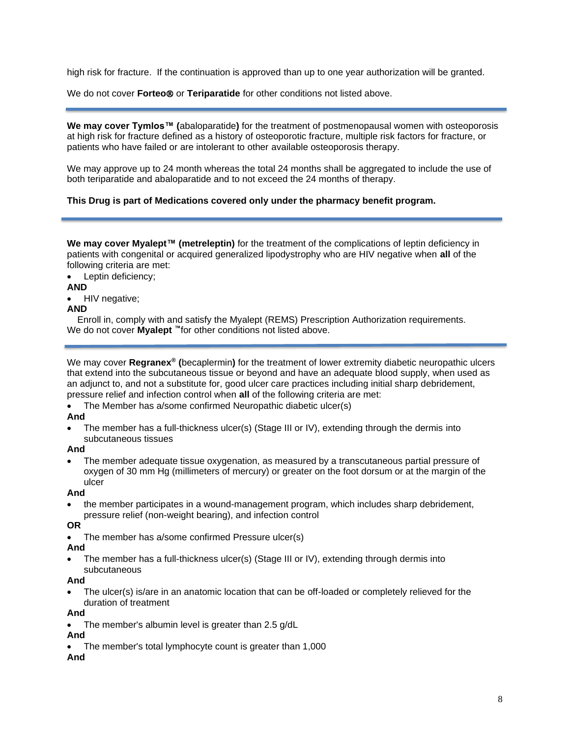high risk for fracture. If the continuation is approved than up to one year authorization will be granted.

We do not cover **Forteo®** or **Teriparatide** for other conditions not listed above.

---

**We may cover Tymlos™ (**abaloparatide**)** for the treatment of postmenopausal women with osteoporosis at high risk for fracture defined as a history of osteoporotic fracture, multiple risk factors for fracture, or patients who have failed or are intolerant to other available osteoporosis therapy.

We may approve up to 24 month whereas the total 24 months shall be aggregated to include the use of both teriparatide and abaloparatide and to not exceed the 24 months of therapy.

**This Drug is part of Medications covered only under the pharmacy benefit program.**

---

**We may cover Myalept™ (metreleptin)** for the treatment of the complications of leptin deficiency in patients with congenital or acquired generalized lipodystrophy who are HIV negative when **all** of the following criteria are met:

- Leptin deficiency;

**AND**

- HIV negative;

**AND**

Enroll in, comply with and satisfy the Myalept (REMS) Prescription Authorization requirements.
We do not cover **Myalept ™**for other conditions not listed above.

---

We may cover **Regranex® (**becaplermin**)** for the treatment of lower extremity diabetic neuropathic ulcers that extend into the subcutaneous tissue or beyond and have an adequate blood supply, when used as an adjunct to, and not a substitute for, good ulcer care practices including initial sharp debridement, pressure relief and infection control when **all** of the following criteria are met:

- The Member has a/some confirmed Neuropathic diabetic ulcer(s)

**And**

- The member has a full-thickness ulcer(s) (Stage III or IV), extending through the dermis into subcutaneous tissues

**And**

- The member adequate tissue oxygenation, as measured by a transcutaneous partial pressure of oxygen of 30 mm Hg (millimeters of mercury) or greater on the foot dorsum or at the margin of the ulcer

**And**

- the member participates in a wound-management program, which includes sharp debridement, pressure relief (non-weight bearing), and infection control

**OR**

- The member has a/some confirmed Pressure ulcer(s)

**And**

- The member has a full-thickness ulcer(s) (Stage III or IV), extending through dermis into subcutaneous

**And**

- The ulcer(s) is/are in an anatomic location that can be off-loaded or completely relieved for the duration of treatment

**And**

- The member's albumin level is greater than 2.5 g/dL

**And**

- The member's total lymphocyte count is greater than 1,000

**And**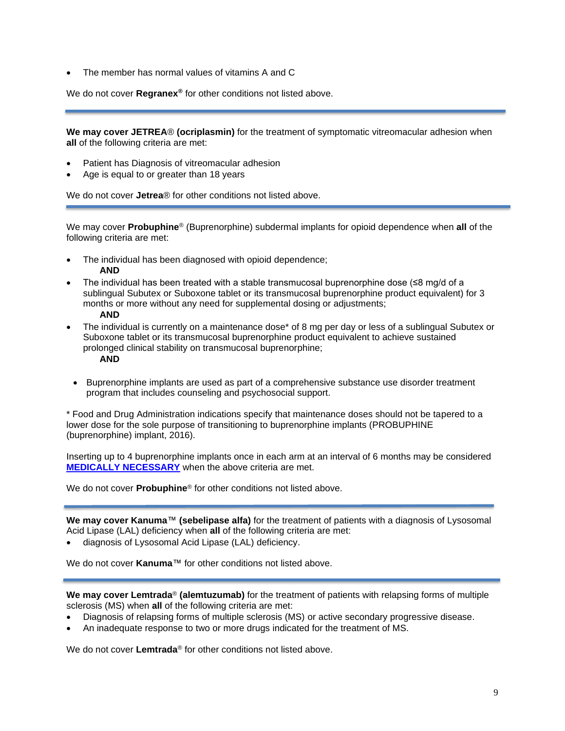- The member has normal values of vitamins A and C

We do not cover **Regranex®** for other conditions not listed above.

---

**We may cover JETREA® (ocriplasmin)** for the treatment of symptomatic vitreomacular adhesion when **all** of the following criteria are met:

- Patient has Diagnosis of vitreomacular adhesion
- Age is equal to or greater than 18 years

We do not cover **Jetrea®** for other conditions not listed above.

---

We may cover **Probuphine®** (Buprenorphine) subdermal implants for opioid dependence when **all** of the following criteria are met:

- The individual has been diagnosed with opioid dependence;
  **AND**
- The individual has been treated with a stable transmucosal buprenorphine dose (≤8 mg/d of a sublingual Subutex or Suboxone tablet or its transmucosal buprenorphine product equivalent) for 3 months or more without any need for supplemental dosing or adjustments;
  **AND**
- The individual is currently on a maintenance dose* of 8 mg per day or less of a sublingual Subutex or Suboxone tablet or its transmucosal buprenorphine product equivalent to achieve sustained prolonged clinical stability on transmucosal buprenorphine;
  **AND**
- Buprenorphine implants are used as part of a comprehensive substance use disorder treatment program that includes counseling and psychosocial support.

* Food and Drug Administration indications specify that maintenance doses should not be tapered to a lower dose for the sole purpose of transitioning to buprenorphine implants (PROBUPHINE (buprenorphine) implant, 2016).

Inserting up to 4 buprenorphine implants once in each arm at an interval of 6 months may be considered **MEDICALLY NECESSARY** when the above criteria are met.

We do not cover **Probuphine®** for other conditions not listed above.

---

**We may cover Kanuma™ (sebelipase alfa)** for the treatment of patients with a diagnosis of Lysosomal Acid Lipase (LAL) deficiency when **all** of the following criteria are met:

- diagnosis of Lysosomal Acid Lipase (LAL) deficiency.

We do not cover **Kanuma™** for other conditions not listed above.

---

**We may cover Lemtrada® (alemtuzumab)** for the treatment of patients with relapsing forms of multiple sclerosis (MS) when **all** of the following criteria are met:

- Diagnosis of relapsing forms of multiple sclerosis (MS) or active secondary progressive disease.
- An inadequate response to two or more drugs indicated for the treatment of MS.

We do not cover **Lemtrada®** for other conditions not listed above.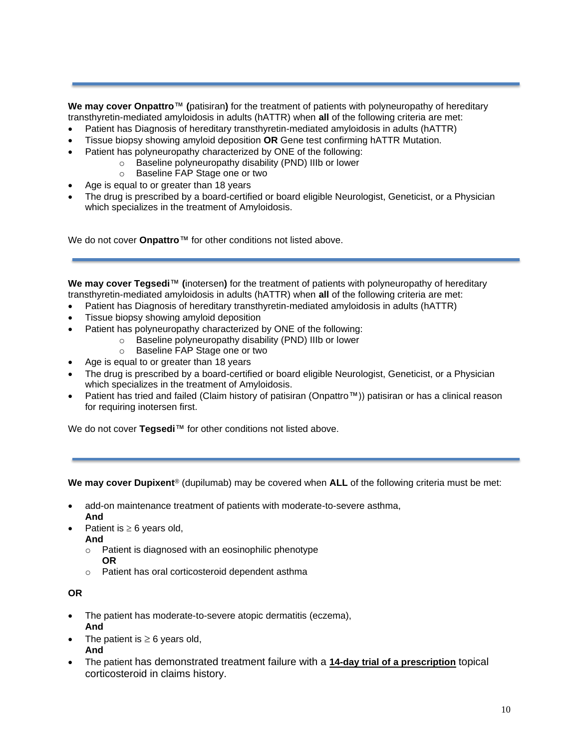---

**We may cover Onpattro™ (**patisiran**)** for the treatment of patients with polyneuropathy of hereditary transthyretin-mediated amyloidosis in adults (hATTR) when **all** of the following criteria are met:

- Patient has Diagnosis of hereditary transthyretin-mediated amyloidosis in adults (hATTR)
- Tissue biopsy showing amyloid deposition **OR** Gene test confirming hATTR Mutation.
- Patient has polyneuropathy characterized by ONE of the following:
  - Baseline polyneuropathy disability (PND) IIIb or lower
  - Baseline FAP Stage one or two
- Age is equal to or greater than 18 years
- The drug is prescribed by a board-certified or board eligible Neurologist, Geneticist, or a Physician which specializes in the treatment of Amyloidosis.

We do not cover **Onpattro**™ for other conditions not listed above.

---

**We may cover Tegsedi™ (**inotersen**)** for the treatment of patients with polyneuropathy of hereditary transthyretin-mediated amyloidosis in adults (hATTR) when **all** of the following criteria are met:

- Patient has Diagnosis of hereditary transthyretin-mediated amyloidosis in adults (hATTR)
- Tissue biopsy showing amyloid deposition
- Patient has polyneuropathy characterized by ONE of the following:
  - Baseline polyneuropathy disability (PND) IIIb or lower
  - Baseline FAP Stage one or two
- Age is equal to or greater than 18 years
- The drug is prescribed by a board-certified or board eligible Neurologist, Geneticist, or a Physician which specializes in the treatment of Amyloidosis.
- Patient has tried and failed (Claim history of patisiran (Onpattro™)) patisiran or has a clinical reason for requiring inotersen first.

We do not cover **Tegsedi**™ for other conditions not listed above.

---

**We may cover Dupixent**® (dupilumab) may be covered when **ALL** of the following criteria must be met:

- add-on maintenance treatment of patients with moderate-to-severe asthma,
  **And**
- Patient is ≥ 6 years old,
  **And**
  - Patient is diagnosed with an eosinophilic phenotype
    **OR**
  - Patient has oral corticosteroid dependent asthma

**OR**

- The patient has moderate-to-severe atopic dermatitis (eczema),
  **And**
- The patient is ≥ 6 years old,
  **And**
- The patient has demonstrated treatment failure with a **14-day trial of a prescription** topical corticosteroid in claims history.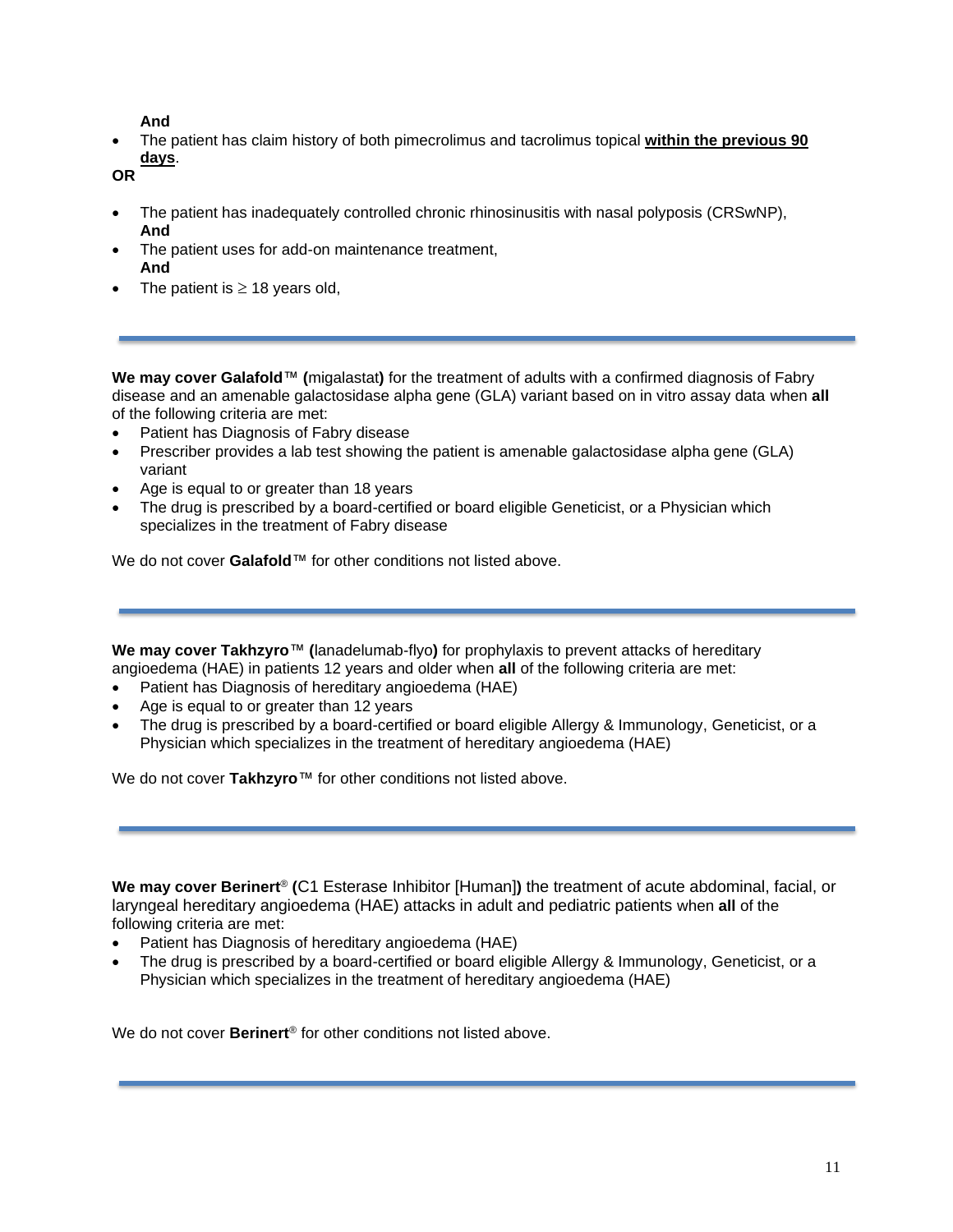**And**

- The patient has claim history of both pimecrolimus and tacrolimus topical **<u>within the previous 90 days</u>**.

**OR**

- The patient has inadequately controlled chronic rhinosinusitis with nasal polyposis (CRSwNP),
  **And**
- The patient uses for add-on maintenance treatment,
  **And**
- The patient is ≥ 18 years old,

---

**We may cover Galafold™ (**migalastat**)** for the treatment of adults with a confirmed diagnosis of Fabry disease and an amenable galactosidase alpha gene (GLA) variant based on in vitro assay data when **all** of the following criteria are met:

- Patient has Diagnosis of Fabry disease
- Prescriber provides a lab test showing the patient is amenable galactosidase alpha gene (GLA) variant
- Age is equal to or greater than 18 years
- The drug is prescribed by a board-certified or board eligible Geneticist, or a Physician which specializes in the treatment of Fabry disease

We do not cover **Galafold**™ for other conditions not listed above.

---

**We may cover Takhzyro™ (**lanadelumab-flyo**)** for prophylaxis to prevent attacks of hereditary angioedema (HAE) in patients 12 years and older when **all** of the following criteria are met:

- Patient has Diagnosis of hereditary angioedema (HAE)
- Age is equal to or greater than 12 years
- The drug is prescribed by a board-certified or board eligible Allergy & Immunology, Geneticist, or a Physician which specializes in the treatment of hereditary angioedema (HAE)

We do not cover **Takhzyro**™ for other conditions not listed above.

---

**We may cover Berinert® (**C1 Esterase Inhibitor [Human]**)** the treatment of acute abdominal, facial, or laryngeal hereditary angioedema (HAE) attacks in adult and pediatric patients when **all** of the following criteria are met:

- Patient has Diagnosis of hereditary angioedema (HAE)
- The drug is prescribed by a board-certified or board eligible Allergy & Immunology, Geneticist, or a Physician which specializes in the treatment of hereditary angioedema (HAE)

We do not cover **Berinert**® for other conditions not listed above.

---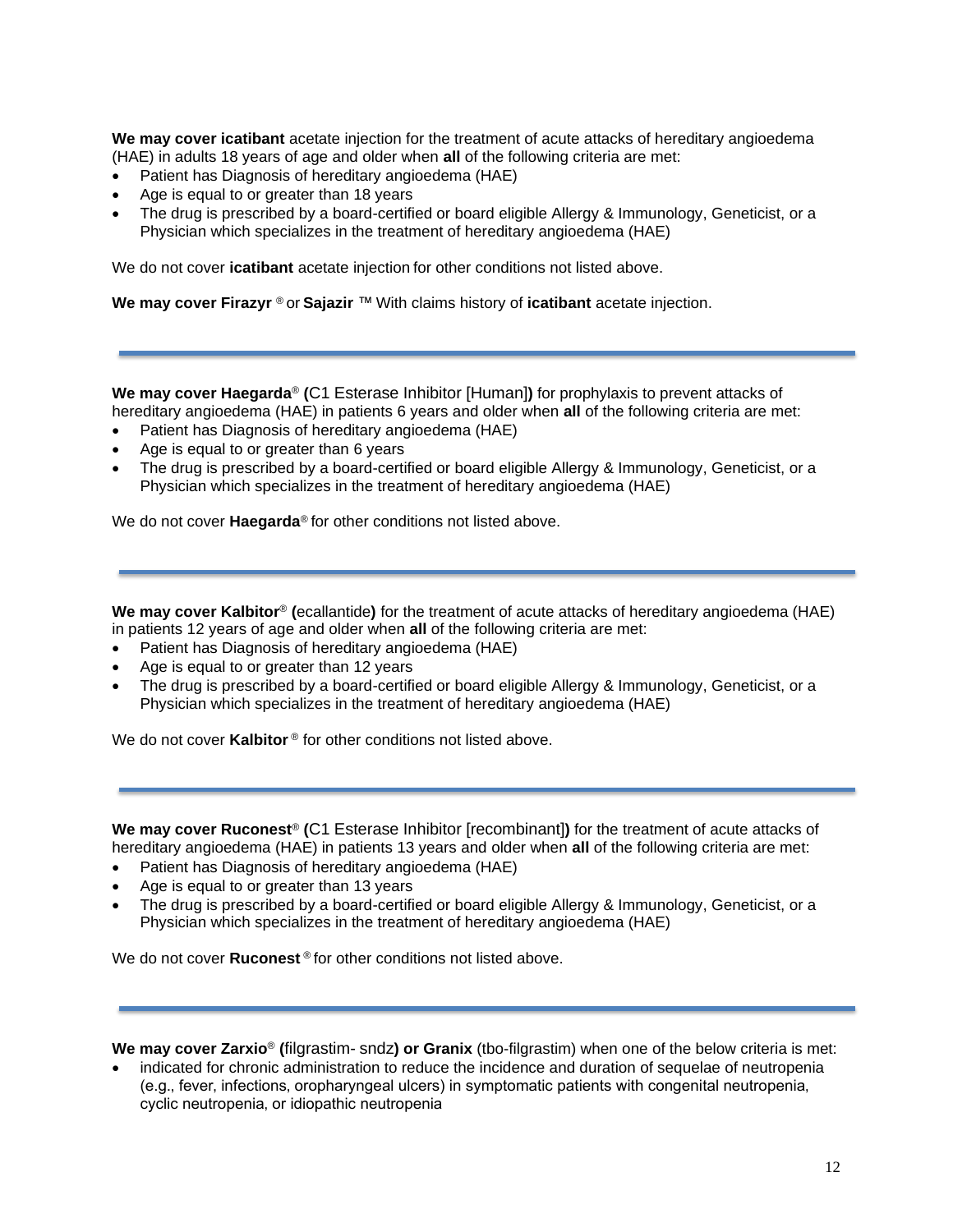**We may cover icatibant** acetate injection for the treatment of acute attacks of hereditary angioedema (HAE) in adults 18 years of age and older when **all** of the following criteria are met:

- Patient has Diagnosis of hereditary angioedema (HAE)
- Age is equal to or greater than 18 years
- The drug is prescribed by a board-certified or board eligible Allergy & Immunology, Geneticist, or a Physician which specializes in the treatment of hereditary angioedema (HAE)

We do not cover **icatibant** acetate injection for other conditions not listed above.

**We may cover Firazyr** ® or **Sajazir** ™ With claims history of **icatibant** acetate injection.

---

**We may cover Haegarda**® **(**C1 Esterase Inhibitor [Human]**)** for prophylaxis to prevent attacks of hereditary angioedema (HAE) in patients 6 years and older when **all** of the following criteria are met:

- Patient has Diagnosis of hereditary angioedema (HAE)
- Age is equal to or greater than 6 years
- The drug is prescribed by a board-certified or board eligible Allergy & Immunology, Geneticist, or a Physician which specializes in the treatment of hereditary angioedema (HAE)

We do not cover **Haegarda**® for other conditions not listed above.

---

**We may cover Kalbitor**® **(**ecallantide**)** for the treatment of acute attacks of hereditary angioedema (HAE) in patients 12 years of age and older when **all** of the following criteria are met:

- Patient has Diagnosis of hereditary angioedema (HAE)
- Age is equal to or greater than 12 years
- The drug is prescribed by a board-certified or board eligible Allergy & Immunology, Geneticist, or a Physician which specializes in the treatment of hereditary angioedema (HAE)

We do not cover **Kalbitor** ® for other conditions not listed above.

---

**We may cover Ruconest**® **(**C1 Esterase Inhibitor [recombinant]**)** for the treatment of acute attacks of hereditary angioedema (HAE) in patients 13 years and older when **all** of the following criteria are met:

- Patient has Diagnosis of hereditary angioedema (HAE)
- Age is equal to or greater than 13 years
- The drug is prescribed by a board-certified or board eligible Allergy & Immunology, Geneticist, or a Physician which specializes in the treatment of hereditary angioedema (HAE)

We do not cover **Ruconest** ® for other conditions not listed above.

---

**We may cover Zarxio**® **(**filgrastim- sndz**) or Granix** (tbo-filgrastim) when one of the below criteria is met:

- indicated for chronic administration to reduce the incidence and duration of sequelae of neutropenia (e.g., fever, infections, oropharyngeal ulcers) in symptomatic patients with congenital neutropenia, cyclic neutropenia, or idiopathic neutropenia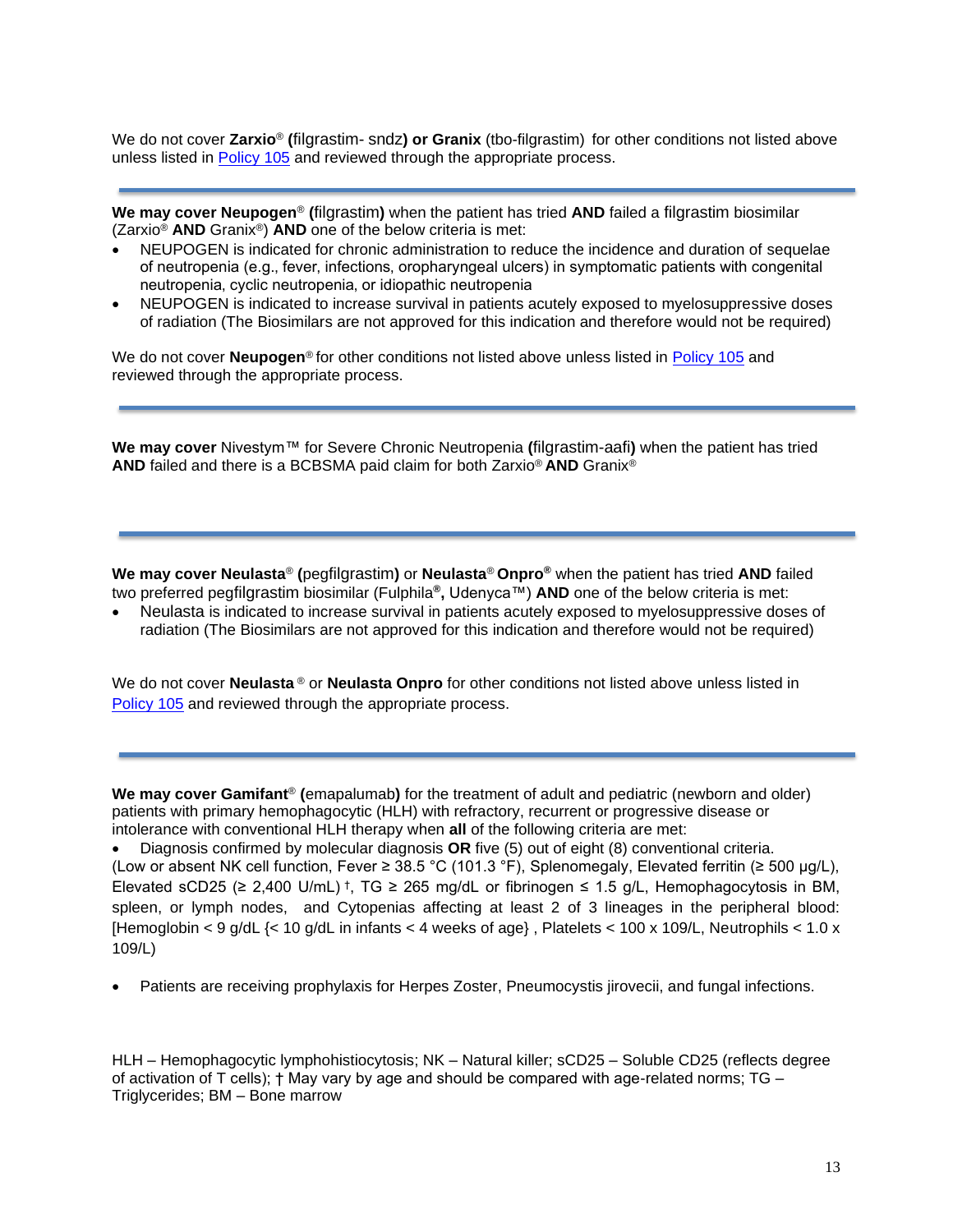We do not cover **Zarxio**® **(**filgrastim- sndz**) or Granix** (tbo-filgrastim) for other conditions not listed above unless listed in [Policy 105](#) and reviewed through the appropriate process.

---

**We may cover Neupogen**® **(**filgrastim**)** when the patient has tried **AND** failed a filgrastim biosimilar (Zarxio® **AND** Granix®) **AND** one of the below criteria is met:

- NEUPOGEN is indicated for chronic administration to reduce the incidence and duration of sequelae of neutropenia (e.g., fever, infections, oropharyngeal ulcers) in symptomatic patients with congenital neutropenia, cyclic neutropenia, or idiopathic neutropenia
- NEUPOGEN is indicated to increase survival in patients acutely exposed to myelosuppressive doses of radiation (The Biosimilars are not approved for this indication and therefore would not be required)

We do not cover **Neupogen**® for other conditions not listed above unless listed in [Policy 105](#) and reviewed through the appropriate process.

---

**We may cover** Nivestym™ for Severe Chronic Neutropenia **(**filgrastim-aafi**)** when the patient has tried **AND** failed and there is a BCBSMA paid claim for both Zarxio® **AND** Granix®

---

**We may cover Neulasta**® **(**pegfilgrastim**)** or **Neulasta**® **Onpro®** when the patient has tried **AND** failed two preferred pegfilgrastim biosimilar (Fulphila**®,** Udenyca™) **AND** one of the below criteria is met:

- Neulasta is indicated to increase survival in patients acutely exposed to myelosuppressive doses of radiation (The Biosimilars are not approved for this indication and therefore would not be required)

We do not cover **Neulasta** ® or **Neulasta Onpro** for other conditions not listed above unless listed in [Policy 105](#) and reviewed through the appropriate process.

---

**We may cover Gamifant**® **(**emapalumab**)** for the treatment of adult and pediatric (newborn and older) patients with primary hemophagocytic (HLH) with refractory, recurrent or progressive disease or intolerance with conventional HLH therapy when **all** of the following criteria are met:

- Diagnosis confirmed by molecular diagnosis **OR** five (5) out of eight (8) conventional criteria.

(Low or absent NK cell function, Fever ≥ 38.5 °C (101.3 °F), Splenomegaly, Elevated ferritin (≥ 500 μg/L), Elevated sCD25 (≥ 2,400 U/mL) †, TG ≥ 265 mg/dL or fibrinogen ≤ 1.5 g/L, Hemophagocytosis in BM, spleen, or lymph nodes, and Cytopenias affecting at least 2 of 3 lineages in the peripheral blood: [Hemoglobin < 9 g/dL {< 10 g/dL in infants < 4 weeks of age} , Platelets < 100 x 109/L, Neutrophils < 1.0 x 109/L)

- Patients are receiving prophylaxis for Herpes Zoster, Pneumocystis jirovecii, and fungal infections.

HLH – Hemophagocytic lymphohistiocytosis; NK – Natural killer; sCD25 – Soluble CD25 (reflects degree of activation of T cells); † May vary by age and should be compared with age-related norms; TG – Triglycerides; BM – Bone marrow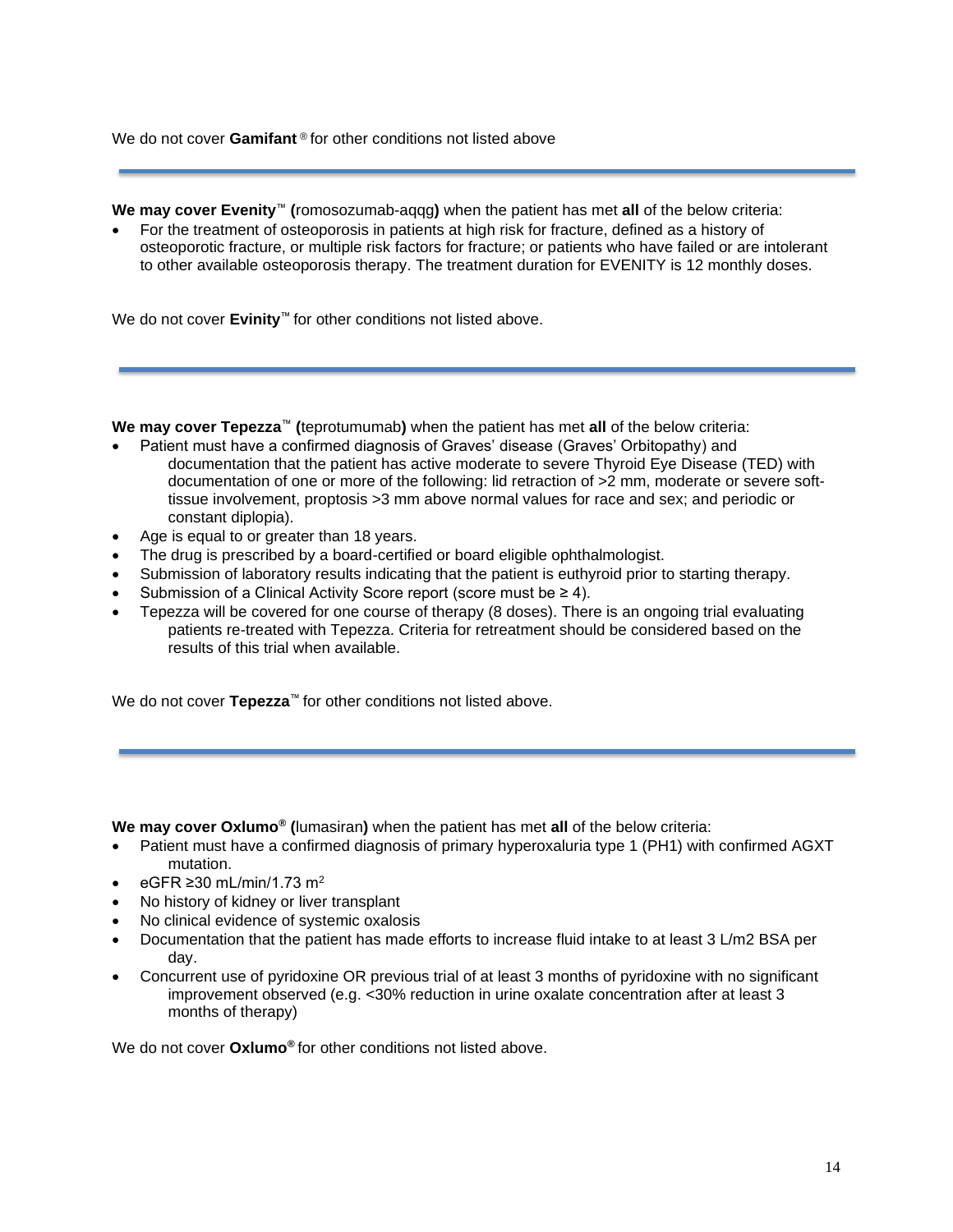We do not cover **Gamifant** ® for other conditions not listed above

---

**We may cover Evenity**™ **(**romosozumab-aqqg**)** when the patient has met **all** of the below criteria:

- For the treatment of osteoporosis in patients at high risk for fracture, defined as a history of osteoporotic fracture, or multiple risk factors for fracture; or patients who have failed or are intolerant to other available osteoporosis therapy. The treatment duration for EVENITY is 12 monthly doses.

We do not cover **Evinity**™ for other conditions not listed above.

---

**We may cover Tepezza**™ **(**teprotumumab**)** when the patient has met **all** of the below criteria:

- Patient must have a confirmed diagnosis of Graves' disease (Graves' Orbitopathy) and documentation that the patient has active moderate to severe Thyroid Eye Disease (TED) with documentation of one or more of the following: lid retraction of >2 mm, moderate or severe soft-tissue involvement, proptosis >3 mm above normal values for race and sex; and periodic or constant diplopia).
- Age is equal to or greater than 18 years.
- The drug is prescribed by a board-certified or board eligible ophthalmologist.
- Submission of laboratory results indicating that the patient is euthyroid prior to starting therapy.
- Submission of a Clinical Activity Score report (score must be ≥ 4).
- Tepezza will be covered for one course of therapy (8 doses). There is an ongoing trial evaluating patients re-treated with Tepezza. Criteria for retreatment should be considered based on the results of this trial when available.

We do not cover **Tepezza**™ for other conditions not listed above.

---

**We may cover Oxlumo® (**lumasiran**)** when the patient has met **all** of the below criteria:

- Patient must have a confirmed diagnosis of primary hyperoxaluria type 1 (PH1) with confirmed AGXT mutation.
- eGFR ≥30 mL/min/1.73 $m^2$
- No history of kidney or liver transplant
- No clinical evidence of systemic oxalosis
- Documentation that the patient has made efforts to increase fluid intake to at least 3 L/m2 BSA per day.
- Concurrent use of pyridoxine OR previous trial of at least 3 months of pyridoxine with no significant improvement observed (e.g. <30% reduction in urine oxalate concentration after at least 3 months of therapy)

We do not cover **Oxlumo®** for other conditions not listed above.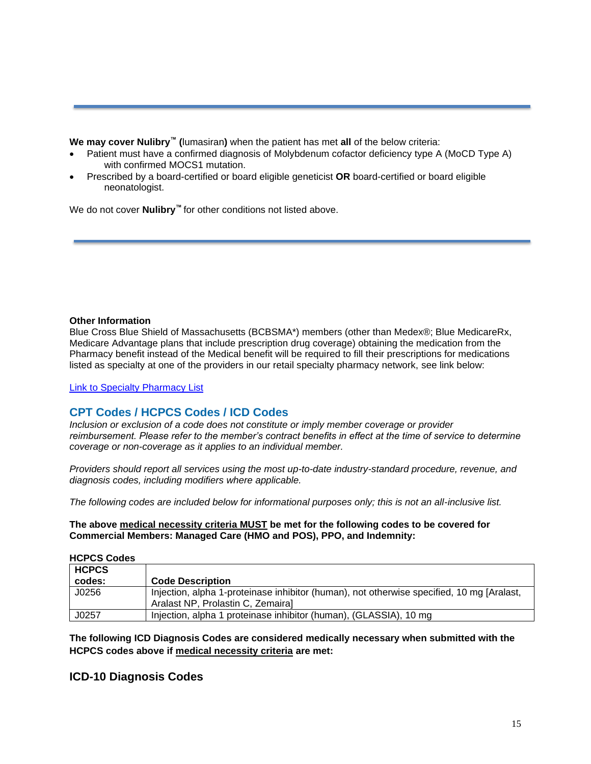**We may cover Nulibry™ (**lumasiran**)** when the patient has met **all** of the below criteria:

- Patient must have a confirmed diagnosis of Molybdenum cofactor deficiency type A (MoCD Type A) with confirmed MOCS1 mutation.
- Prescribed by a board-certified or board eligible geneticist **OR** board-certified or board eligible neonatologist.

We do not cover **Nulibry™** for other conditions not listed above.

---

**Other Information**

Blue Cross Blue Shield of Massachusetts (BCBSMA*) members (other than Medex®; Blue MedicareRx, Medicare Advantage plans that include prescription drug coverage) obtaining the medication from the Pharmacy benefit instead of the Medical benefit will be required to fill their prescriptions for medications listed as specialty at one of the providers in our retail specialty pharmacy network, see link below:

Link to Specialty Pharmacy List

## CPT Codes / HCPCS Codes / ICD Codes

*Inclusion or exclusion of a code does not constitute or imply member coverage or provider reimbursement. Please refer to the member's contract benefits in effect at the time of service to determine coverage or non-coverage as it applies to an individual member.*

*Providers should report all services using the most up-to-date industry-standard procedure, revenue, and diagnosis codes, including modifiers where applicable.*

*The following codes are included below for informational purposes only; this is not an all-inclusive list.*

**The above medical necessity criteria MUST be met for the following codes to be covered for Commercial Members: Managed Care (HMO and POS), PPO, and Indemnity:**

**HCPCS Codes**

| HCPCS codes: | Code Description |
|---|---|
| J0256 | Injection, alpha 1-proteinase inhibitor (human), not otherwise specified, 10 mg [Aralast, Aralast NP, Prolastin C, Zemaira] |
| J0257 | Injection, alpha 1 proteinase inhibitor (human), (GLASSIA), 10 mg |

**The following ICD Diagnosis Codes are considered medically necessary when submitted with the HCPCS codes above if medical necessity criteria are met:**

### ICD-10 Diagnosis Codes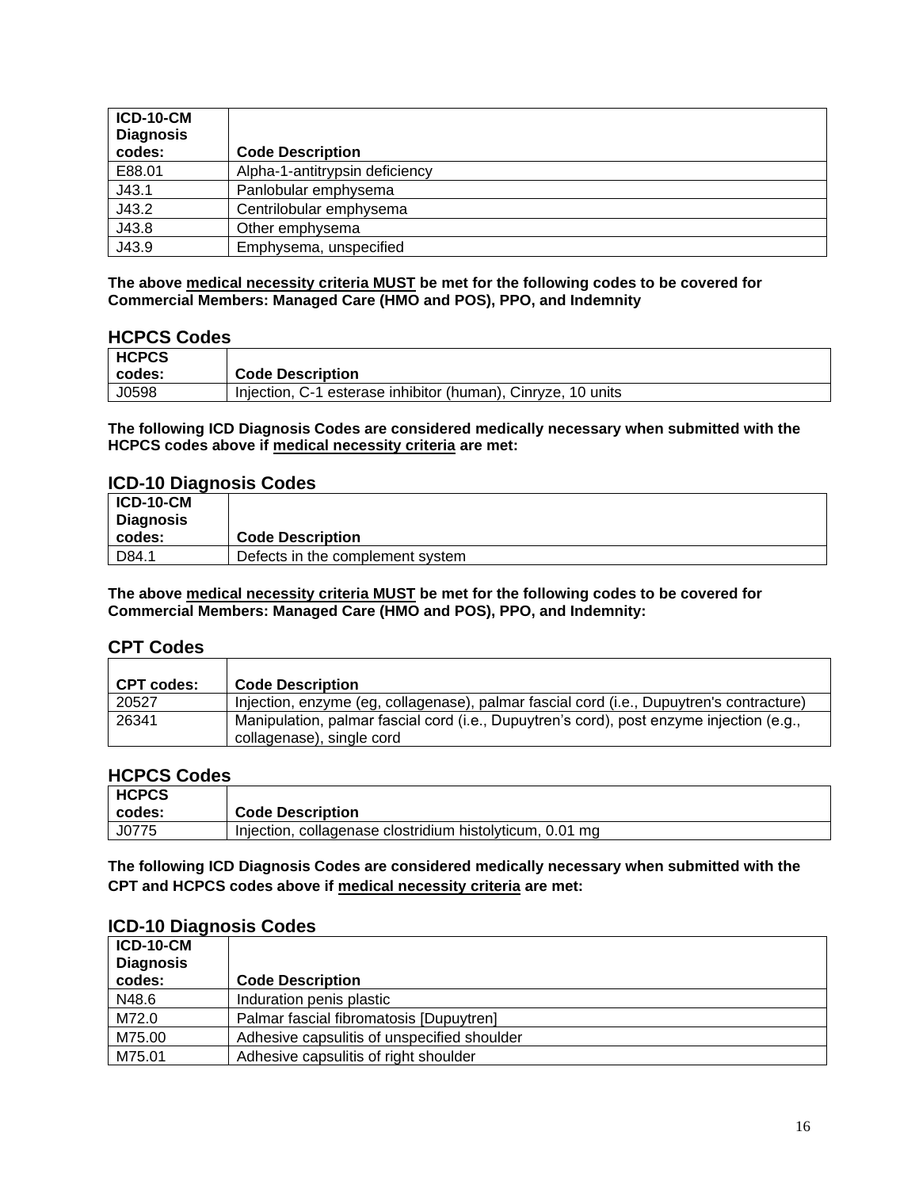| ICD-10-CM Diagnosis codes: | Code Description |
| --- | --- |
| E88.01 | Alpha-1-antitrypsin deficiency |
| J43.1 | Panlobular emphysema |
| J43.2 | Centrilobular emphysema |
| J43.8 | Other emphysema |
| J43.9 | Emphysema, unspecified |

**The above medical necessity criteria MUST be met for the following codes to be covered for Commercial Members: Managed Care (HMO and POS), PPO, and Indemnity**

## HCPCS Codes

| HCPCS codes: | Code Description |
| --- | --- |
| J0598 | Injection, C-1 esterase inhibitor (human), Cinryze, 10 units |

**The following ICD Diagnosis Codes are considered medically necessary when submitted with the HCPCS codes above if medical necessity criteria are met:**

## ICD-10 Diagnosis Codes

| ICD-10-CM Diagnosis codes: | Code Description |
| --- | --- |
| D84.1 | Defects in the complement system |

**The above medical necessity criteria MUST be met for the following codes to be covered for Commercial Members: Managed Care (HMO and POS), PPO, and Indemnity:**

## CPT Codes

| CPT codes: | Code Description |
| --- | --- |
| 20527 | Injection, enzyme (eg, collagenase), palmar fascial cord (i.e., Dupuytren's contracture) |
| 26341 | Manipulation, palmar fascial cord (i.e., Dupuytren's cord), post enzyme injection (e.g., collagenase), single cord |

## HCPCS Codes

| HCPCS codes: | Code Description |
| --- | --- |
| J0775 | Injection, collagenase clostridium histolyticum, 0.01 mg |

**The following ICD Diagnosis Codes are considered medically necessary when submitted with the CPT and HCPCS codes above if medical necessity criteria are met:**

## ICD-10 Diagnosis Codes

| ICD-10-CM Diagnosis codes: | Code Description |
| --- | --- |
| N48.6 | Induration penis plastic |
| M72.0 | Palmar fascial fibromatosis [Dupuytren] |
| M75.00 | Adhesive capsulitis of unspecified shoulder |
| M75.01 | Adhesive capsulitis of right shoulder |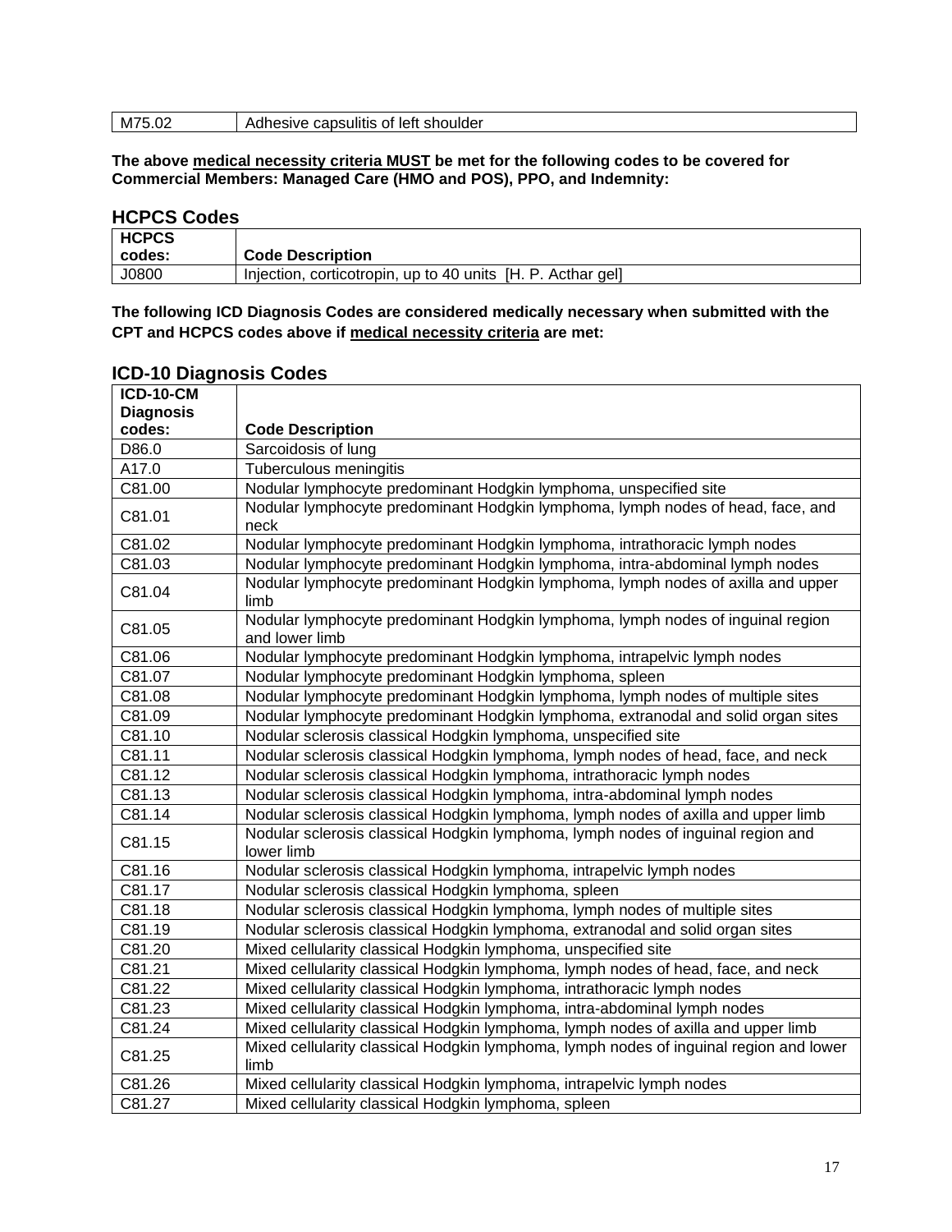| M75.02 | Adhesive capsulitis of left shoulder |
|---|---|

**The above medical necessity criteria MUST be met for the following codes to be covered for Commercial Members: Managed Care (HMO and POS), PPO, and Indemnity:**

## HCPCS Codes

| HCPCS codes: | Code Description |
|---|---|
| J0800 | Injection, corticotropin, up to 40 units [H. P. Acthar gel] |

**The following ICD Diagnosis Codes are considered medically necessary when submitted with the CPT and HCPCS codes above if medical necessity criteria are met:**

## ICD-10 Diagnosis Codes

| ICD-10-CM Diagnosis codes: | Code Description |
|---|---|
| D86.0 | Sarcoidosis of lung |
| A17.0 | Tuberculous meningitis |
| C81.00 | Nodular lymphocyte predominant Hodgkin lymphoma, unspecified site |
| C81.01 | Nodular lymphocyte predominant Hodgkin lymphoma, lymph nodes of head, face, and neck |
| C81.02 | Nodular lymphocyte predominant Hodgkin lymphoma, intrathoracic lymph nodes |
| C81.03 | Nodular lymphocyte predominant Hodgkin lymphoma, intra-abdominal lymph nodes |
| C81.04 | Nodular lymphocyte predominant Hodgkin lymphoma, lymph nodes of axilla and upper limb |
| C81.05 | Nodular lymphocyte predominant Hodgkin lymphoma, lymph nodes of inguinal region and lower limb |
| C81.06 | Nodular lymphocyte predominant Hodgkin lymphoma, intrapelvic lymph nodes |
| C81.07 | Nodular lymphocyte predominant Hodgkin lymphoma, spleen |
| C81.08 | Nodular lymphocyte predominant Hodgkin lymphoma, lymph nodes of multiple sites |
| C81.09 | Nodular lymphocyte predominant Hodgkin lymphoma, extranodal and solid organ sites |
| C81.10 | Nodular sclerosis classical Hodgkin lymphoma, unspecified site |
| C81.11 | Nodular sclerosis classical Hodgkin lymphoma, lymph nodes of head, face, and neck |
| C81.12 | Nodular sclerosis classical Hodgkin lymphoma, intrathoracic lymph nodes |
| C81.13 | Nodular sclerosis classical Hodgkin lymphoma, intra-abdominal lymph nodes |
| C81.14 | Nodular sclerosis classical Hodgkin lymphoma, lymph nodes of axilla and upper limb |
| C81.15 | Nodular sclerosis classical Hodgkin lymphoma, lymph nodes of inguinal region and lower limb |
| C81.16 | Nodular sclerosis classical Hodgkin lymphoma, intrapelvic lymph nodes |
| C81.17 | Nodular sclerosis classical Hodgkin lymphoma, spleen |
| C81.18 | Nodular sclerosis classical Hodgkin lymphoma, lymph nodes of multiple sites |
| C81.19 | Nodular sclerosis classical Hodgkin lymphoma, extranodal and solid organ sites |
| C81.20 | Mixed cellularity classical Hodgkin lymphoma, unspecified site |
| C81.21 | Mixed cellularity classical Hodgkin lymphoma, lymph nodes of head, face, and neck |
| C81.22 | Mixed cellularity classical Hodgkin lymphoma, intrathoracic lymph nodes |
| C81.23 | Mixed cellularity classical Hodgkin lymphoma, intra-abdominal lymph nodes |
| C81.24 | Mixed cellularity classical Hodgkin lymphoma, lymph nodes of axilla and upper limb |
| C81.25 | Mixed cellularity classical Hodgkin lymphoma, lymph nodes of inguinal region and lower limb |
| C81.26 | Mixed cellularity classical Hodgkin lymphoma, intrapelvic lymph nodes |
| C81.27 | Mixed cellularity classical Hodgkin lymphoma, spleen |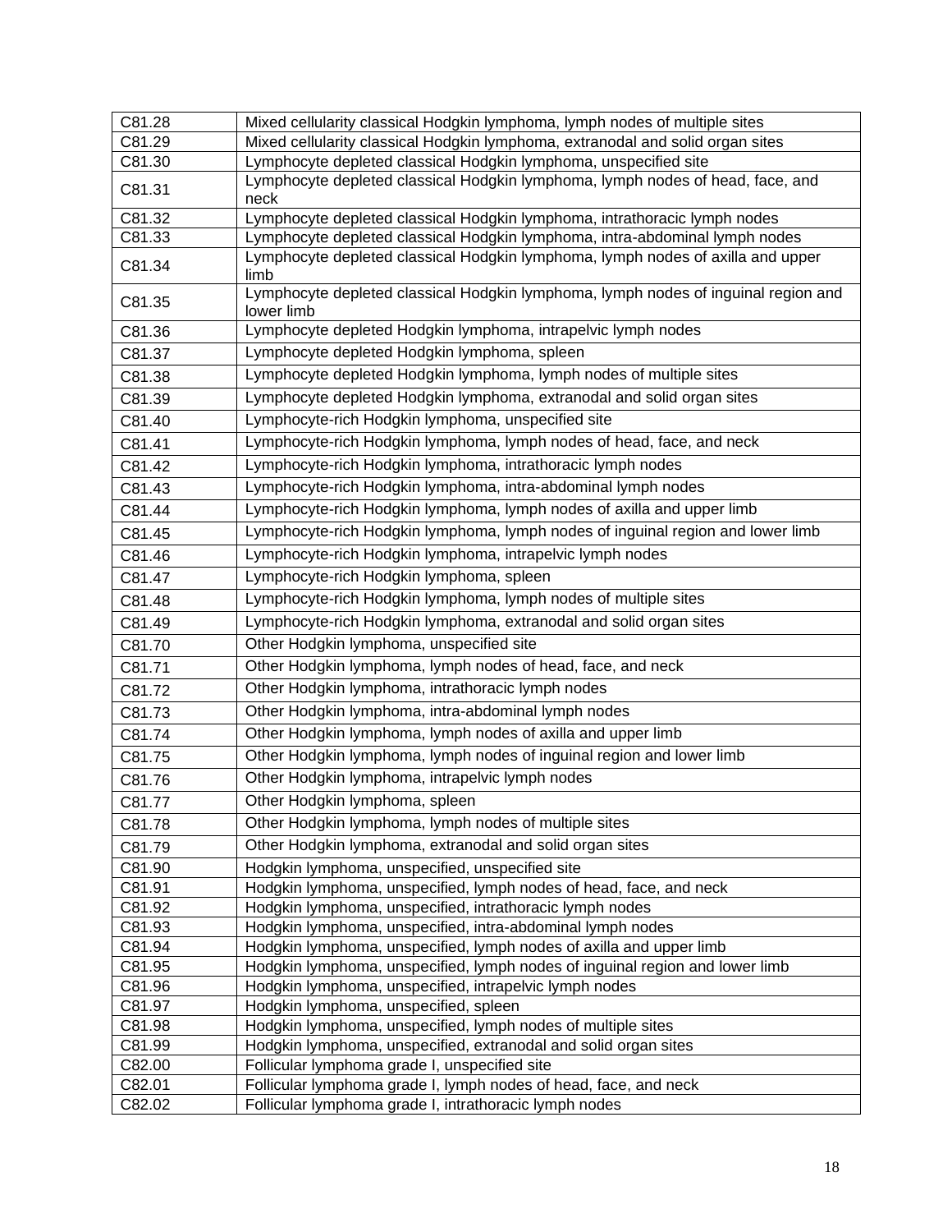| C81.28 | Mixed cellularity classical Hodgkin lymphoma, lymph nodes of multiple sites |
|---|---|
| C81.29 | Mixed cellularity classical Hodgkin lymphoma, extranodal and solid organ sites |
| C81.30 | Lymphocyte depleted classical Hodgkin lymphoma, unspecified site |
| C81.31 | Lymphocyte depleted classical Hodgkin lymphoma, lymph nodes of head, face, and neck |
| C81.32 | Lymphocyte depleted classical Hodgkin lymphoma, intrathoracic lymph nodes |
| C81.33 | Lymphocyte depleted classical Hodgkin lymphoma, intra-abdominal lymph nodes |
| C81.34 | Lymphocyte depleted classical Hodgkin lymphoma, lymph nodes of axilla and upper limb |
| C81.35 | Lymphocyte depleted classical Hodgkin lymphoma, lymph nodes of inguinal region and lower limb |
| C81.36 | Lymphocyte depleted Hodgkin lymphoma, intrapelvic lymph nodes |
| C81.37 | Lymphocyte depleted Hodgkin lymphoma, spleen |
| C81.38 | Lymphocyte depleted Hodgkin lymphoma, lymph nodes of multiple sites |
| C81.39 | Lymphocyte depleted Hodgkin lymphoma, extranodal and solid organ sites |
| C81.40 | Lymphocyte-rich Hodgkin lymphoma, unspecified site |
| C81.41 | Lymphocyte-rich Hodgkin lymphoma, lymph nodes of head, face, and neck |
| C81.42 | Lymphocyte-rich Hodgkin lymphoma, intrathoracic lymph nodes |
| C81.43 | Lymphocyte-rich Hodgkin lymphoma, intra-abdominal lymph nodes |
| C81.44 | Lymphocyte-rich Hodgkin lymphoma, lymph nodes of axilla and upper limb |
| C81.45 | Lymphocyte-rich Hodgkin lymphoma, lymph nodes of inguinal region and lower limb |
| C81.46 | Lymphocyte-rich Hodgkin lymphoma, intrapelvic lymph nodes |
| C81.47 | Lymphocyte-rich Hodgkin lymphoma, spleen |
| C81.48 | Lymphocyte-rich Hodgkin lymphoma, lymph nodes of multiple sites |
| C81.49 | Lymphocyte-rich Hodgkin lymphoma, extranodal and solid organ sites |
| C81.70 | Other Hodgkin lymphoma, unspecified site |
| C81.71 | Other Hodgkin lymphoma, lymph nodes of head, face, and neck |
| C81.72 | Other Hodgkin lymphoma, intrathoracic lymph nodes |
| C81.73 | Other Hodgkin lymphoma, intra-abdominal lymph nodes |
| C81.74 | Other Hodgkin lymphoma, lymph nodes of axilla and upper limb |
| C81.75 | Other Hodgkin lymphoma, lymph nodes of inguinal region and lower limb |
| C81.76 | Other Hodgkin lymphoma, intrapelvic lymph nodes |
| C81.77 | Other Hodgkin lymphoma, spleen |
| C81.78 | Other Hodgkin lymphoma, lymph nodes of multiple sites |
| C81.79 | Other Hodgkin lymphoma, extranodal and solid organ sites |
| C81.90 | Hodgkin lymphoma, unspecified, unspecified site |
| C81.91 | Hodgkin lymphoma, unspecified, lymph nodes of head, face, and neck |
| C81.92 | Hodgkin lymphoma, unspecified, intrathoracic lymph nodes |
| C81.93 | Hodgkin lymphoma, unspecified, intra-abdominal lymph nodes |
| C81.94 | Hodgkin lymphoma, unspecified, lymph nodes of axilla and upper limb |
| C81.95 | Hodgkin lymphoma, unspecified, lymph nodes of inguinal region and lower limb |
| C81.96 | Hodgkin lymphoma, unspecified, intrapelvic lymph nodes |
| C81.97 | Hodgkin lymphoma, unspecified, spleen |
| C81.98 | Hodgkin lymphoma, unspecified, lymph nodes of multiple sites |
| C81.99 | Hodgkin lymphoma, unspecified, extranodal and solid organ sites |
| C82.00 | Follicular lymphoma grade I, unspecified site |
| C82.01 | Follicular lymphoma grade I, lymph nodes of head, face, and neck |
| C82.02 | Follicular lymphoma grade I, intrathoracic lymph nodes |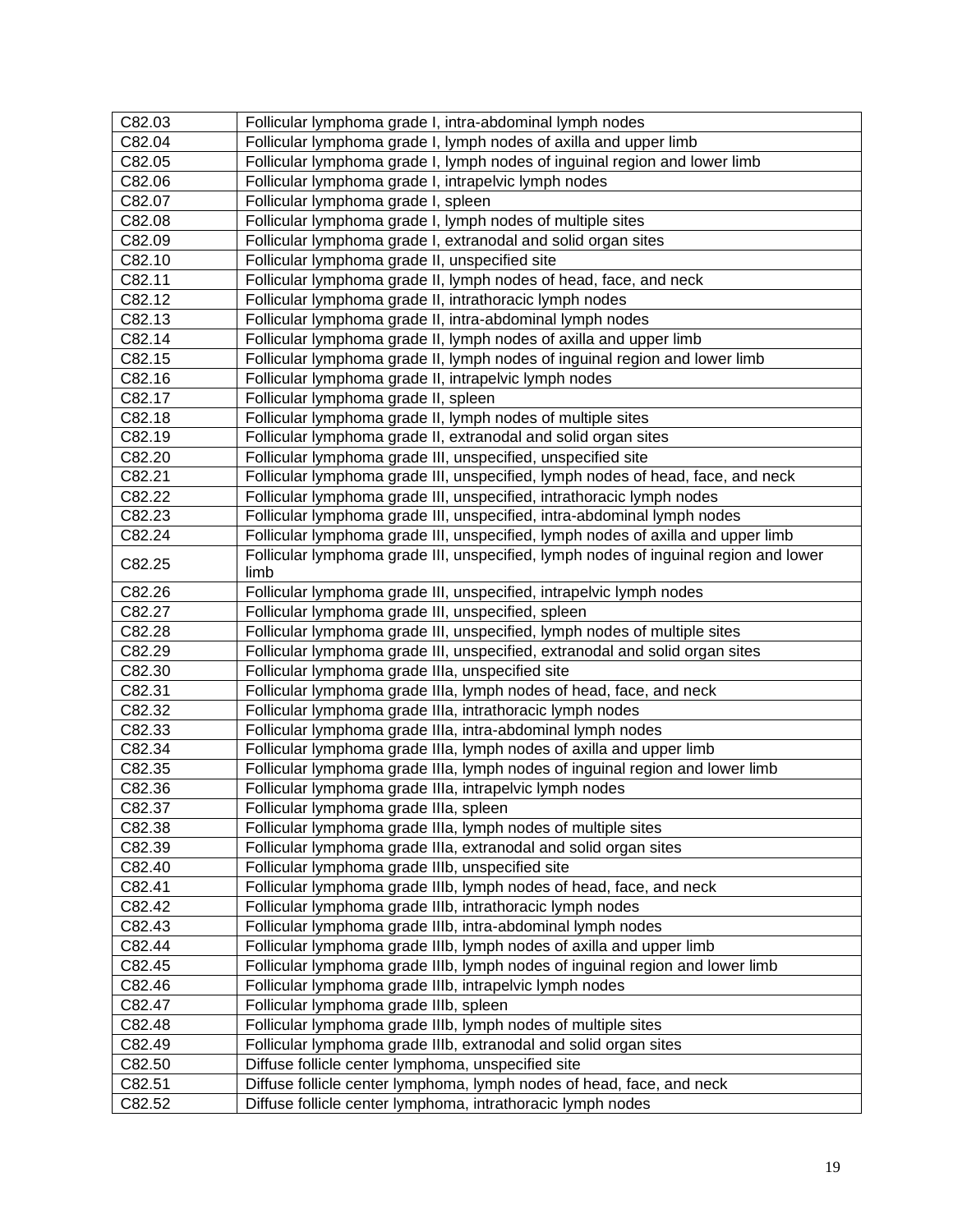| C82.03 | Follicular lymphoma grade I, intra-abdominal lymph nodes |
|---|---|
| C82.04 | Follicular lymphoma grade I, lymph nodes of axilla and upper limb |
| C82.05 | Follicular lymphoma grade I, lymph nodes of inguinal region and lower limb |
| C82.06 | Follicular lymphoma grade I, intrapelvic lymph nodes |
| C82.07 | Follicular lymphoma grade I, spleen |
| C82.08 | Follicular lymphoma grade I, lymph nodes of multiple sites |
| C82.09 | Follicular lymphoma grade I, extranodal and solid organ sites |
| C82.10 | Follicular lymphoma grade II, unspecified site |
| C82.11 | Follicular lymphoma grade II, lymph nodes of head, face, and neck |
| C82.12 | Follicular lymphoma grade II, intrathoracic lymph nodes |
| C82.13 | Follicular lymphoma grade II, intra-abdominal lymph nodes |
| C82.14 | Follicular lymphoma grade II, lymph nodes of axilla and upper limb |
| C82.15 | Follicular lymphoma grade II, lymph nodes of inguinal region and lower limb |
| C82.16 | Follicular lymphoma grade II, intrapelvic lymph nodes |
| C82.17 | Follicular lymphoma grade II, spleen |
| C82.18 | Follicular lymphoma grade II, lymph nodes of multiple sites |
| C82.19 | Follicular lymphoma grade II, extranodal and solid organ sites |
| C82.20 | Follicular lymphoma grade III, unspecified, unspecified site |
| C82.21 | Follicular lymphoma grade III, unspecified, lymph nodes of head, face, and neck |
| C82.22 | Follicular lymphoma grade III, unspecified, intrathoracic lymph nodes |
| C82.23 | Follicular lymphoma grade III, unspecified, intra-abdominal lymph nodes |
| C82.24 | Follicular lymphoma grade III, unspecified, lymph nodes of axilla and upper limb |
| C82.25 | Follicular lymphoma grade III, unspecified, lymph nodes of inguinal region and lower limb |
| C82.26 | Follicular lymphoma grade III, unspecified, intrapelvic lymph nodes |
| C82.27 | Follicular lymphoma grade III, unspecified, spleen |
| C82.28 | Follicular lymphoma grade III, unspecified, lymph nodes of multiple sites |
| C82.29 | Follicular lymphoma grade III, unspecified, extranodal and solid organ sites |
| C82.30 | Follicular lymphoma grade IIIa, unspecified site |
| C82.31 | Follicular lymphoma grade IIIa, lymph nodes of head, face, and neck |
| C82.32 | Follicular lymphoma grade IIIa, intrathoracic lymph nodes |
| C82.33 | Follicular lymphoma grade IIIa, intra-abdominal lymph nodes |
| C82.34 | Follicular lymphoma grade IIIa, lymph nodes of axilla and upper limb |
| C82.35 | Follicular lymphoma grade IIIa, lymph nodes of inguinal region and lower limb |
| C82.36 | Follicular lymphoma grade IIIa, intrapelvic lymph nodes |
| C82.37 | Follicular lymphoma grade IIIa, spleen |
| C82.38 | Follicular lymphoma grade IIIa, lymph nodes of multiple sites |
| C82.39 | Follicular lymphoma grade IIIa, extranodal and solid organ sites |
| C82.40 | Follicular lymphoma grade IIIb, unspecified site |
| C82.41 | Follicular lymphoma grade IIIb, lymph nodes of head, face, and neck |
| C82.42 | Follicular lymphoma grade IIIb, intrathoracic lymph nodes |
| C82.43 | Follicular lymphoma grade IIIb, intra-abdominal lymph nodes |
| C82.44 | Follicular lymphoma grade IIIb, lymph nodes of axilla and upper limb |
| C82.45 | Follicular lymphoma grade IIIb, lymph nodes of inguinal region and lower limb |
| C82.46 | Follicular lymphoma grade IIIb, intrapelvic lymph nodes |
| C82.47 | Follicular lymphoma grade IIIb, spleen |
| C82.48 | Follicular lymphoma grade IIIb, lymph nodes of multiple sites |
| C82.49 | Follicular lymphoma grade IIIb, extranodal and solid organ sites |
| C82.50 | Diffuse follicle center lymphoma, unspecified site |
| C82.51 | Diffuse follicle center lymphoma, lymph nodes of head, face, and neck |
| C82.52 | Diffuse follicle center lymphoma, intrathoracic lymph nodes |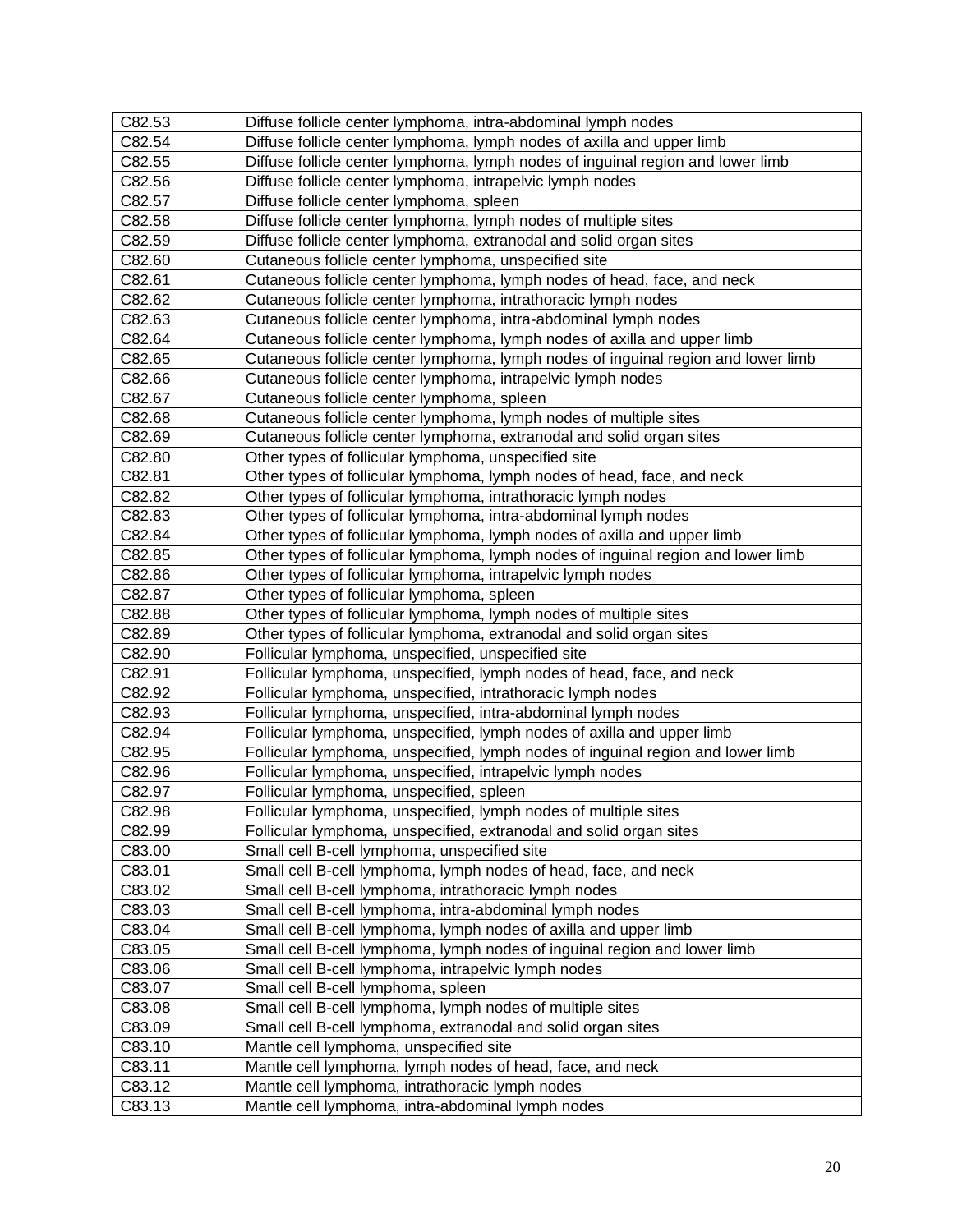| | |
|---|---|
| C82.53 | Diffuse follicle center lymphoma, intra-abdominal lymph nodes |
| C82.54 | Diffuse follicle center lymphoma, lymph nodes of axilla and upper limb |
| C82.55 | Diffuse follicle center lymphoma, lymph nodes of inguinal region and lower limb |
| C82.56 | Diffuse follicle center lymphoma, intrapelvic lymph nodes |
| C82.57 | Diffuse follicle center lymphoma, spleen |
| C82.58 | Diffuse follicle center lymphoma, lymph nodes of multiple sites |
| C82.59 | Diffuse follicle center lymphoma, extranodal and solid organ sites |
| C82.60 | Cutaneous follicle center lymphoma, unspecified site |
| C82.61 | Cutaneous follicle center lymphoma, lymph nodes of head, face, and neck |
| C82.62 | Cutaneous follicle center lymphoma, intrathoracic lymph nodes |
| C82.63 | Cutaneous follicle center lymphoma, intra-abdominal lymph nodes |
| C82.64 | Cutaneous follicle center lymphoma, lymph nodes of axilla and upper limb |
| C82.65 | Cutaneous follicle center lymphoma, lymph nodes of inguinal region and lower limb |
| C82.66 | Cutaneous follicle center lymphoma, intrapelvic lymph nodes |
| C82.67 | Cutaneous follicle center lymphoma, spleen |
| C82.68 | Cutaneous follicle center lymphoma, lymph nodes of multiple sites |
| C82.69 | Cutaneous follicle center lymphoma, extranodal and solid organ sites |
| C82.80 | Other types of follicular lymphoma, unspecified site |
| C82.81 | Other types of follicular lymphoma, lymph nodes of head, face, and neck |
| C82.82 | Other types of follicular lymphoma, intrathoracic lymph nodes |
| C82.83 | Other types of follicular lymphoma, intra-abdominal lymph nodes |
| C82.84 | Other types of follicular lymphoma, lymph nodes of axilla and upper limb |
| C82.85 | Other types of follicular lymphoma, lymph nodes of inguinal region and lower limb |
| C82.86 | Other types of follicular lymphoma, intrapelvic lymph nodes |
| C82.87 | Other types of follicular lymphoma, spleen |
| C82.88 | Other types of follicular lymphoma, lymph nodes of multiple sites |
| C82.89 | Other types of follicular lymphoma, extranodal and solid organ sites |
| C82.90 | Follicular lymphoma, unspecified, unspecified site |
| C82.91 | Follicular lymphoma, unspecified, lymph nodes of head, face, and neck |
| C82.92 | Follicular lymphoma, unspecified, intrathoracic lymph nodes |
| C82.93 | Follicular lymphoma, unspecified, intra-abdominal lymph nodes |
| C82.94 | Follicular lymphoma, unspecified, lymph nodes of axilla and upper limb |
| C82.95 | Follicular lymphoma, unspecified, lymph nodes of inguinal region and lower limb |
| C82.96 | Follicular lymphoma, unspecified, intrapelvic lymph nodes |
| C82.97 | Follicular lymphoma, unspecified, spleen |
| C82.98 | Follicular lymphoma, unspecified, lymph nodes of multiple sites |
| C82.99 | Follicular lymphoma, unspecified, extranodal and solid organ sites |
| C83.00 | Small cell B-cell lymphoma, unspecified site |
| C83.01 | Small cell B-cell lymphoma, lymph nodes of head, face, and neck |
| C83.02 | Small cell B-cell lymphoma, intrathoracic lymph nodes |
| C83.03 | Small cell B-cell lymphoma, intra-abdominal lymph nodes |
| C83.04 | Small cell B-cell lymphoma, lymph nodes of axilla and upper limb |
| C83.05 | Small cell B-cell lymphoma, lymph nodes of inguinal region and lower limb |
| C83.06 | Small cell B-cell lymphoma, intrapelvic lymph nodes |
| C83.07 | Small cell B-cell lymphoma, spleen |
| C83.08 | Small cell B-cell lymphoma, lymph nodes of multiple sites |
| C83.09 | Small cell B-cell lymphoma, extranodal and solid organ sites |
| C83.10 | Mantle cell lymphoma, unspecified site |
| C83.11 | Mantle cell lymphoma, lymph nodes of head, face, and neck |
| C83.12 | Mantle cell lymphoma, intrathoracic lymph nodes |
| C83.13 | Mantle cell lymphoma, intra-abdominal lymph nodes |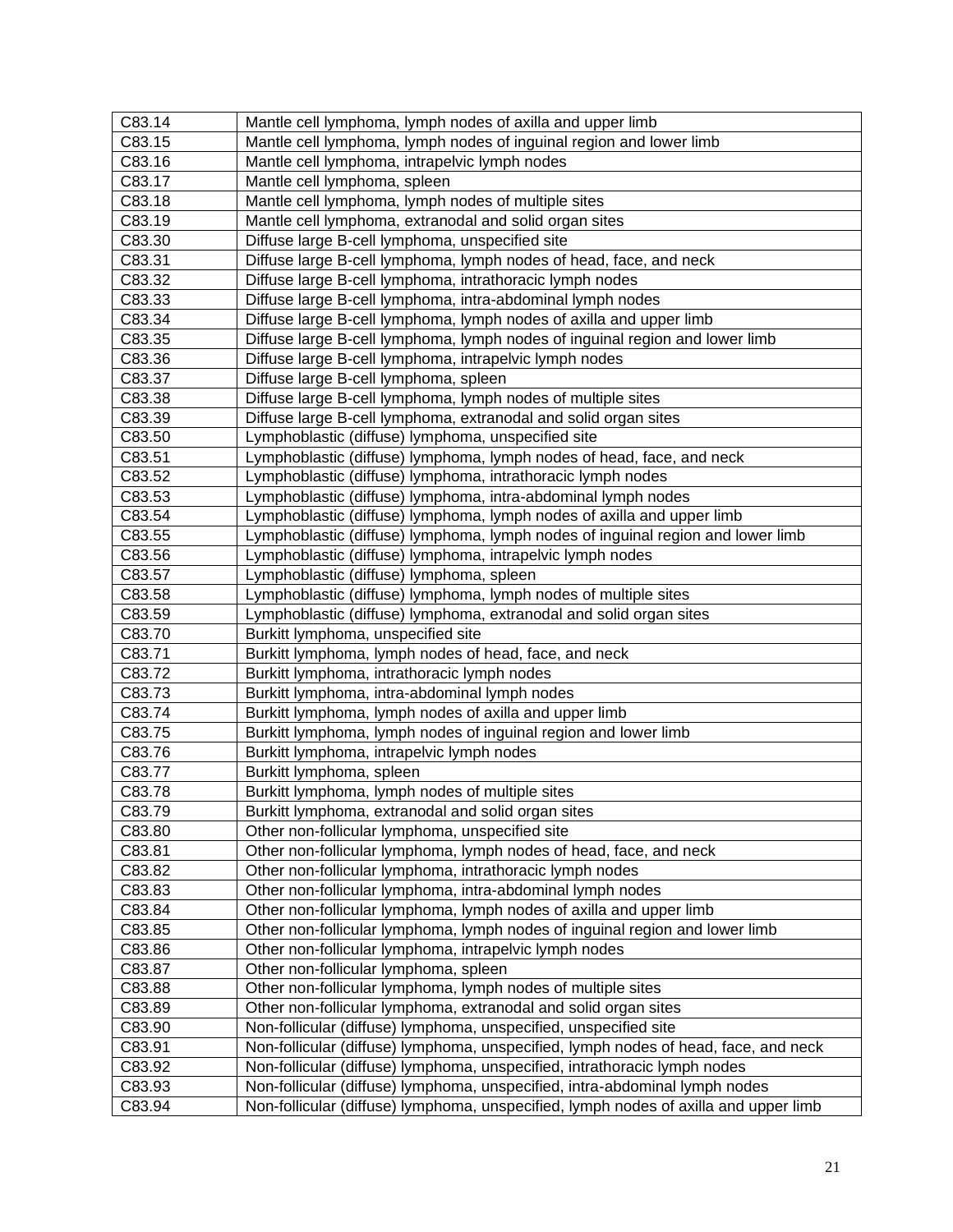| C83.14 | Mantle cell lymphoma, lymph nodes of axilla and upper limb |
|---|---|
| C83.15 | Mantle cell lymphoma, lymph nodes of inguinal region and lower limb |
| C83.16 | Mantle cell lymphoma, intrapelvic lymph nodes |
| C83.17 | Mantle cell lymphoma, spleen |
| C83.18 | Mantle cell lymphoma, lymph nodes of multiple sites |
| C83.19 | Mantle cell lymphoma, extranodal and solid organ sites |
| C83.30 | Diffuse large B-cell lymphoma, unspecified site |
| C83.31 | Diffuse large B-cell lymphoma, lymph nodes of head, face, and neck |
| C83.32 | Diffuse large B-cell lymphoma, intrathoracic lymph nodes |
| C83.33 | Diffuse large B-cell lymphoma, intra-abdominal lymph nodes |
| C83.34 | Diffuse large B-cell lymphoma, lymph nodes of axilla and upper limb |
| C83.35 | Diffuse large B-cell lymphoma, lymph nodes of inguinal region and lower limb |
| C83.36 | Diffuse large B-cell lymphoma, intrapelvic lymph nodes |
| C83.37 | Diffuse large B-cell lymphoma, spleen |
| C83.38 | Diffuse large B-cell lymphoma, lymph nodes of multiple sites |
| C83.39 | Diffuse large B-cell lymphoma, extranodal and solid organ sites |
| C83.50 | Lymphoblastic (diffuse) lymphoma, unspecified site |
| C83.51 | Lymphoblastic (diffuse) lymphoma, lymph nodes of head, face, and neck |
| C83.52 | Lymphoblastic (diffuse) lymphoma, intrathoracic lymph nodes |
| C83.53 | Lymphoblastic (diffuse) lymphoma, intra-abdominal lymph nodes |
| C83.54 | Lymphoblastic (diffuse) lymphoma, lymph nodes of axilla and upper limb |
| C83.55 | Lymphoblastic (diffuse) lymphoma, lymph nodes of inguinal region and lower limb |
| C83.56 | Lymphoblastic (diffuse) lymphoma, intrapelvic lymph nodes |
| C83.57 | Lymphoblastic (diffuse) lymphoma, spleen |
| C83.58 | Lymphoblastic (diffuse) lymphoma, lymph nodes of multiple sites |
| C83.59 | Lymphoblastic (diffuse) lymphoma, extranodal and solid organ sites |
| C83.70 | Burkitt lymphoma, unspecified site |
| C83.71 | Burkitt lymphoma, lymph nodes of head, face, and neck |
| C83.72 | Burkitt lymphoma, intrathoracic lymph nodes |
| C83.73 | Burkitt lymphoma, intra-abdominal lymph nodes |
| C83.74 | Burkitt lymphoma, lymph nodes of axilla and upper limb |
| C83.75 | Burkitt lymphoma, lymph nodes of inguinal region and lower limb |
| C83.76 | Burkitt lymphoma, intrapelvic lymph nodes |
| C83.77 | Burkitt lymphoma, spleen |
| C83.78 | Burkitt lymphoma, lymph nodes of multiple sites |
| C83.79 | Burkitt lymphoma, extranodal and solid organ sites |
| C83.80 | Other non-follicular lymphoma, unspecified site |
| C83.81 | Other non-follicular lymphoma, lymph nodes of head, face, and neck |
| C83.82 | Other non-follicular lymphoma, intrathoracic lymph nodes |
| C83.83 | Other non-follicular lymphoma, intra-abdominal lymph nodes |
| C83.84 | Other non-follicular lymphoma, lymph nodes of axilla and upper limb |
| C83.85 | Other non-follicular lymphoma, lymph nodes of inguinal region and lower limb |
| C83.86 | Other non-follicular lymphoma, intrapelvic lymph nodes |
| C83.87 | Other non-follicular lymphoma, spleen |
| C83.88 | Other non-follicular lymphoma, lymph nodes of multiple sites |
| C83.89 | Other non-follicular lymphoma, extranodal and solid organ sites |
| C83.90 | Non-follicular (diffuse) lymphoma, unspecified, unspecified site |
| C83.91 | Non-follicular (diffuse) lymphoma, unspecified, lymph nodes of head, face, and neck |
| C83.92 | Non-follicular (diffuse) lymphoma, unspecified, intrathoracic lymph nodes |
| C83.93 | Non-follicular (diffuse) lymphoma, unspecified, intra-abdominal lymph nodes |
| C83.94 | Non-follicular (diffuse) lymphoma, unspecified, lymph nodes of axilla and upper limb |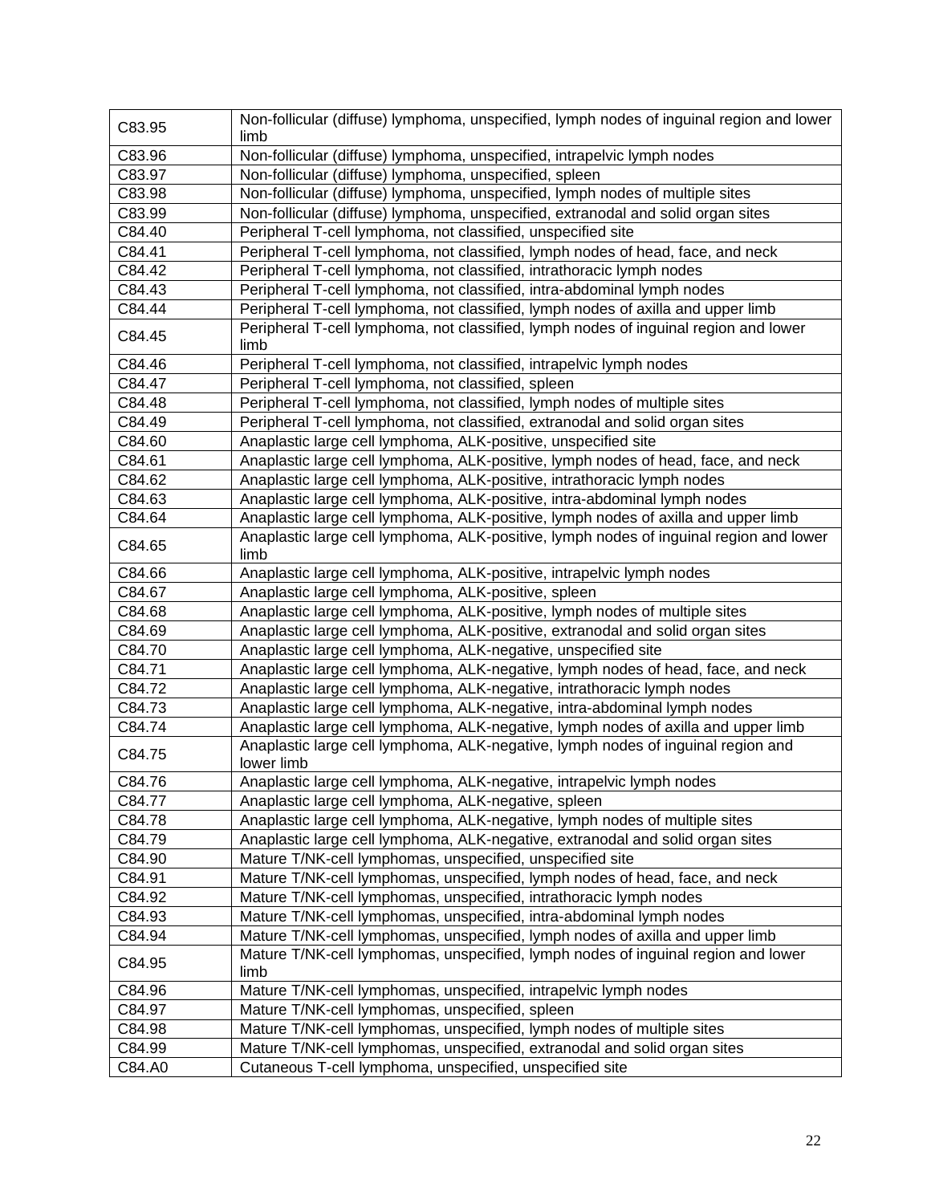| | |
|---|---|
| C83.95 | Non-follicular (diffuse) lymphoma, unspecified, lymph nodes of inguinal region and lower limb |
| C83.96 | Non-follicular (diffuse) lymphoma, unspecified, intrapelvic lymph nodes |
| C83.97 | Non-follicular (diffuse) lymphoma, unspecified, spleen |
| C83.98 | Non-follicular (diffuse) lymphoma, unspecified, lymph nodes of multiple sites |
| C83.99 | Non-follicular (diffuse) lymphoma, unspecified, extranodal and solid organ sites |
| C84.40 | Peripheral T-cell lymphoma, not classified, unspecified site |
| C84.41 | Peripheral T-cell lymphoma, not classified, lymph nodes of head, face, and neck |
| C84.42 | Peripheral T-cell lymphoma, not classified, intrathoracic lymph nodes |
| C84.43 | Peripheral T-cell lymphoma, not classified, intra-abdominal lymph nodes |
| C84.44 | Peripheral T-cell lymphoma, not classified, lymph nodes of axilla and upper limb |
| C84.45 | Peripheral T-cell lymphoma, not classified, lymph nodes of inguinal region and lower limb |
| C84.46 | Peripheral T-cell lymphoma, not classified, intrapelvic lymph nodes |
| C84.47 | Peripheral T-cell lymphoma, not classified, spleen |
| C84.48 | Peripheral T-cell lymphoma, not classified, lymph nodes of multiple sites |
| C84.49 | Peripheral T-cell lymphoma, not classified, extranodal and solid organ sites |
| C84.60 | Anaplastic large cell lymphoma, ALK-positive, unspecified site |
| C84.61 | Anaplastic large cell lymphoma, ALK-positive, lymph nodes of head, face, and neck |
| C84.62 | Anaplastic large cell lymphoma, ALK-positive, intrathoracic lymph nodes |
| C84.63 | Anaplastic large cell lymphoma, ALK-positive, intra-abdominal lymph nodes |
| C84.64 | Anaplastic large cell lymphoma, ALK-positive, lymph nodes of axilla and upper limb |
| C84.65 | Anaplastic large cell lymphoma, ALK-positive, lymph nodes of inguinal region and lower limb |
| C84.66 | Anaplastic large cell lymphoma, ALK-positive, intrapelvic lymph nodes |
| C84.67 | Anaplastic large cell lymphoma, ALK-positive, spleen |
| C84.68 | Anaplastic large cell lymphoma, ALK-positive, lymph nodes of multiple sites |
| C84.69 | Anaplastic large cell lymphoma, ALK-positive, extranodal and solid organ sites |
| C84.70 | Anaplastic large cell lymphoma, ALK-negative, unspecified site |
| C84.71 | Anaplastic large cell lymphoma, ALK-negative, lymph nodes of head, face, and neck |
| C84.72 | Anaplastic large cell lymphoma, ALK-negative, intrathoracic lymph nodes |
| C84.73 | Anaplastic large cell lymphoma, ALK-negative, intra-abdominal lymph nodes |
| C84.74 | Anaplastic large cell lymphoma, ALK-negative, lymph nodes of axilla and upper limb |
| C84.75 | Anaplastic large cell lymphoma, ALK-negative, lymph nodes of inguinal region and lower limb |
| C84.76 | Anaplastic large cell lymphoma, ALK-negative, intrapelvic lymph nodes |
| C84.77 | Anaplastic large cell lymphoma, ALK-negative, spleen |
| C84.78 | Anaplastic large cell lymphoma, ALK-negative, lymph nodes of multiple sites |
| C84.79 | Anaplastic large cell lymphoma, ALK-negative, extranodal and solid organ sites |
| C84.90 | Mature T/NK-cell lymphomas, unspecified, unspecified site |
| C84.91 | Mature T/NK-cell lymphomas, unspecified, lymph nodes of head, face, and neck |
| C84.92 | Mature T/NK-cell lymphomas, unspecified, intrathoracic lymph nodes |
| C84.93 | Mature T/NK-cell lymphomas, unspecified, intra-abdominal lymph nodes |
| C84.94 | Mature T/NK-cell lymphomas, unspecified, lymph nodes of axilla and upper limb |
| C84.95 | Mature T/NK-cell lymphomas, unspecified, lymph nodes of inguinal region and lower limb |
| C84.96 | Mature T/NK-cell lymphomas, unspecified, intrapelvic lymph nodes |
| C84.97 | Mature T/NK-cell lymphomas, unspecified, spleen |
| C84.98 | Mature T/NK-cell lymphomas, unspecified, lymph nodes of multiple sites |
| C84.99 | Mature T/NK-cell lymphomas, unspecified, extranodal and solid organ sites |
| C84.A0 | Cutaneous T-cell lymphoma, unspecified, unspecified site |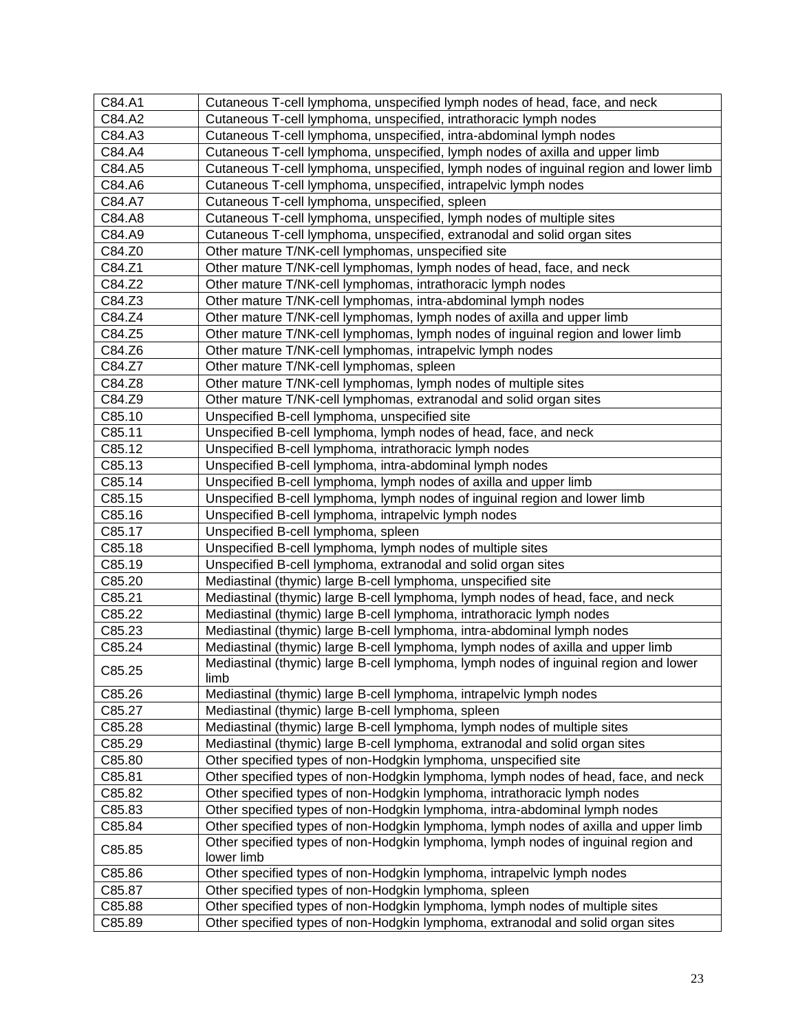| C84.A1 | Cutaneous T-cell lymphoma, unspecified lymph nodes of head, face, and neck |
|---|---|
| C84.A2 | Cutaneous T-cell lymphoma, unspecified, intrathoracic lymph nodes |
| C84.A3 | Cutaneous T-cell lymphoma, unspecified, intra-abdominal lymph nodes |
| C84.A4 | Cutaneous T-cell lymphoma, unspecified, lymph nodes of axilla and upper limb |
| C84.A5 | Cutaneous T-cell lymphoma, unspecified, lymph nodes of inguinal region and lower limb |
| C84.A6 | Cutaneous T-cell lymphoma, unspecified, intrapelvic lymph nodes |
| C84.A7 | Cutaneous T-cell lymphoma, unspecified, spleen |
| C84.A8 | Cutaneous T-cell lymphoma, unspecified, lymph nodes of multiple sites |
| C84.A9 | Cutaneous T-cell lymphoma, unspecified, extranodal and solid organ sites |
| C84.Z0 | Other mature T/NK-cell lymphomas, unspecified site |
| C84.Z1 | Other mature T/NK-cell lymphomas, lymph nodes of head, face, and neck |
| C84.Z2 | Other mature T/NK-cell lymphomas, intrathoracic lymph nodes |
| C84.Z3 | Other mature T/NK-cell lymphomas, intra-abdominal lymph nodes |
| C84.Z4 | Other mature T/NK-cell lymphomas, lymph nodes of axilla and upper limb |
| C84.Z5 | Other mature T/NK-cell lymphomas, lymph nodes of inguinal region and lower limb |
| C84.Z6 | Other mature T/NK-cell lymphomas, intrapelvic lymph nodes |
| C84.Z7 | Other mature T/NK-cell lymphomas, spleen |
| C84.Z8 | Other mature T/NK-cell lymphomas, lymph nodes of multiple sites |
| C84.Z9 | Other mature T/NK-cell lymphomas, extranodal and solid organ sites |
| C85.10 | Unspecified B-cell lymphoma, unspecified site |
| C85.11 | Unspecified B-cell lymphoma, lymph nodes of head, face, and neck |
| C85.12 | Unspecified B-cell lymphoma, intrathoracic lymph nodes |
| C85.13 | Unspecified B-cell lymphoma, intra-abdominal lymph nodes |
| C85.14 | Unspecified B-cell lymphoma, lymph nodes of axilla and upper limb |
| C85.15 | Unspecified B-cell lymphoma, lymph nodes of inguinal region and lower limb |
| C85.16 | Unspecified B-cell lymphoma, intrapelvic lymph nodes |
| C85.17 | Unspecified B-cell lymphoma, spleen |
| C85.18 | Unspecified B-cell lymphoma, lymph nodes of multiple sites |
| C85.19 | Unspecified B-cell lymphoma, extranodal and solid organ sites |
| C85.20 | Mediastinal (thymic) large B-cell lymphoma, unspecified site |
| C85.21 | Mediastinal (thymic) large B-cell lymphoma, lymph nodes of head, face, and neck |
| C85.22 | Mediastinal (thymic) large B-cell lymphoma, intrathoracic lymph nodes |
| C85.23 | Mediastinal (thymic) large B-cell lymphoma, intra-abdominal lymph nodes |
| C85.24 | Mediastinal (thymic) large B-cell lymphoma, lymph nodes of axilla and upper limb |
| C85.25 | Mediastinal (thymic) large B-cell lymphoma, lymph nodes of inguinal region and lower limb |
| C85.26 | Mediastinal (thymic) large B-cell lymphoma, intrapelvic lymph nodes |
| C85.27 | Mediastinal (thymic) large B-cell lymphoma, spleen |
| C85.28 | Mediastinal (thymic) large B-cell lymphoma, lymph nodes of multiple sites |
| C85.29 | Mediastinal (thymic) large B-cell lymphoma, extranodal and solid organ sites |
| C85.80 | Other specified types of non-Hodgkin lymphoma, unspecified site |
| C85.81 | Other specified types of non-Hodgkin lymphoma, lymph nodes of head, face, and neck |
| C85.82 | Other specified types of non-Hodgkin lymphoma, intrathoracic lymph nodes |
| C85.83 | Other specified types of non-Hodgkin lymphoma, intra-abdominal lymph nodes |
| C85.84 | Other specified types of non-Hodgkin lymphoma, lymph nodes of axilla and upper limb |
| C85.85 | Other specified types of non-Hodgkin lymphoma, lymph nodes of inguinal region and lower limb |
| C85.86 | Other specified types of non-Hodgkin lymphoma, intrapelvic lymph nodes |
| C85.87 | Other specified types of non-Hodgkin lymphoma, spleen |
| C85.88 | Other specified types of non-Hodgkin lymphoma, lymph nodes of multiple sites |
| C85.89 | Other specified types of non-Hodgkin lymphoma, extranodal and solid organ sites |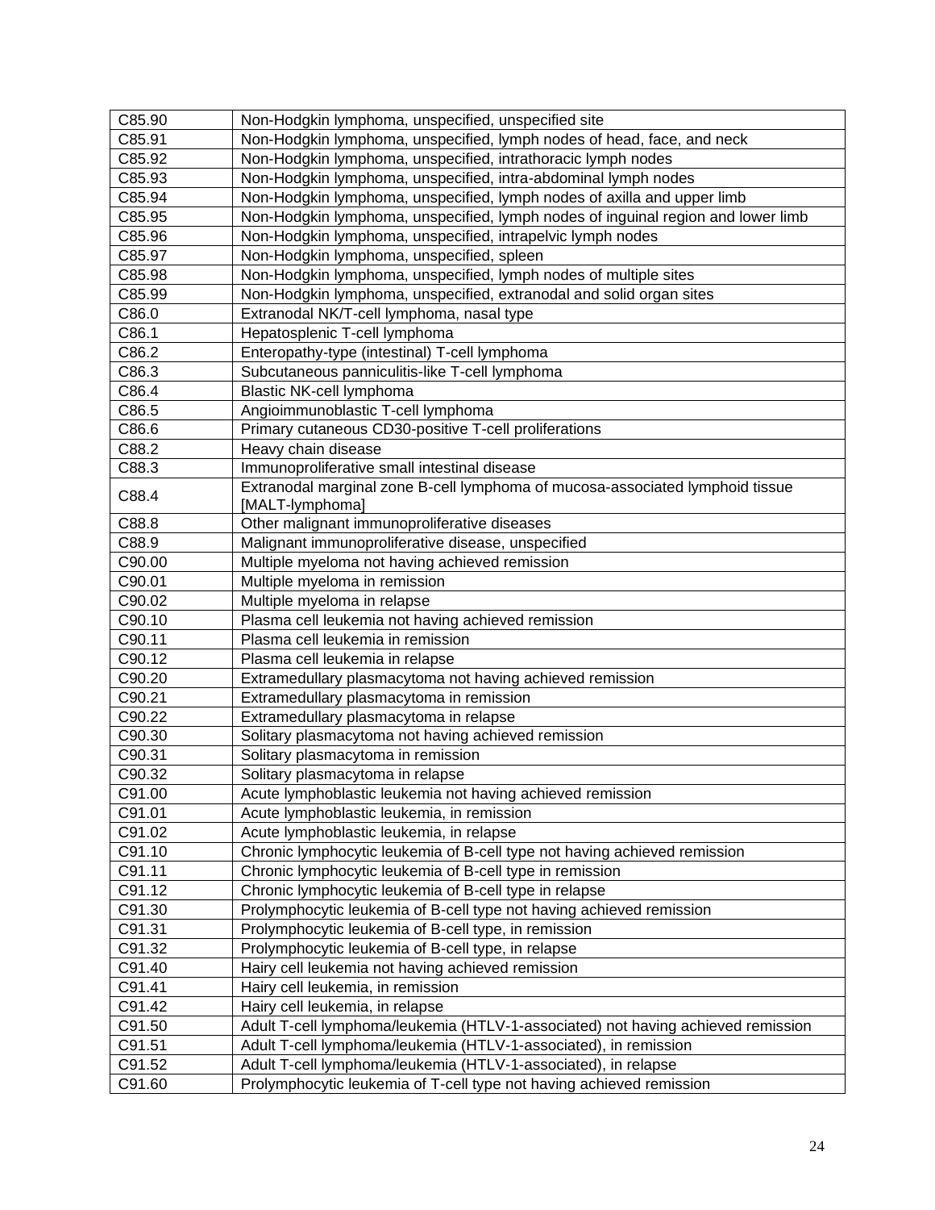| | |
|---|---|
| C85.90 | Non-Hodgkin lymphoma, unspecified, unspecified site |
| C85.91 | Non-Hodgkin lymphoma, unspecified, lymph nodes of head, face, and neck |
| C85.92 | Non-Hodgkin lymphoma, unspecified, intrathoracic lymph nodes |
| C85.93 | Non-Hodgkin lymphoma, unspecified, intra-abdominal lymph nodes |
| C85.94 | Non-Hodgkin lymphoma, unspecified, lymph nodes of axilla and upper limb |
| C85.95 | Non-Hodgkin lymphoma, unspecified, lymph nodes of inguinal region and lower limb |
| C85.96 | Non-Hodgkin lymphoma, unspecified, intrapelvic lymph nodes |
| C85.97 | Non-Hodgkin lymphoma, unspecified, spleen |
| C85.98 | Non-Hodgkin lymphoma, unspecified, lymph nodes of multiple sites |
| C85.99 | Non-Hodgkin lymphoma, unspecified, extranodal and solid organ sites |
| C86.0 | Extranodal NK/T-cell lymphoma, nasal type |
| C86.1 | Hepatosplenic T-cell lymphoma |
| C86.2 | Enteropathy-type (intestinal) T-cell lymphoma |
| C86.3 | Subcutaneous panniculitis-like T-cell lymphoma |
| C86.4 | Blastic NK-cell lymphoma |
| C86.5 | Angioimmunoblastic T-cell lymphoma |
| C86.6 | Primary cutaneous CD30-positive T-cell proliferations |
| C88.2 | Heavy chain disease |
| C88.3 | Immunoproliferative small intestinal disease |
| C88.4 | Extranodal marginal zone B-cell lymphoma of mucosa-associated lymphoid tissue [MALT-lymphoma] |
| C88.8 | Other malignant immunoproliferative diseases |
| C88.9 | Malignant immunoproliferative disease, unspecified |
| C90.00 | Multiple myeloma not having achieved remission |
| C90.01 | Multiple myeloma in remission |
| C90.02 | Multiple myeloma in relapse |
| C90.10 | Plasma cell leukemia not having achieved remission |
| C90.11 | Plasma cell leukemia in remission |
| C90.12 | Plasma cell leukemia in relapse |
| C90.20 | Extramedullary plasmacytoma not having achieved remission |
| C90.21 | Extramedullary plasmacytoma in remission |
| C90.22 | Extramedullary plasmacytoma in relapse |
| C90.30 | Solitary plasmacytoma not having achieved remission |
| C90.31 | Solitary plasmacytoma in remission |
| C90.32 | Solitary plasmacytoma in relapse |
| C91.00 | Acute lymphoblastic leukemia not having achieved remission |
| C91.01 | Acute lymphoblastic leukemia, in remission |
| C91.02 | Acute lymphoblastic leukemia, in relapse |
| C91.10 | Chronic lymphocytic leukemia of B-cell type not having achieved remission |
| C91.11 | Chronic lymphocytic leukemia of B-cell type in remission |
| C91.12 | Chronic lymphocytic leukemia of B-cell type in relapse |
| C91.30 | Prolymphocytic leukemia of B-cell type not having achieved remission |
| C91.31 | Prolymphocytic leukemia of B-cell type, in remission |
| C91.32 | Prolymphocytic leukemia of B-cell type, in relapse |
| C91.40 | Hairy cell leukemia not having achieved remission |
| C91.41 | Hairy cell leukemia, in remission |
| C91.42 | Hairy cell leukemia, in relapse |
| C91.50 | Adult T-cell lymphoma/leukemia (HTLV-1-associated) not having achieved remission |
| C91.51 | Adult T-cell lymphoma/leukemia (HTLV-1-associated), in remission |
| C91.52 | Adult T-cell lymphoma/leukemia (HTLV-1-associated), in relapse |
| C91.60 | Prolymphocytic leukemia of T-cell type not having achieved remission |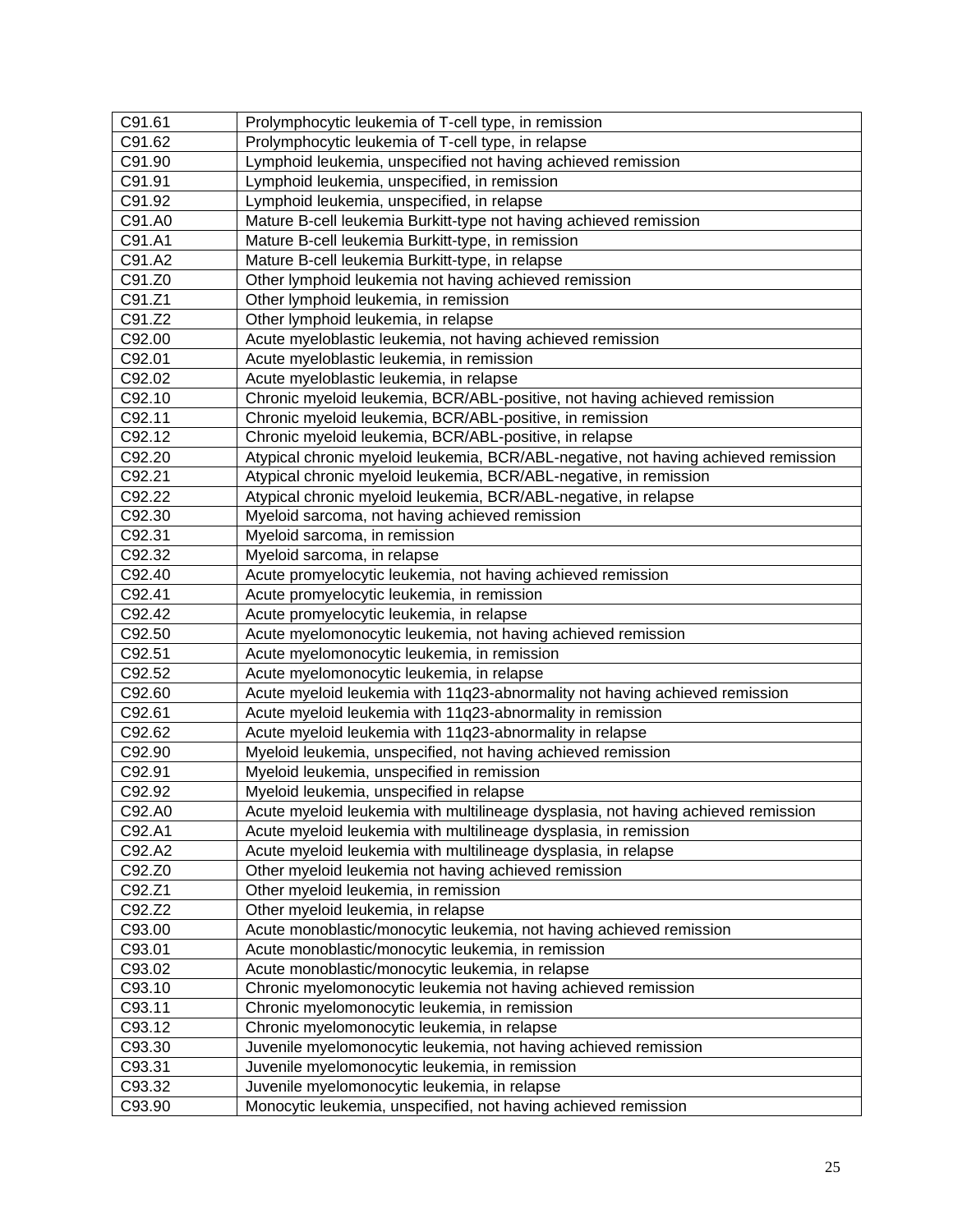| | |
|---|---|
| C91.61 | Prolymphocytic leukemia of T-cell type, in remission |
| C91.62 | Prolymphocytic leukemia of T-cell type, in relapse |
| C91.90 | Lymphoid leukemia, unspecified not having achieved remission |
| C91.91 | Lymphoid leukemia, unspecified, in remission |
| C91.92 | Lymphoid leukemia, unspecified, in relapse |
| C91.A0 | Mature B-cell leukemia Burkitt-type not having achieved remission |
| C91.A1 | Mature B-cell leukemia Burkitt-type, in remission |
| C91.A2 | Mature B-cell leukemia Burkitt-type, in relapse |
| C91.Z0 | Other lymphoid leukemia not having achieved remission |
| C91.Z1 | Other lymphoid leukemia, in remission |
| C91.Z2 | Other lymphoid leukemia, in relapse |
| C92.00 | Acute myeloblastic leukemia, not having achieved remission |
| C92.01 | Acute myeloblastic leukemia, in remission |
| C92.02 | Acute myeloblastic leukemia, in relapse |
| C92.10 | Chronic myeloid leukemia, BCR/ABL-positive, not having achieved remission |
| C92.11 | Chronic myeloid leukemia, BCR/ABL-positive, in remission |
| C92.12 | Chronic myeloid leukemia, BCR/ABL-positive, in relapse |
| C92.20 | Atypical chronic myeloid leukemia, BCR/ABL-negative, not having achieved remission |
| C92.21 | Atypical chronic myeloid leukemia, BCR/ABL-negative, in remission |
| C92.22 | Atypical chronic myeloid leukemia, BCR/ABL-negative, in relapse |
| C92.30 | Myeloid sarcoma, not having achieved remission |
| C92.31 | Myeloid sarcoma, in remission |
| C92.32 | Myeloid sarcoma, in relapse |
| C92.40 | Acute promyelocytic leukemia, not having achieved remission |
| C92.41 | Acute promyelocytic leukemia, in remission |
| C92.42 | Acute promyelocytic leukemia, in relapse |
| C92.50 | Acute myelomonocytic leukemia, not having achieved remission |
| C92.51 | Acute myelomonocytic leukemia, in remission |
| C92.52 | Acute myelomonocytic leukemia, in relapse |
| C92.60 | Acute myeloid leukemia with 11q23-abnormality not having achieved remission |
| C92.61 | Acute myeloid leukemia with 11q23-abnormality in remission |
| C92.62 | Acute myeloid leukemia with 11q23-abnormality in relapse |
| C92.90 | Myeloid leukemia, unspecified, not having achieved remission |
| C92.91 | Myeloid leukemia, unspecified in remission |
| C92.92 | Myeloid leukemia, unspecified in relapse |
| C92.A0 | Acute myeloid leukemia with multilineage dysplasia, not having achieved remission |
| C92.A1 | Acute myeloid leukemia with multilineage dysplasia, in remission |
| C92.A2 | Acute myeloid leukemia with multilineage dysplasia, in relapse |
| C92.Z0 | Other myeloid leukemia not having achieved remission |
| C92.Z1 | Other myeloid leukemia, in remission |
| C92.Z2 | Other myeloid leukemia, in relapse |
| C93.00 | Acute monoblastic/monocytic leukemia, not having achieved remission |
| C93.01 | Acute monoblastic/monocytic leukemia, in remission |
| C93.02 | Acute monoblastic/monocytic leukemia, in relapse |
| C93.10 | Chronic myelomonocytic leukemia not having achieved remission |
| C93.11 | Chronic myelomonocytic leukemia, in remission |
| C93.12 | Chronic myelomonocytic leukemia, in relapse |
| C93.30 | Juvenile myelomonocytic leukemia, not having achieved remission |
| C93.31 | Juvenile myelomonocytic leukemia, in remission |
| C93.32 | Juvenile myelomonocytic leukemia, in relapse |
| C93.90 | Monocytic leukemia, unspecified, not having achieved remission |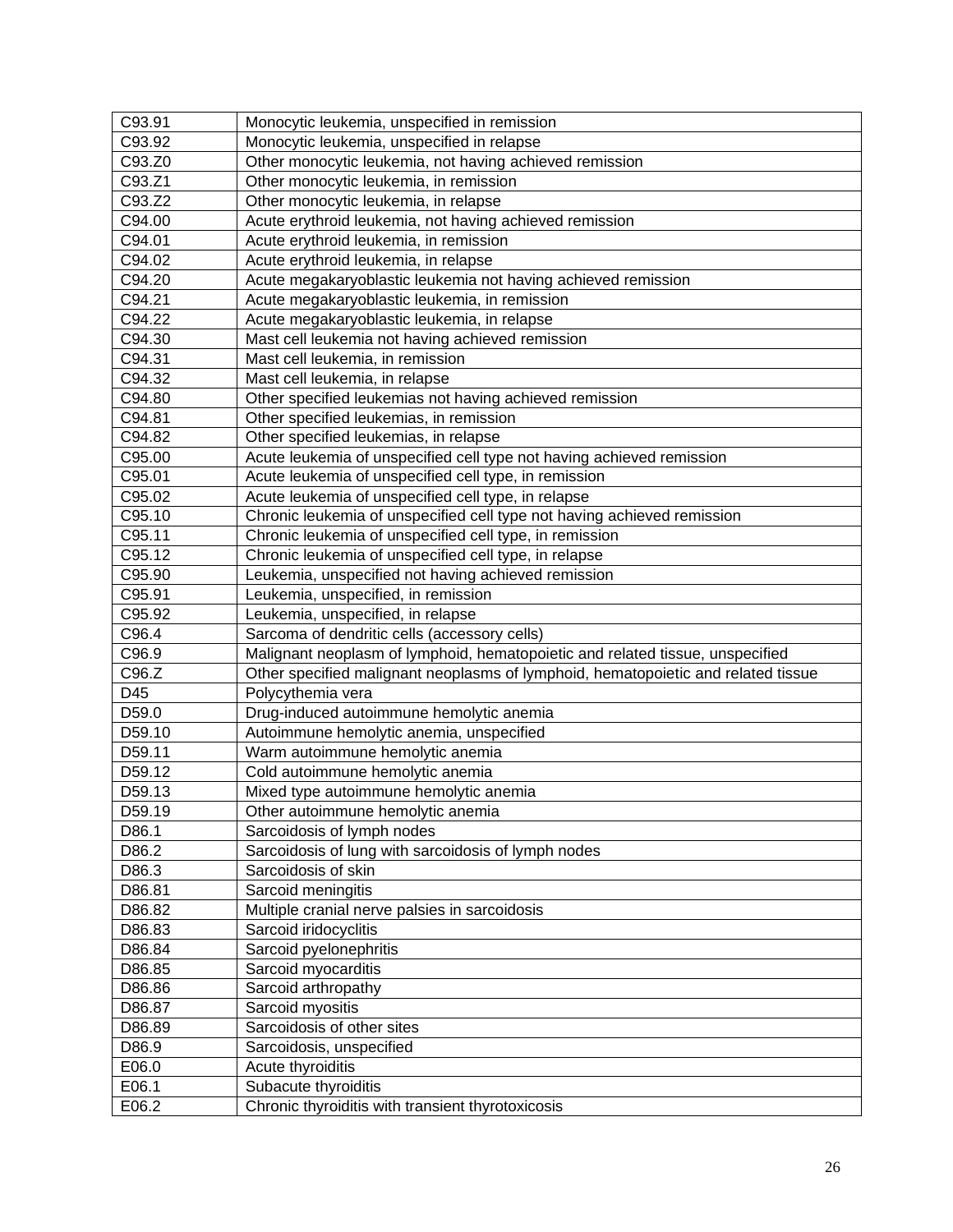| C93.91 | Monocytic leukemia, unspecified in remission |
|---|---|
| C93.92 | Monocytic leukemia, unspecified in relapse |
| C93.Z0 | Other monocytic leukemia, not having achieved remission |
| C93.Z1 | Other monocytic leukemia, in remission |
| C93.Z2 | Other monocytic leukemia, in relapse |
| C94.00 | Acute erythroid leukemia, not having achieved remission |
| C94.01 | Acute erythroid leukemia, in remission |
| C94.02 | Acute erythroid leukemia, in relapse |
| C94.20 | Acute megakaryoblastic leukemia not having achieved remission |
| C94.21 | Acute megakaryoblastic leukemia, in remission |
| C94.22 | Acute megakaryoblastic leukemia, in relapse |
| C94.30 | Mast cell leukemia not having achieved remission |
| C94.31 | Mast cell leukemia, in remission |
| C94.32 | Mast cell leukemia, in relapse |
| C94.80 | Other specified leukemias not having achieved remission |
| C94.81 | Other specified leukemias, in remission |
| C94.82 | Other specified leukemias, in relapse |
| C95.00 | Acute leukemia of unspecified cell type not having achieved remission |
| C95.01 | Acute leukemia of unspecified cell type, in remission |
| C95.02 | Acute leukemia of unspecified cell type, in relapse |
| C95.10 | Chronic leukemia of unspecified cell type not having achieved remission |
| C95.11 | Chronic leukemia of unspecified cell type, in remission |
| C95.12 | Chronic leukemia of unspecified cell type, in relapse |
| C95.90 | Leukemia, unspecified not having achieved remission |
| C95.91 | Leukemia, unspecified, in remission |
| C95.92 | Leukemia, unspecified, in relapse |
| C96.4 | Sarcoma of dendritic cells (accessory cells) |
| C96.9 | Malignant neoplasm of lymphoid, hematopoietic and related tissue, unspecified |
| C96.Z | Other specified malignant neoplasms of lymphoid, hematopoietic and related tissue |
| D45 | Polycythemia vera |
| D59.0 | Drug-induced autoimmune hemolytic anemia |
| D59.10 | Autoimmune hemolytic anemia, unspecified |
| D59.11 | Warm autoimmune hemolytic anemia |
| D59.12 | Cold autoimmune hemolytic anemia |
| D59.13 | Mixed type autoimmune hemolytic anemia |
| D59.19 | Other autoimmune hemolytic anemia |
| D86.1 | Sarcoidosis of lymph nodes |
| D86.2 | Sarcoidosis of lung with sarcoidosis of lymph nodes |
| D86.3 | Sarcoidosis of skin |
| D86.81 | Sarcoid meningitis |
| D86.82 | Multiple cranial nerve palsies in sarcoidosis |
| D86.83 | Sarcoid iridocyclitis |
| D86.84 | Sarcoid pyelonephritis |
| D86.85 | Sarcoid myocarditis |
| D86.86 | Sarcoid arthropathy |
| D86.87 | Sarcoid myositis |
| D86.89 | Sarcoidosis of other sites |
| D86.9 | Sarcoidosis, unspecified |
| E06.0 | Acute thyroiditis |
| E06.1 | Subacute thyroiditis |
| E06.2 | Chronic thyroiditis with transient thyrotoxicosis |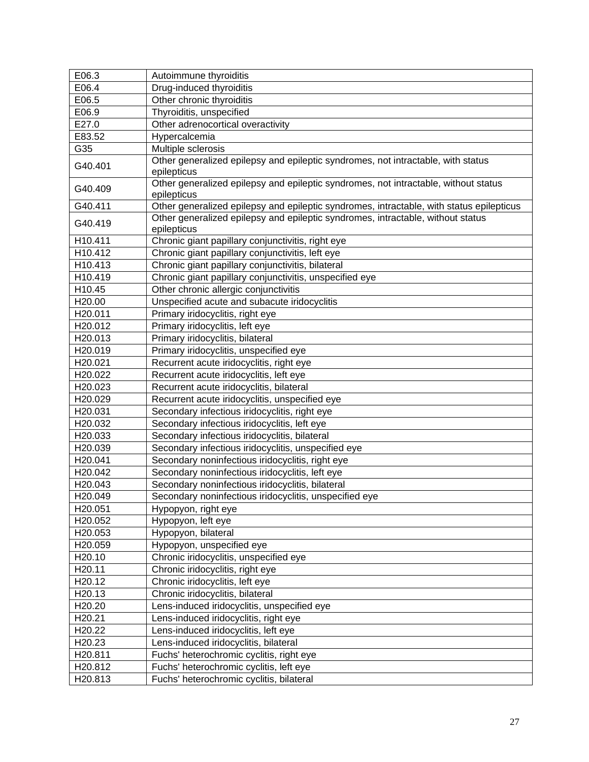| E06.3 | Autoimmune thyroiditis |
|---|---|
| E06.4 | Drug-induced thyroiditis |
| E06.5 | Other chronic thyroiditis |
| E06.9 | Thyroiditis, unspecified |
| E27.0 | Other adrenocortical overactivity |
| E83.52 | Hypercalcemia |
| G35 | Multiple sclerosis |
| G40.401 | Other generalized epilepsy and epileptic syndromes, not intractable, with status epilepticus |
| G40.409 | Other generalized epilepsy and epileptic syndromes, not intractable, without status epilepticus |
| G40.411 | Other generalized epilepsy and epileptic syndromes, intractable, with status epilepticus |
| G40.419 | Other generalized epilepsy and epileptic syndromes, intractable, without status epilepticus |
| H10.411 | Chronic giant papillary conjunctivitis, right eye |
| H10.412 | Chronic giant papillary conjunctivitis, left eye |
| H10.413 | Chronic giant papillary conjunctivitis, bilateral |
| H10.419 | Chronic giant papillary conjunctivitis, unspecified eye |
| H10.45 | Other chronic allergic conjunctivitis |
| H20.00 | Unspecified acute and subacute iridocyclitis |
| H20.011 | Primary iridocyclitis, right eye |
| H20.012 | Primary iridocyclitis, left eye |
| H20.013 | Primary iridocyclitis, bilateral |
| H20.019 | Primary iridocyclitis, unspecified eye |
| H20.021 | Recurrent acute iridocyclitis, right eye |
| H20.022 | Recurrent acute iridocyclitis, left eye |
| H20.023 | Recurrent acute iridocyclitis, bilateral |
| H20.029 | Recurrent acute iridocyclitis, unspecified eye |
| H20.031 | Secondary infectious iridocyclitis, right eye |
| H20.032 | Secondary infectious iridocyclitis, left eye |
| H20.033 | Secondary infectious iridocyclitis, bilateral |
| H20.039 | Secondary infectious iridocyclitis, unspecified eye |
| H20.041 | Secondary noninfectious iridocyclitis, right eye |
| H20.042 | Secondary noninfectious iridocyclitis, left eye |
| H20.043 | Secondary noninfectious iridocyclitis, bilateral |
| H20.049 | Secondary noninfectious iridocyclitis, unspecified eye |
| H20.051 | Hypopyon, right eye |
| H20.052 | Hypopyon, left eye |
| H20.053 | Hypopyon, bilateral |
| H20.059 | Hypopyon, unspecified eye |
| H20.10 | Chronic iridocyclitis, unspecified eye |
| H20.11 | Chronic iridocyclitis, right eye |
| H20.12 | Chronic iridocyclitis, left eye |
| H20.13 | Chronic iridocyclitis, bilateral |
| H20.20 | Lens-induced iridocyclitis, unspecified eye |
| H20.21 | Lens-induced iridocyclitis, right eye |
| H20.22 | Lens-induced iridocyclitis, left eye |
| H20.23 | Lens-induced iridocyclitis, bilateral |
| H20.811 | Fuchs' heterochromic cyclitis, right eye |
| H20.812 | Fuchs' heterochromic cyclitis, left eye |
| H20.813 | Fuchs' heterochromic cyclitis, bilateral |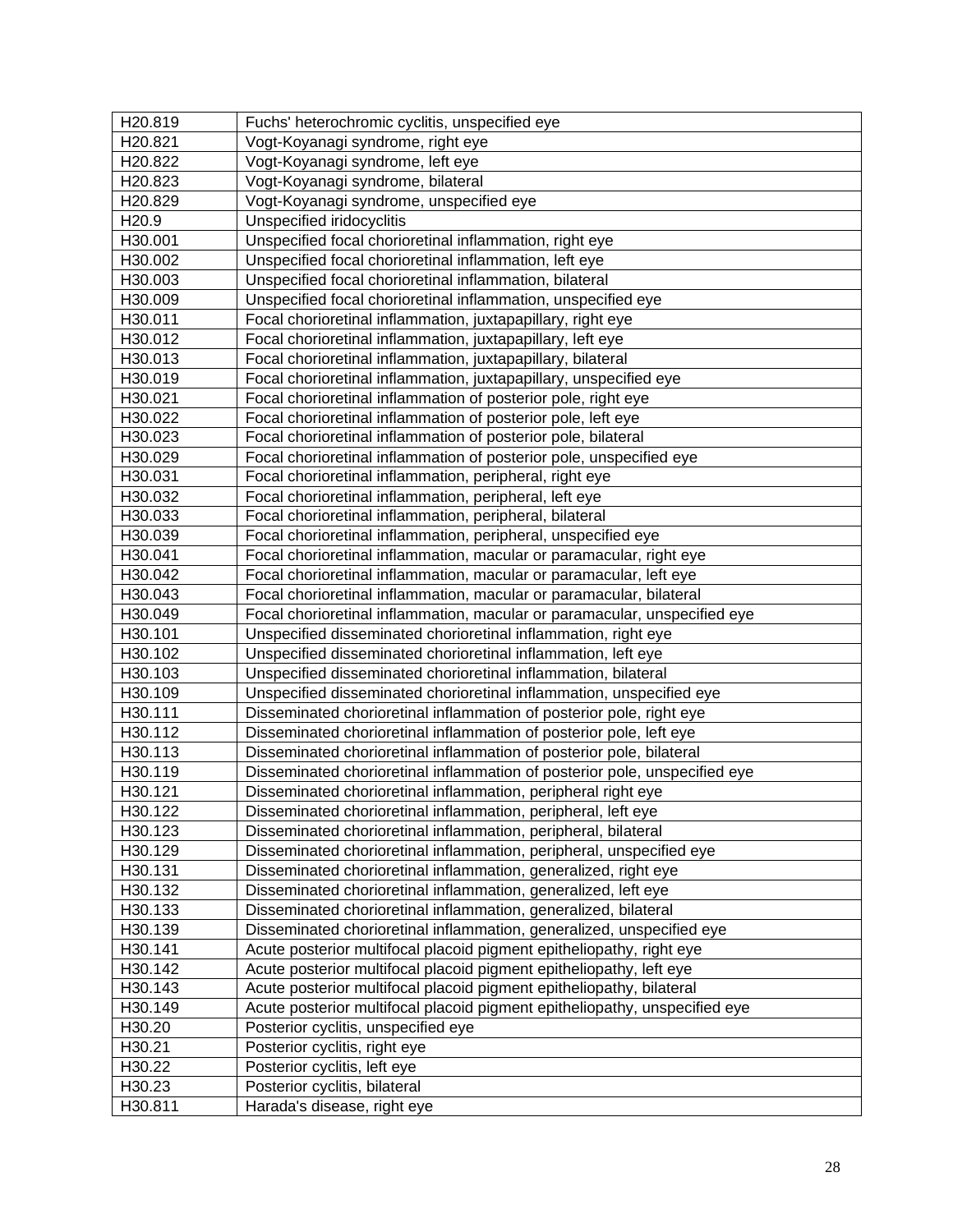| H20.819 | Fuchs' heterochromic cyclitis, unspecified eye |
|---|---|
| H20.821 | Vogt-Koyanagi syndrome, right eye |
| H20.822 | Vogt-Koyanagi syndrome, left eye |
| H20.823 | Vogt-Koyanagi syndrome, bilateral |
| H20.829 | Vogt-Koyanagi syndrome, unspecified eye |
| H20.9 | Unspecified iridocyclitis |
| H30.001 | Unspecified focal chorioretinal inflammation, right eye |
| H30.002 | Unspecified focal chorioretinal inflammation, left eye |
| H30.003 | Unspecified focal chorioretinal inflammation, bilateral |
| H30.009 | Unspecified focal chorioretinal inflammation, unspecified eye |
| H30.011 | Focal chorioretinal inflammation, juxtapapillary, right eye |
| H30.012 | Focal chorioretinal inflammation, juxtapapillary, left eye |
| H30.013 | Focal chorioretinal inflammation, juxtapapillary, bilateral |
| H30.019 | Focal chorioretinal inflammation, juxtapapillary, unspecified eye |
| H30.021 | Focal chorioretinal inflammation of posterior pole, right eye |
| H30.022 | Focal chorioretinal inflammation of posterior pole, left eye |
| H30.023 | Focal chorioretinal inflammation of posterior pole, bilateral |
| H30.029 | Focal chorioretinal inflammation of posterior pole, unspecified eye |
| H30.031 | Focal chorioretinal inflammation, peripheral, right eye |
| H30.032 | Focal chorioretinal inflammation, peripheral, left eye |
| H30.033 | Focal chorioretinal inflammation, peripheral, bilateral |
| H30.039 | Focal chorioretinal inflammation, peripheral, unspecified eye |
| H30.041 | Focal chorioretinal inflammation, macular or paramacular, right eye |
| H30.042 | Focal chorioretinal inflammation, macular or paramacular, left eye |
| H30.043 | Focal chorioretinal inflammation, macular or paramacular, bilateral |
| H30.049 | Focal chorioretinal inflammation, macular or paramacular, unspecified eye |
| H30.101 | Unspecified disseminated chorioretinal inflammation, right eye |
| H30.102 | Unspecified disseminated chorioretinal inflammation, left eye |
| H30.103 | Unspecified disseminated chorioretinal inflammation, bilateral |
| H30.109 | Unspecified disseminated chorioretinal inflammation, unspecified eye |
| H30.111 | Disseminated chorioretinal inflammation of posterior pole, right eye |
| H30.112 | Disseminated chorioretinal inflammation of posterior pole, left eye |
| H30.113 | Disseminated chorioretinal inflammation of posterior pole, bilateral |
| H30.119 | Disseminated chorioretinal inflammation of posterior pole, unspecified eye |
| H30.121 | Disseminated chorioretinal inflammation, peripheral right eye |
| H30.122 | Disseminated chorioretinal inflammation, peripheral, left eye |
| H30.123 | Disseminated chorioretinal inflammation, peripheral, bilateral |
| H30.129 | Disseminated chorioretinal inflammation, peripheral, unspecified eye |
| H30.131 | Disseminated chorioretinal inflammation, generalized, right eye |
| H30.132 | Disseminated chorioretinal inflammation, generalized, left eye |
| H30.133 | Disseminated chorioretinal inflammation, generalized, bilateral |
| H30.139 | Disseminated chorioretinal inflammation, generalized, unspecified eye |
| H30.141 | Acute posterior multifocal placoid pigment epitheliopathy, right eye |
| H30.142 | Acute posterior multifocal placoid pigment epitheliopathy, left eye |
| H30.143 | Acute posterior multifocal placoid pigment epitheliopathy, bilateral |
| H30.149 | Acute posterior multifocal placoid pigment epitheliopathy, unspecified eye |
| H30.20 | Posterior cyclitis, unspecified eye |
| H30.21 | Posterior cyclitis, right eye |
| H30.22 | Posterior cyclitis, left eye |
| H30.23 | Posterior cyclitis, bilateral |
| H30.811 | Harada's disease, right eye |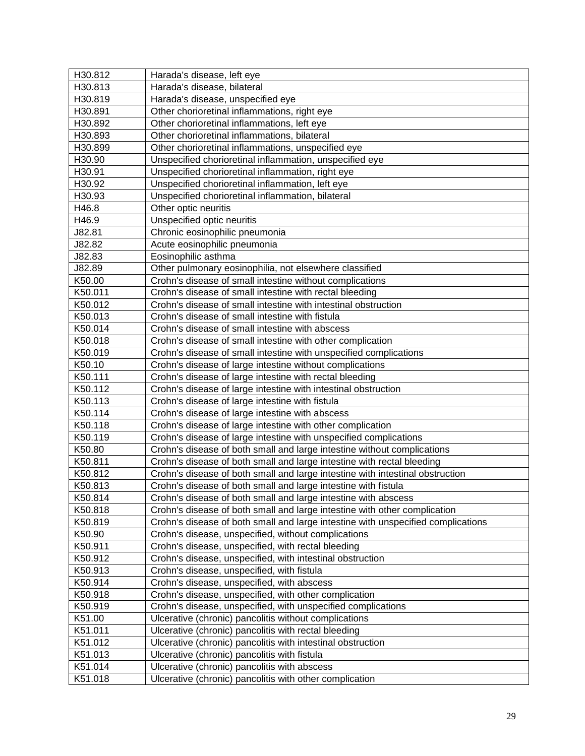| H30.812 | Harada's disease, left eye |
|---|---|
| H30.813 | Harada's disease, bilateral |
| H30.819 | Harada's disease, unspecified eye |
| H30.891 | Other chorioretinal inflammations, right eye |
| H30.892 | Other chorioretinal inflammations, left eye |
| H30.893 | Other chorioretinal inflammations, bilateral |
| H30.899 | Other chorioretinal inflammations, unspecified eye |
| H30.90 | Unspecified chorioretinal inflammation, unspecified eye |
| H30.91 | Unspecified chorioretinal inflammation, right eye |
| H30.92 | Unspecified chorioretinal inflammation, left eye |
| H30.93 | Unspecified chorioretinal inflammation, bilateral |
| H46.8 | Other optic neuritis |
| H46.9 | Unspecified optic neuritis |
| J82.81 | Chronic eosinophilic pneumonia |
| J82.82 | Acute eosinophilic pneumonia |
| J82.83 | Eosinophilic asthma |
| J82.89 | Other pulmonary eosinophilia, not elsewhere classified |
| K50.00 | Crohn's disease of small intestine without complications |
| K50.011 | Crohn's disease of small intestine with rectal bleeding |
| K50.012 | Crohn's disease of small intestine with intestinal obstruction |
| K50.013 | Crohn's disease of small intestine with fistula |
| K50.014 | Crohn's disease of small intestine with abscess |
| K50.018 | Crohn's disease of small intestine with other complication |
| K50.019 | Crohn's disease of small intestine with unspecified complications |
| K50.10 | Crohn's disease of large intestine without complications |
| K50.111 | Crohn's disease of large intestine with rectal bleeding |
| K50.112 | Crohn's disease of large intestine with intestinal obstruction |
| K50.113 | Crohn's disease of large intestine with fistula |
| K50.114 | Crohn's disease of large intestine with abscess |
| K50.118 | Crohn's disease of large intestine with other complication |
| K50.119 | Crohn's disease of large intestine with unspecified complications |
| K50.80 | Crohn's disease of both small and large intestine without complications |
| K50.811 | Crohn's disease of both small and large intestine with rectal bleeding |
| K50.812 | Crohn's disease of both small and large intestine with intestinal obstruction |
| K50.813 | Crohn's disease of both small and large intestine with fistula |
| K50.814 | Crohn's disease of both small and large intestine with abscess |
| K50.818 | Crohn's disease of both small and large intestine with other complication |
| K50.819 | Crohn's disease of both small and large intestine with unspecified complications |
| K50.90 | Crohn's disease, unspecified, without complications |
| K50.911 | Crohn's disease, unspecified, with rectal bleeding |
| K50.912 | Crohn's disease, unspecified, with intestinal obstruction |
| K50.913 | Crohn's disease, unspecified, with fistula |
| K50.914 | Crohn's disease, unspecified, with abscess |
| K50.918 | Crohn's disease, unspecified, with other complication |
| K50.919 | Crohn's disease, unspecified, with unspecified complications |
| K51.00 | Ulcerative (chronic) pancolitis without complications |
| K51.011 | Ulcerative (chronic) pancolitis with rectal bleeding |
| K51.012 | Ulcerative (chronic) pancolitis with intestinal obstruction |
| K51.013 | Ulcerative (chronic) pancolitis with fistula |
| K51.014 | Ulcerative (chronic) pancolitis with abscess |
| K51.018 | Ulcerative (chronic) pancolitis with other complication |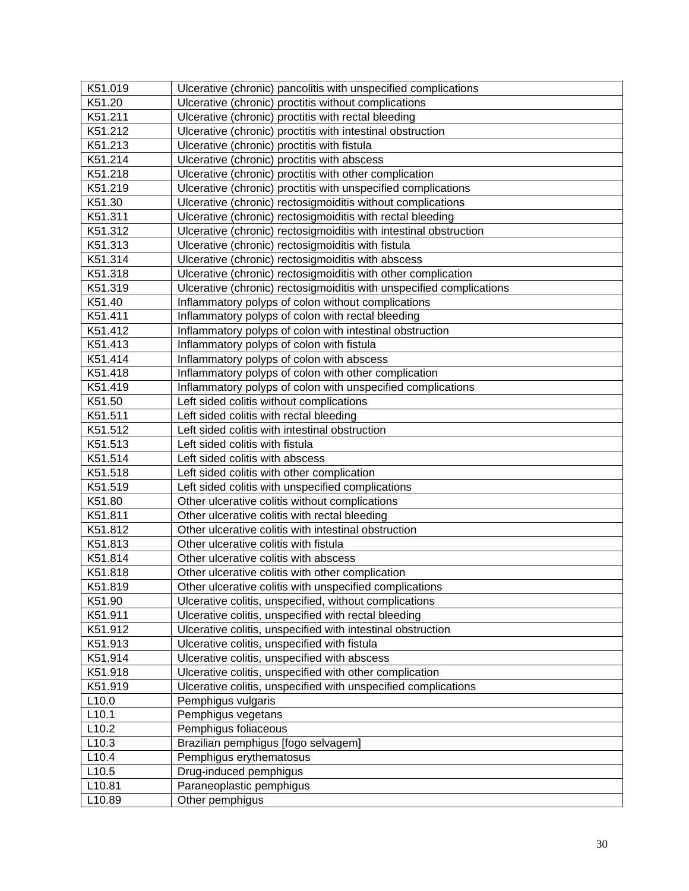| K51.019 | Ulcerative (chronic) pancolitis with unspecified complications |
|---|---|
| K51.20 | Ulcerative (chronic) proctitis without complications |
| K51.211 | Ulcerative (chronic) proctitis with rectal bleeding |
| K51.212 | Ulcerative (chronic) proctitis with intestinal obstruction |
| K51.213 | Ulcerative (chronic) proctitis with fistula |
| K51.214 | Ulcerative (chronic) proctitis with abscess |
| K51.218 | Ulcerative (chronic) proctitis with other complication |
| K51.219 | Ulcerative (chronic) proctitis with unspecified complications |
| K51.30 | Ulcerative (chronic) rectosigmoiditis without complications |
| K51.311 | Ulcerative (chronic) rectosigmoiditis with rectal bleeding |
| K51.312 | Ulcerative (chronic) rectosigmoiditis with intestinal obstruction |
| K51.313 | Ulcerative (chronic) rectosigmoiditis with fistula |
| K51.314 | Ulcerative (chronic) rectosigmoiditis with abscess |
| K51.318 | Ulcerative (chronic) rectosigmoiditis with other complication |
| K51.319 | Ulcerative (chronic) rectosigmoiditis with unspecified complications |
| K51.40 | Inflammatory polyps of colon without complications |
| K51.411 | Inflammatory polyps of colon with rectal bleeding |
| K51.412 | Inflammatory polyps of colon with intestinal obstruction |
| K51.413 | Inflammatory polyps of colon with fistula |
| K51.414 | Inflammatory polyps of colon with abscess |
| K51.418 | Inflammatory polyps of colon with other complication |
| K51.419 | Inflammatory polyps of colon with unspecified complications |
| K51.50 | Left sided colitis without complications |
| K51.511 | Left sided colitis with rectal bleeding |
| K51.512 | Left sided colitis with intestinal obstruction |
| K51.513 | Left sided colitis with fistula |
| K51.514 | Left sided colitis with abscess |
| K51.518 | Left sided colitis with other complication |
| K51.519 | Left sided colitis with unspecified complications |
| K51.80 | Other ulcerative colitis without complications |
| K51.811 | Other ulcerative colitis with rectal bleeding |
| K51.812 | Other ulcerative colitis with intestinal obstruction |
| K51.813 | Other ulcerative colitis with fistula |
| K51.814 | Other ulcerative colitis with abscess |
| K51.818 | Other ulcerative colitis with other complication |
| K51.819 | Other ulcerative colitis with unspecified complications |
| K51.90 | Ulcerative colitis, unspecified, without complications |
| K51.911 | Ulcerative colitis, unspecified with rectal bleeding |
| K51.912 | Ulcerative colitis, unspecified with intestinal obstruction |
| K51.913 | Ulcerative colitis, unspecified with fistula |
| K51.914 | Ulcerative colitis, unspecified with abscess |
| K51.918 | Ulcerative colitis, unspecified with other complication |
| K51.919 | Ulcerative colitis, unspecified with unspecified complications |
| L10.0 | Pemphigus vulgaris |
| L10.1 | Pemphigus vegetans |
| L10.2 | Pemphigus foliaceous |
| L10.3 | Brazilian pemphigus [fogo selvagem] |
| L10.4 | Pemphigus erythematosus |
| L10.5 | Drug-induced pemphigus |
| L10.81 | Paraneoplastic pemphigus |
| L10.89 | Other pemphigus |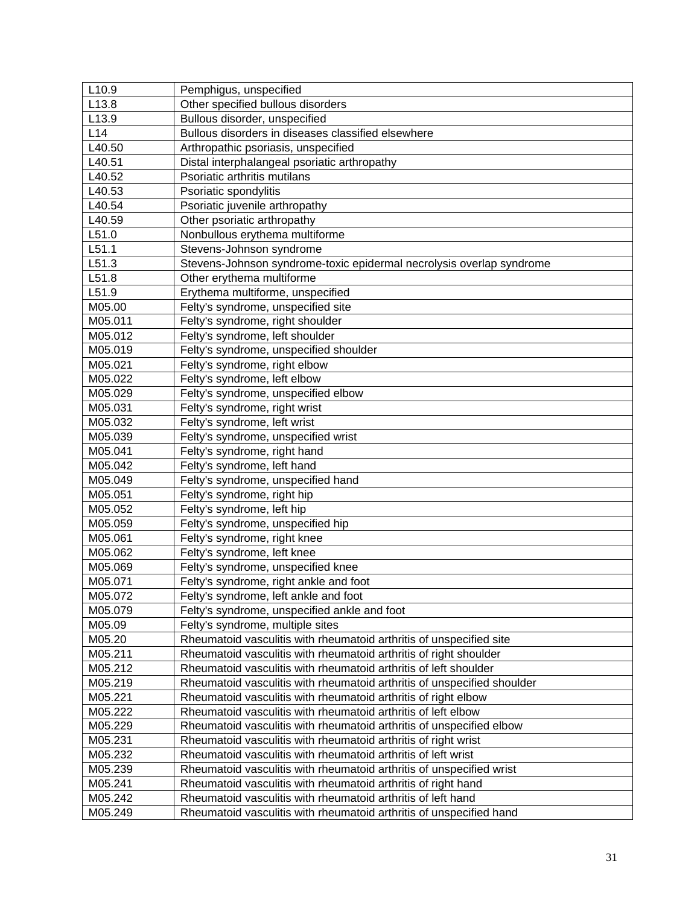| | |
|---|---|
| L10.9 | Pemphigus, unspecified |
| L13.8 | Other specified bullous disorders |
| L13.9 | Bullous disorder, unspecified |
| L14 | Bullous disorders in diseases classified elsewhere |
| L40.50 | Arthropathic psoriasis, unspecified |
| L40.51 | Distal interphalangeal psoriatic arthropathy |
| L40.52 | Psoriatic arthritis mutilans |
| L40.53 | Psoriatic spondylitis |
| L40.54 | Psoriatic juvenile arthropathy |
| L40.59 | Other psoriatic arthropathy |
| L51.0 | Nonbullous erythema multiforme |
| L51.1 | Stevens-Johnson syndrome |
| L51.3 | Stevens-Johnson syndrome-toxic epidermal necrolysis overlap syndrome |
| L51.8 | Other erythema multiforme |
| L51.9 | Erythema multiforme, unspecified |
| M05.00 | Felty's syndrome, unspecified site |
| M05.011 | Felty's syndrome, right shoulder |
| M05.012 | Felty's syndrome, left shoulder |
| M05.019 | Felty's syndrome, unspecified shoulder |
| M05.021 | Felty's syndrome, right elbow |
| M05.022 | Felty's syndrome, left elbow |
| M05.029 | Felty's syndrome, unspecified elbow |
| M05.031 | Felty's syndrome, right wrist |
| M05.032 | Felty's syndrome, left wrist |
| M05.039 | Felty's syndrome, unspecified wrist |
| M05.041 | Felty's syndrome, right hand |
| M05.042 | Felty's syndrome, left hand |
| M05.049 | Felty's syndrome, unspecified hand |
| M05.051 | Felty's syndrome, right hip |
| M05.052 | Felty's syndrome, left hip |
| M05.059 | Felty's syndrome, unspecified hip |
| M05.061 | Felty's syndrome, right knee |
| M05.062 | Felty's syndrome, left knee |
| M05.069 | Felty's syndrome, unspecified knee |
| M05.071 | Felty's syndrome, right ankle and foot |
| M05.072 | Felty's syndrome, left ankle and foot |
| M05.079 | Felty's syndrome, unspecified ankle and foot |
| M05.09 | Felty's syndrome, multiple sites |
| M05.20 | Rheumatoid vasculitis with rheumatoid arthritis of unspecified site |
| M05.211 | Rheumatoid vasculitis with rheumatoid arthritis of right shoulder |
| M05.212 | Rheumatoid vasculitis with rheumatoid arthritis of left shoulder |
| M05.219 | Rheumatoid vasculitis with rheumatoid arthritis of unspecified shoulder |
| M05.221 | Rheumatoid vasculitis with rheumatoid arthritis of right elbow |
| M05.222 | Rheumatoid vasculitis with rheumatoid arthritis of left elbow |
| M05.229 | Rheumatoid vasculitis with rheumatoid arthritis of unspecified elbow |
| M05.231 | Rheumatoid vasculitis with rheumatoid arthritis of right wrist |
| M05.232 | Rheumatoid vasculitis with rheumatoid arthritis of left wrist |
| M05.239 | Rheumatoid vasculitis with rheumatoid arthritis of unspecified wrist |
| M05.241 | Rheumatoid vasculitis with rheumatoid arthritis of right hand |
| M05.242 | Rheumatoid vasculitis with rheumatoid arthritis of left hand |
| M05.249 | Rheumatoid vasculitis with rheumatoid arthritis of unspecified hand |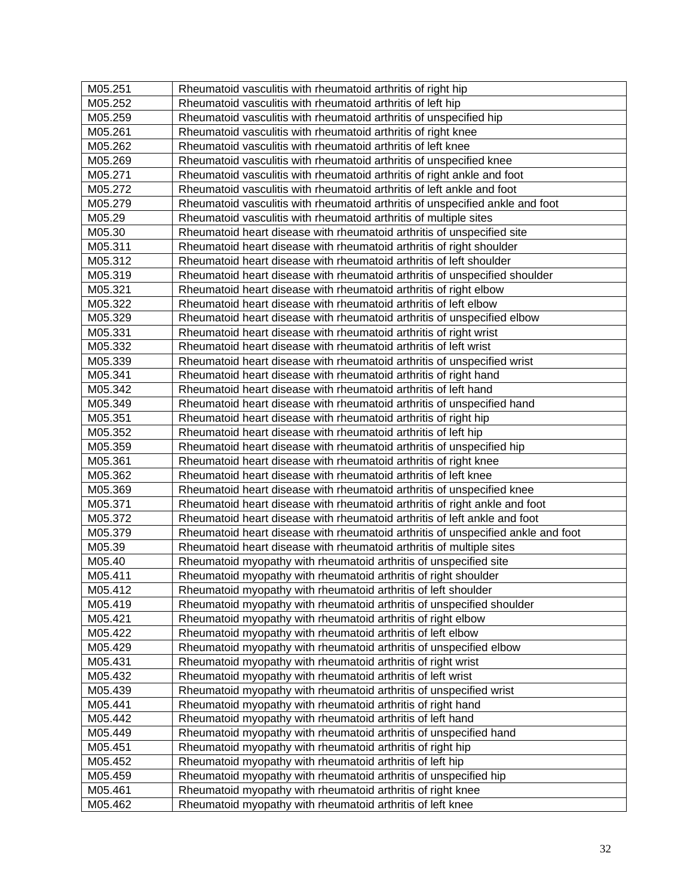| M05.251 | Rheumatoid vasculitis with rheumatoid arthritis of right hip |
|---|---|
| M05.252 | Rheumatoid vasculitis with rheumatoid arthritis of left hip |
| M05.259 | Rheumatoid vasculitis with rheumatoid arthritis of unspecified hip |
| M05.261 | Rheumatoid vasculitis with rheumatoid arthritis of right knee |
| M05.262 | Rheumatoid vasculitis with rheumatoid arthritis of left knee |
| M05.269 | Rheumatoid vasculitis with rheumatoid arthritis of unspecified knee |
| M05.271 | Rheumatoid vasculitis with rheumatoid arthritis of right ankle and foot |
| M05.272 | Rheumatoid vasculitis with rheumatoid arthritis of left ankle and foot |
| M05.279 | Rheumatoid vasculitis with rheumatoid arthritis of unspecified ankle and foot |
| M05.29 | Rheumatoid vasculitis with rheumatoid arthritis of multiple sites |
| M05.30 | Rheumatoid heart disease with rheumatoid arthritis of unspecified site |
| M05.311 | Rheumatoid heart disease with rheumatoid arthritis of right shoulder |
| M05.312 | Rheumatoid heart disease with rheumatoid arthritis of left shoulder |
| M05.319 | Rheumatoid heart disease with rheumatoid arthritis of unspecified shoulder |
| M05.321 | Rheumatoid heart disease with rheumatoid arthritis of right elbow |
| M05.322 | Rheumatoid heart disease with rheumatoid arthritis of left elbow |
| M05.329 | Rheumatoid heart disease with rheumatoid arthritis of unspecified elbow |
| M05.331 | Rheumatoid heart disease with rheumatoid arthritis of right wrist |
| M05.332 | Rheumatoid heart disease with rheumatoid arthritis of left wrist |
| M05.339 | Rheumatoid heart disease with rheumatoid arthritis of unspecified wrist |
| M05.341 | Rheumatoid heart disease with rheumatoid arthritis of right hand |
| M05.342 | Rheumatoid heart disease with rheumatoid arthritis of left hand |
| M05.349 | Rheumatoid heart disease with rheumatoid arthritis of unspecified hand |
| M05.351 | Rheumatoid heart disease with rheumatoid arthritis of right hip |
| M05.352 | Rheumatoid heart disease with rheumatoid arthritis of left hip |
| M05.359 | Rheumatoid heart disease with rheumatoid arthritis of unspecified hip |
| M05.361 | Rheumatoid heart disease with rheumatoid arthritis of right knee |
| M05.362 | Rheumatoid heart disease with rheumatoid arthritis of left knee |
| M05.369 | Rheumatoid heart disease with rheumatoid arthritis of unspecified knee |
| M05.371 | Rheumatoid heart disease with rheumatoid arthritis of right ankle and foot |
| M05.372 | Rheumatoid heart disease with rheumatoid arthritis of left ankle and foot |
| M05.379 | Rheumatoid heart disease with rheumatoid arthritis of unspecified ankle and foot |
| M05.39 | Rheumatoid heart disease with rheumatoid arthritis of multiple sites |
| M05.40 | Rheumatoid myopathy with rheumatoid arthritis of unspecified site |
| M05.411 | Rheumatoid myopathy with rheumatoid arthritis of right shoulder |
| M05.412 | Rheumatoid myopathy with rheumatoid arthritis of left shoulder |
| M05.419 | Rheumatoid myopathy with rheumatoid arthritis of unspecified shoulder |
| M05.421 | Rheumatoid myopathy with rheumatoid arthritis of right elbow |
| M05.422 | Rheumatoid myopathy with rheumatoid arthritis of left elbow |
| M05.429 | Rheumatoid myopathy with rheumatoid arthritis of unspecified elbow |
| M05.431 | Rheumatoid myopathy with rheumatoid arthritis of right wrist |
| M05.432 | Rheumatoid myopathy with rheumatoid arthritis of left wrist |
| M05.439 | Rheumatoid myopathy with rheumatoid arthritis of unspecified wrist |
| M05.441 | Rheumatoid myopathy with rheumatoid arthritis of right hand |
| M05.442 | Rheumatoid myopathy with rheumatoid arthritis of left hand |
| M05.449 | Rheumatoid myopathy with rheumatoid arthritis of unspecified hand |
| M05.451 | Rheumatoid myopathy with rheumatoid arthritis of right hip |
| M05.452 | Rheumatoid myopathy with rheumatoid arthritis of left hip |
| M05.459 | Rheumatoid myopathy with rheumatoid arthritis of unspecified hip |
| M05.461 | Rheumatoid myopathy with rheumatoid arthritis of right knee |
| M05.462 | Rheumatoid myopathy with rheumatoid arthritis of left knee |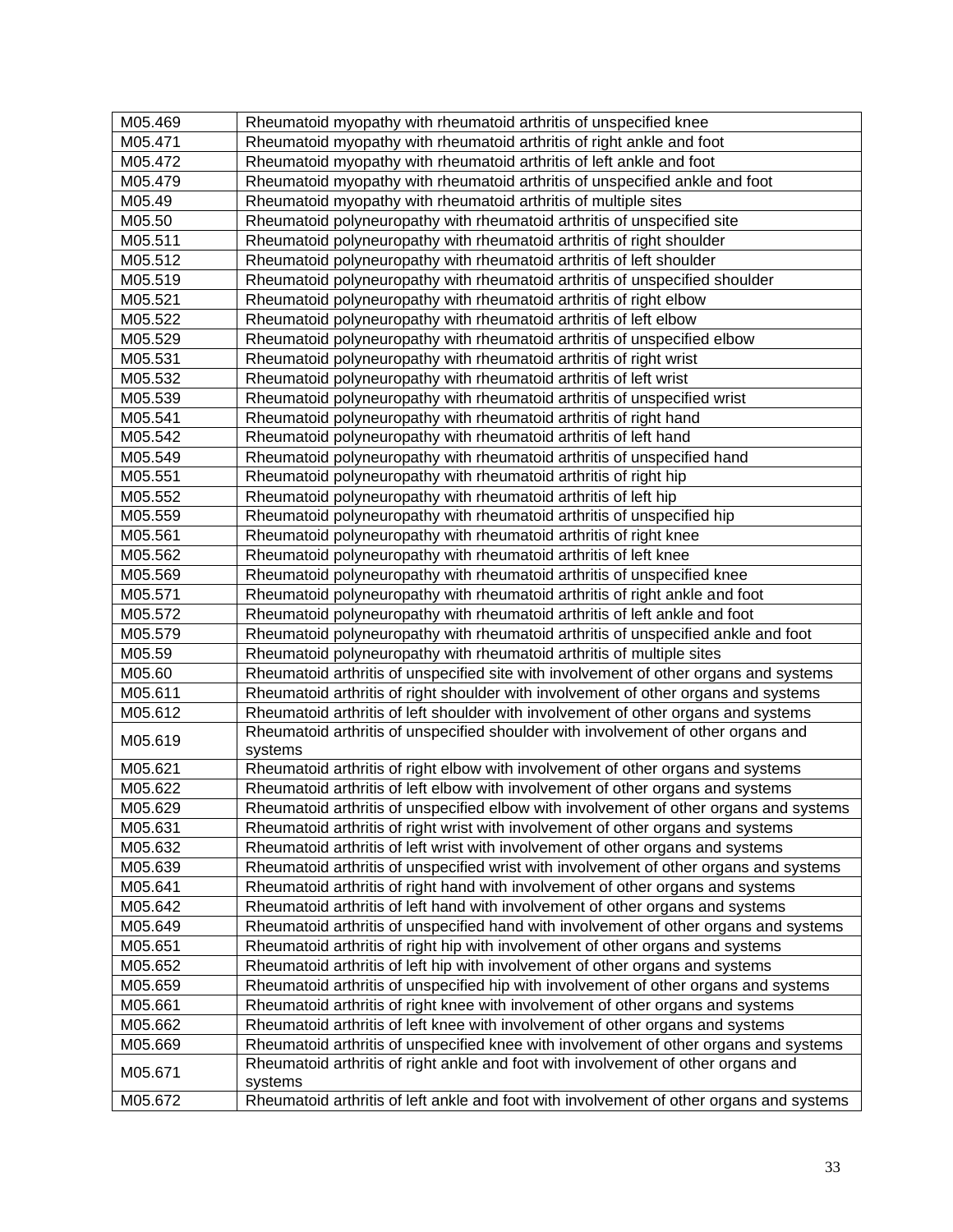| M05.469 | Rheumatoid myopathy with rheumatoid arthritis of unspecified knee |
|---|---|
| M05.471 | Rheumatoid myopathy with rheumatoid arthritis of right ankle and foot |
| M05.472 | Rheumatoid myopathy with rheumatoid arthritis of left ankle and foot |
| M05.479 | Rheumatoid myopathy with rheumatoid arthritis of unspecified ankle and foot |
| M05.49 | Rheumatoid myopathy with rheumatoid arthritis of multiple sites |
| M05.50 | Rheumatoid polyneuropathy with rheumatoid arthritis of unspecified site |
| M05.511 | Rheumatoid polyneuropathy with rheumatoid arthritis of right shoulder |
| M05.512 | Rheumatoid polyneuropathy with rheumatoid arthritis of left shoulder |
| M05.519 | Rheumatoid polyneuropathy with rheumatoid arthritis of unspecified shoulder |
| M05.521 | Rheumatoid polyneuropathy with rheumatoid arthritis of right elbow |
| M05.522 | Rheumatoid polyneuropathy with rheumatoid arthritis of left elbow |
| M05.529 | Rheumatoid polyneuropathy with rheumatoid arthritis of unspecified elbow |
| M05.531 | Rheumatoid polyneuropathy with rheumatoid arthritis of right wrist |
| M05.532 | Rheumatoid polyneuropathy with rheumatoid arthritis of left wrist |
| M05.539 | Rheumatoid polyneuropathy with rheumatoid arthritis of unspecified wrist |
| M05.541 | Rheumatoid polyneuropathy with rheumatoid arthritis of right hand |
| M05.542 | Rheumatoid polyneuropathy with rheumatoid arthritis of left hand |
| M05.549 | Rheumatoid polyneuropathy with rheumatoid arthritis of unspecified hand |
| M05.551 | Rheumatoid polyneuropathy with rheumatoid arthritis of right hip |
| M05.552 | Rheumatoid polyneuropathy with rheumatoid arthritis of left hip |
| M05.559 | Rheumatoid polyneuropathy with rheumatoid arthritis of unspecified hip |
| M05.561 | Rheumatoid polyneuropathy with rheumatoid arthritis of right knee |
| M05.562 | Rheumatoid polyneuropathy with rheumatoid arthritis of left knee |
| M05.569 | Rheumatoid polyneuropathy with rheumatoid arthritis of unspecified knee |
| M05.571 | Rheumatoid polyneuropathy with rheumatoid arthritis of right ankle and foot |
| M05.572 | Rheumatoid polyneuropathy with rheumatoid arthritis of left ankle and foot |
| M05.579 | Rheumatoid polyneuropathy with rheumatoid arthritis of unspecified ankle and foot |
| M05.59 | Rheumatoid polyneuropathy with rheumatoid arthritis of multiple sites |
| M05.60 | Rheumatoid arthritis of unspecified site with involvement of other organs and systems |
| M05.611 | Rheumatoid arthritis of right shoulder with involvement of other organs and systems |
| M05.612 | Rheumatoid arthritis of left shoulder with involvement of other organs and systems |
| M05.619 | Rheumatoid arthritis of unspecified shoulder with involvement of other organs and systems |
| M05.621 | Rheumatoid arthritis of right elbow with involvement of other organs and systems |
| M05.622 | Rheumatoid arthritis of left elbow with involvement of other organs and systems |
| M05.629 | Rheumatoid arthritis of unspecified elbow with involvement of other organs and systems |
| M05.631 | Rheumatoid arthritis of right wrist with involvement of other organs and systems |
| M05.632 | Rheumatoid arthritis of left wrist with involvement of other organs and systems |
| M05.639 | Rheumatoid arthritis of unspecified wrist with involvement of other organs and systems |
| M05.641 | Rheumatoid arthritis of right hand with involvement of other organs and systems |
| M05.642 | Rheumatoid arthritis of left hand with involvement of other organs and systems |
| M05.649 | Rheumatoid arthritis of unspecified hand with involvement of other organs and systems |
| M05.651 | Rheumatoid arthritis of right hip with involvement of other organs and systems |
| M05.652 | Rheumatoid arthritis of left hip with involvement of other organs and systems |
| M05.659 | Rheumatoid arthritis of unspecified hip with involvement of other organs and systems |
| M05.661 | Rheumatoid arthritis of right knee with involvement of other organs and systems |
| M05.662 | Rheumatoid arthritis of left knee with involvement of other organs and systems |
| M05.669 | Rheumatoid arthritis of unspecified knee with involvement of other organs and systems |
| M05.671 | Rheumatoid arthritis of right ankle and foot with involvement of other organs and systems |
| M05.672 | Rheumatoid arthritis of left ankle and foot with involvement of other organs and systems |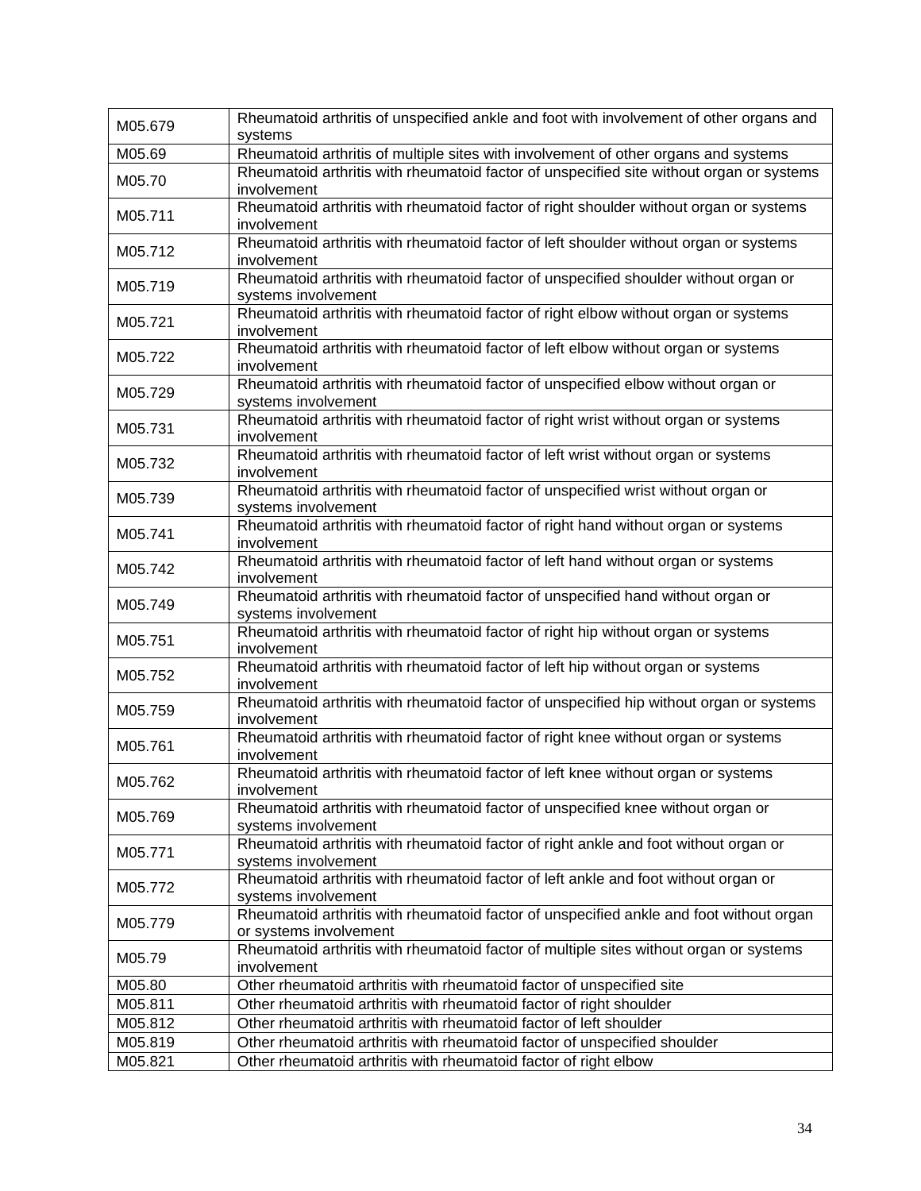| | |
|---|---|
| M05.679 | Rheumatoid arthritis of unspecified ankle and foot with involvement of other organs and systems |
| M05.69 | Rheumatoid arthritis of multiple sites with involvement of other organs and systems |
| M05.70 | Rheumatoid arthritis with rheumatoid factor of unspecified site without organ or systems involvement |
| M05.711 | Rheumatoid arthritis with rheumatoid factor of right shoulder without organ or systems involvement |
| M05.712 | Rheumatoid arthritis with rheumatoid factor of left shoulder without organ or systems involvement |
| M05.719 | Rheumatoid arthritis with rheumatoid factor of unspecified shoulder without organ or systems involvement |
| M05.721 | Rheumatoid arthritis with rheumatoid factor of right elbow without organ or systems involvement |
| M05.722 | Rheumatoid arthritis with rheumatoid factor of left elbow without organ or systems involvement |
| M05.729 | Rheumatoid arthritis with rheumatoid factor of unspecified elbow without organ or systems involvement |
| M05.731 | Rheumatoid arthritis with rheumatoid factor of right wrist without organ or systems involvement |
| M05.732 | Rheumatoid arthritis with rheumatoid factor of left wrist without organ or systems involvement |
| M05.739 | Rheumatoid arthritis with rheumatoid factor of unspecified wrist without organ or systems involvement |
| M05.741 | Rheumatoid arthritis with rheumatoid factor of right hand without organ or systems involvement |
| M05.742 | Rheumatoid arthritis with rheumatoid factor of left hand without organ or systems involvement |
| M05.749 | Rheumatoid arthritis with rheumatoid factor of unspecified hand without organ or systems involvement |
| M05.751 | Rheumatoid arthritis with rheumatoid factor of right hip without organ or systems involvement |
| M05.752 | Rheumatoid arthritis with rheumatoid factor of left hip without organ or systems involvement |
| M05.759 | Rheumatoid arthritis with rheumatoid factor of unspecified hip without organ or systems involvement |
| M05.761 | Rheumatoid arthritis with rheumatoid factor of right knee without organ or systems involvement |
| M05.762 | Rheumatoid arthritis with rheumatoid factor of left knee without organ or systems involvement |
| M05.769 | Rheumatoid arthritis with rheumatoid factor of unspecified knee without organ or systems involvement |
| M05.771 | Rheumatoid arthritis with rheumatoid factor of right ankle and foot without organ or systems involvement |
| M05.772 | Rheumatoid arthritis with rheumatoid factor of left ankle and foot without organ or systems involvement |
| M05.779 | Rheumatoid arthritis with rheumatoid factor of unspecified ankle and foot without organ or systems involvement |
| M05.79 | Rheumatoid arthritis with rheumatoid factor of multiple sites without organ or systems involvement |
| M05.80 | Other rheumatoid arthritis with rheumatoid factor of unspecified site |
| M05.811 | Other rheumatoid arthritis with rheumatoid factor of right shoulder |
| M05.812 | Other rheumatoid arthritis with rheumatoid factor of left shoulder |
| M05.819 | Other rheumatoid arthritis with rheumatoid factor of unspecified shoulder |
| M05.821 | Other rheumatoid arthritis with rheumatoid factor of right elbow |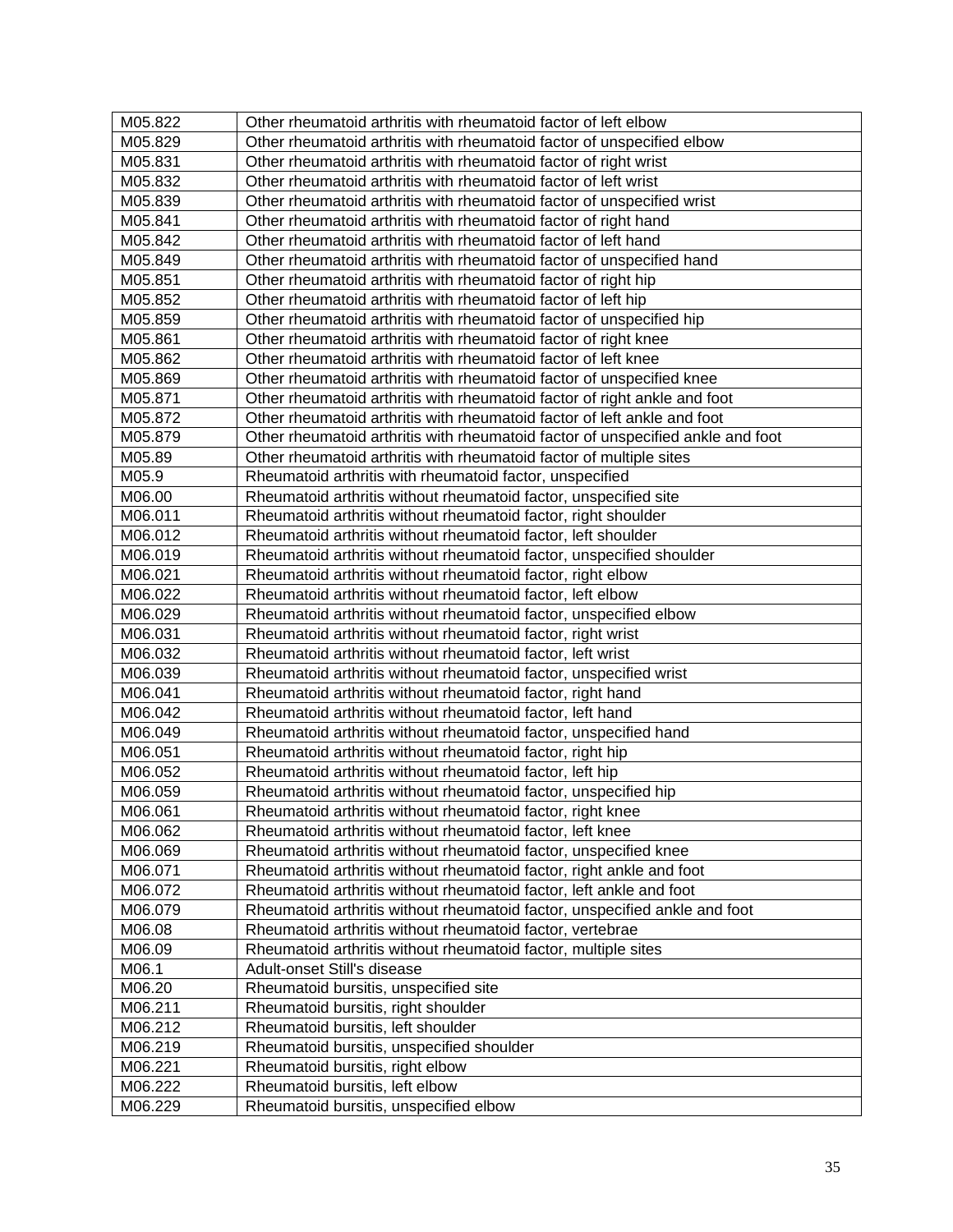| | |
|---|---|
| M05.822 | Other rheumatoid arthritis with rheumatoid factor of left elbow |
| M05.829 | Other rheumatoid arthritis with rheumatoid factor of unspecified elbow |
| M05.831 | Other rheumatoid arthritis with rheumatoid factor of right wrist |
| M05.832 | Other rheumatoid arthritis with rheumatoid factor of left wrist |
| M05.839 | Other rheumatoid arthritis with rheumatoid factor of unspecified wrist |
| M05.841 | Other rheumatoid arthritis with rheumatoid factor of right hand |
| M05.842 | Other rheumatoid arthritis with rheumatoid factor of left hand |
| M05.849 | Other rheumatoid arthritis with rheumatoid factor of unspecified hand |
| M05.851 | Other rheumatoid arthritis with rheumatoid factor of right hip |
| M05.852 | Other rheumatoid arthritis with rheumatoid factor of left hip |
| M05.859 | Other rheumatoid arthritis with rheumatoid factor of unspecified hip |
| M05.861 | Other rheumatoid arthritis with rheumatoid factor of right knee |
| M05.862 | Other rheumatoid arthritis with rheumatoid factor of left knee |
| M05.869 | Other rheumatoid arthritis with rheumatoid factor of unspecified knee |
| M05.871 | Other rheumatoid arthritis with rheumatoid factor of right ankle and foot |
| M05.872 | Other rheumatoid arthritis with rheumatoid factor of left ankle and foot |
| M05.879 | Other rheumatoid arthritis with rheumatoid factor of unspecified ankle and foot |
| M05.89 | Other rheumatoid arthritis with rheumatoid factor of multiple sites |
| M05.9 | Rheumatoid arthritis with rheumatoid factor, unspecified |
| M06.00 | Rheumatoid arthritis without rheumatoid factor, unspecified site |
| M06.011 | Rheumatoid arthritis without rheumatoid factor, right shoulder |
| M06.012 | Rheumatoid arthritis without rheumatoid factor, left shoulder |
| M06.019 | Rheumatoid arthritis without rheumatoid factor, unspecified shoulder |
| M06.021 | Rheumatoid arthritis without rheumatoid factor, right elbow |
| M06.022 | Rheumatoid arthritis without rheumatoid factor, left elbow |
| M06.029 | Rheumatoid arthritis without rheumatoid factor, unspecified elbow |
| M06.031 | Rheumatoid arthritis without rheumatoid factor, right wrist |
| M06.032 | Rheumatoid arthritis without rheumatoid factor, left wrist |
| M06.039 | Rheumatoid arthritis without rheumatoid factor, unspecified wrist |
| M06.041 | Rheumatoid arthritis without rheumatoid factor, right hand |
| M06.042 | Rheumatoid arthritis without rheumatoid factor, left hand |
| M06.049 | Rheumatoid arthritis without rheumatoid factor, unspecified hand |
| M06.051 | Rheumatoid arthritis without rheumatoid factor, right hip |
| M06.052 | Rheumatoid arthritis without rheumatoid factor, left hip |
| M06.059 | Rheumatoid arthritis without rheumatoid factor, unspecified hip |
| M06.061 | Rheumatoid arthritis without rheumatoid factor, right knee |
| M06.062 | Rheumatoid arthritis without rheumatoid factor, left knee |
| M06.069 | Rheumatoid arthritis without rheumatoid factor, unspecified knee |
| M06.071 | Rheumatoid arthritis without rheumatoid factor, right ankle and foot |
| M06.072 | Rheumatoid arthritis without rheumatoid factor, left ankle and foot |
| M06.079 | Rheumatoid arthritis without rheumatoid factor, unspecified ankle and foot |
| M06.08 | Rheumatoid arthritis without rheumatoid factor, vertebrae |
| M06.09 | Rheumatoid arthritis without rheumatoid factor, multiple sites |
| M06.1 | Adult-onset Still's disease |
| M06.20 | Rheumatoid bursitis, unspecified site |
| M06.211 | Rheumatoid bursitis, right shoulder |
| M06.212 | Rheumatoid bursitis, left shoulder |
| M06.219 | Rheumatoid bursitis, unspecified shoulder |
| M06.221 | Rheumatoid bursitis, right elbow |
| M06.222 | Rheumatoid bursitis, left elbow |
| M06.229 | Rheumatoid bursitis, unspecified elbow |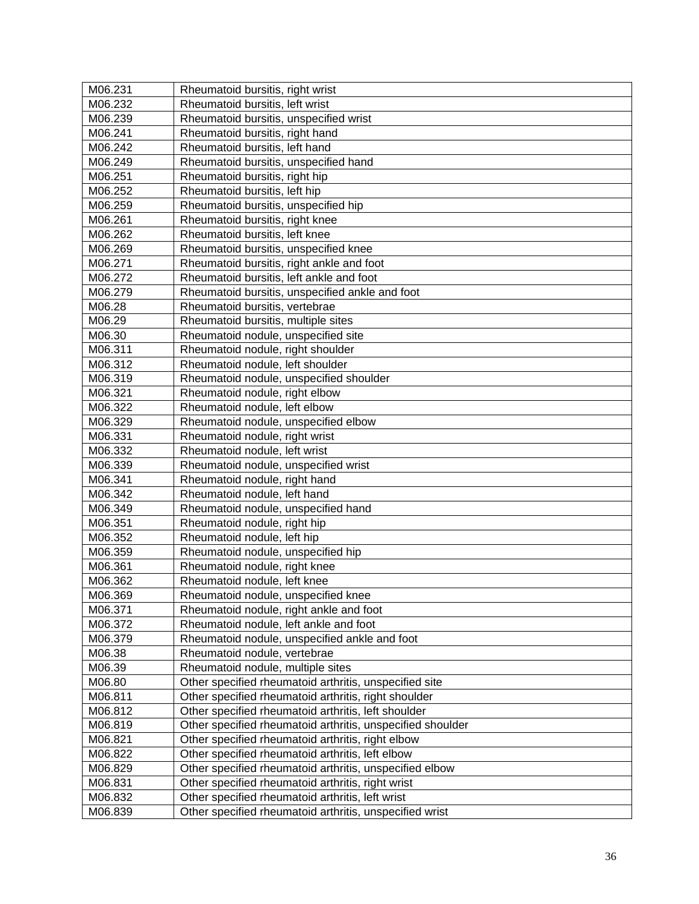| M06.231 | Rheumatoid bursitis, right wrist |
|---|---|
| M06.232 | Rheumatoid bursitis, left wrist |
| M06.239 | Rheumatoid bursitis, unspecified wrist |
| M06.241 | Rheumatoid bursitis, right hand |
| M06.242 | Rheumatoid bursitis, left hand |
| M06.249 | Rheumatoid bursitis, unspecified hand |
| M06.251 | Rheumatoid bursitis, right hip |
| M06.252 | Rheumatoid bursitis, left hip |
| M06.259 | Rheumatoid bursitis, unspecified hip |
| M06.261 | Rheumatoid bursitis, right knee |
| M06.262 | Rheumatoid bursitis, left knee |
| M06.269 | Rheumatoid bursitis, unspecified knee |
| M06.271 | Rheumatoid bursitis, right ankle and foot |
| M06.272 | Rheumatoid bursitis, left ankle and foot |
| M06.279 | Rheumatoid bursitis, unspecified ankle and foot |
| M06.28 | Rheumatoid bursitis, vertebrae |
| M06.29 | Rheumatoid bursitis, multiple sites |
| M06.30 | Rheumatoid nodule, unspecified site |
| M06.311 | Rheumatoid nodule, right shoulder |
| M06.312 | Rheumatoid nodule, left shoulder |
| M06.319 | Rheumatoid nodule, unspecified shoulder |
| M06.321 | Rheumatoid nodule, right elbow |
| M06.322 | Rheumatoid nodule, left elbow |
| M06.329 | Rheumatoid nodule, unspecified elbow |
| M06.331 | Rheumatoid nodule, right wrist |
| M06.332 | Rheumatoid nodule, left wrist |
| M06.339 | Rheumatoid nodule, unspecified wrist |
| M06.341 | Rheumatoid nodule, right hand |
| M06.342 | Rheumatoid nodule, left hand |
| M06.349 | Rheumatoid nodule, unspecified hand |
| M06.351 | Rheumatoid nodule, right hip |
| M06.352 | Rheumatoid nodule, left hip |
| M06.359 | Rheumatoid nodule, unspecified hip |
| M06.361 | Rheumatoid nodule, right knee |
| M06.362 | Rheumatoid nodule, left knee |
| M06.369 | Rheumatoid nodule, unspecified knee |
| M06.371 | Rheumatoid nodule, right ankle and foot |
| M06.372 | Rheumatoid nodule, left ankle and foot |
| M06.379 | Rheumatoid nodule, unspecified ankle and foot |
| M06.38 | Rheumatoid nodule, vertebrae |
| M06.39 | Rheumatoid nodule, multiple sites |
| M06.80 | Other specified rheumatoid arthritis, unspecified site |
| M06.811 | Other specified rheumatoid arthritis, right shoulder |
| M06.812 | Other specified rheumatoid arthritis, left shoulder |
| M06.819 | Other specified rheumatoid arthritis, unspecified shoulder |
| M06.821 | Other specified rheumatoid arthritis, right elbow |
| M06.822 | Other specified rheumatoid arthritis, left elbow |
| M06.829 | Other specified rheumatoid arthritis, unspecified elbow |
| M06.831 | Other specified rheumatoid arthritis, right wrist |
| M06.832 | Other specified rheumatoid arthritis, left wrist |
| M06.839 | Other specified rheumatoid arthritis, unspecified wrist |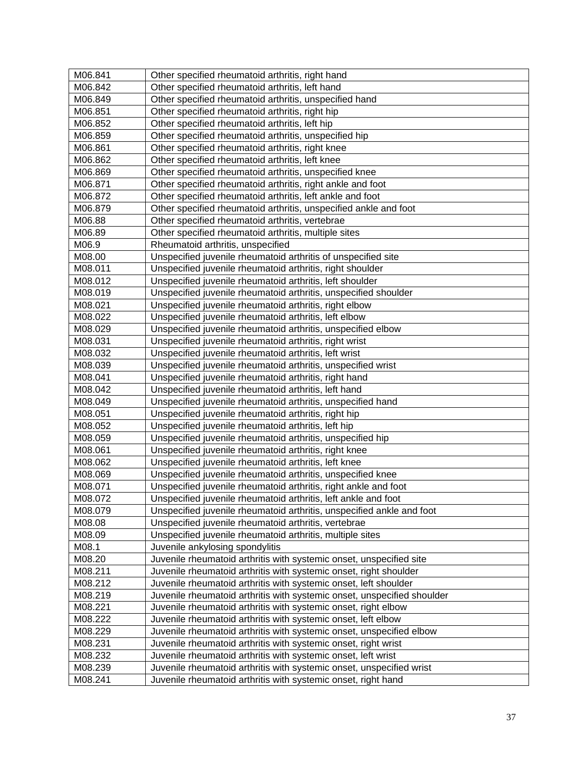| M06.841 | Other specified rheumatoid arthritis, right hand |
|---|---|
| M06.842 | Other specified rheumatoid arthritis, left hand |
| M06.849 | Other specified rheumatoid arthritis, unspecified hand |
| M06.851 | Other specified rheumatoid arthritis, right hip |
| M06.852 | Other specified rheumatoid arthritis, left hip |
| M06.859 | Other specified rheumatoid arthritis, unspecified hip |
| M06.861 | Other specified rheumatoid arthritis, right knee |
| M06.862 | Other specified rheumatoid arthritis, left knee |
| M06.869 | Other specified rheumatoid arthritis, unspecified knee |
| M06.871 | Other specified rheumatoid arthritis, right ankle and foot |
| M06.872 | Other specified rheumatoid arthritis, left ankle and foot |
| M06.879 | Other specified rheumatoid arthritis, unspecified ankle and foot |
| M06.88 | Other specified rheumatoid arthritis, vertebrae |
| M06.89 | Other specified rheumatoid arthritis, multiple sites |
| M06.9 | Rheumatoid arthritis, unspecified |
| M08.00 | Unspecified juvenile rheumatoid arthritis of unspecified site |
| M08.011 | Unspecified juvenile rheumatoid arthritis, right shoulder |
| M08.012 | Unspecified juvenile rheumatoid arthritis, left shoulder |
| M08.019 | Unspecified juvenile rheumatoid arthritis, unspecified shoulder |
| M08.021 | Unspecified juvenile rheumatoid arthritis, right elbow |
| M08.022 | Unspecified juvenile rheumatoid arthritis, left elbow |
| M08.029 | Unspecified juvenile rheumatoid arthritis, unspecified elbow |
| M08.031 | Unspecified juvenile rheumatoid arthritis, right wrist |
| M08.032 | Unspecified juvenile rheumatoid arthritis, left wrist |
| M08.039 | Unspecified juvenile rheumatoid arthritis, unspecified wrist |
| M08.041 | Unspecified juvenile rheumatoid arthritis, right hand |
| M08.042 | Unspecified juvenile rheumatoid arthritis, left hand |
| M08.049 | Unspecified juvenile rheumatoid arthritis, unspecified hand |
| M08.051 | Unspecified juvenile rheumatoid arthritis, right hip |
| M08.052 | Unspecified juvenile rheumatoid arthritis, left hip |
| M08.059 | Unspecified juvenile rheumatoid arthritis, unspecified hip |
| M08.061 | Unspecified juvenile rheumatoid arthritis, right knee |
| M08.062 | Unspecified juvenile rheumatoid arthritis, left knee |
| M08.069 | Unspecified juvenile rheumatoid arthritis, unspecified knee |
| M08.071 | Unspecified juvenile rheumatoid arthritis, right ankle and foot |
| M08.072 | Unspecified juvenile rheumatoid arthritis, left ankle and foot |
| M08.079 | Unspecified juvenile rheumatoid arthritis, unspecified ankle and foot |
| M08.08 | Unspecified juvenile rheumatoid arthritis, vertebrae |
| M08.09 | Unspecified juvenile rheumatoid arthritis, multiple sites |
| M08.1 | Juvenile ankylosing spondylitis |
| M08.20 | Juvenile rheumatoid arthritis with systemic onset, unspecified site |
| M08.211 | Juvenile rheumatoid arthritis with systemic onset, right shoulder |
| M08.212 | Juvenile rheumatoid arthritis with systemic onset, left shoulder |
| M08.219 | Juvenile rheumatoid arthritis with systemic onset, unspecified shoulder |
| M08.221 | Juvenile rheumatoid arthritis with systemic onset, right elbow |
| M08.222 | Juvenile rheumatoid arthritis with systemic onset, left elbow |
| M08.229 | Juvenile rheumatoid arthritis with systemic onset, unspecified elbow |
| M08.231 | Juvenile rheumatoid arthritis with systemic onset, right wrist |
| M08.232 | Juvenile rheumatoid arthritis with systemic onset, left wrist |
| M08.239 | Juvenile rheumatoid arthritis with systemic onset, unspecified wrist |
| M08.241 | Juvenile rheumatoid arthritis with systemic onset, right hand |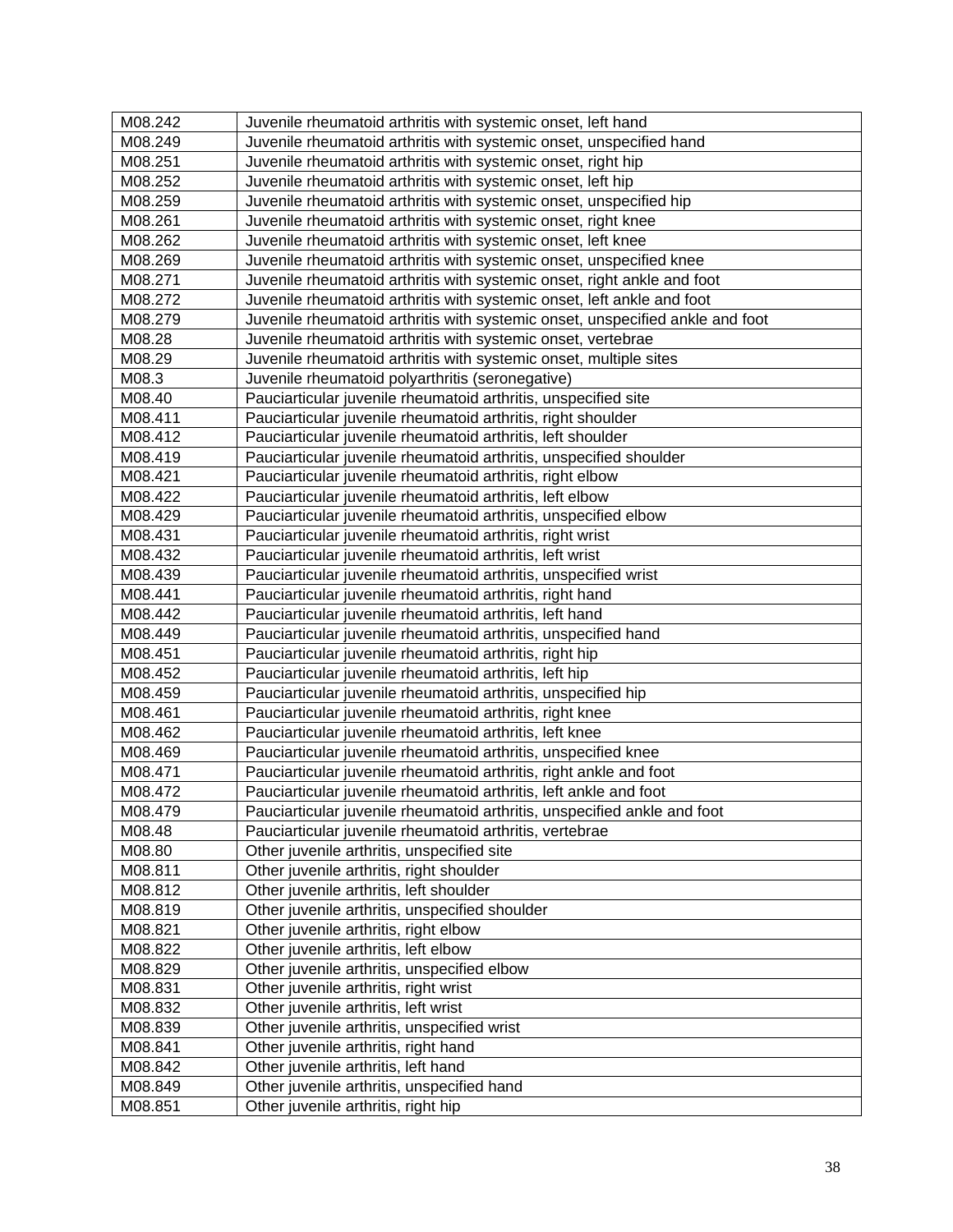| M08.242 | Juvenile rheumatoid arthritis with systemic onset, left hand |
|---|---|
| M08.249 | Juvenile rheumatoid arthritis with systemic onset, unspecified hand |
| M08.251 | Juvenile rheumatoid arthritis with systemic onset, right hip |
| M08.252 | Juvenile rheumatoid arthritis with systemic onset, left hip |
| M08.259 | Juvenile rheumatoid arthritis with systemic onset, unspecified hip |
| M08.261 | Juvenile rheumatoid arthritis with systemic onset, right knee |
| M08.262 | Juvenile rheumatoid arthritis with systemic onset, left knee |
| M08.269 | Juvenile rheumatoid arthritis with systemic onset, unspecified knee |
| M08.271 | Juvenile rheumatoid arthritis with systemic onset, right ankle and foot |
| M08.272 | Juvenile rheumatoid arthritis with systemic onset, left ankle and foot |
| M08.279 | Juvenile rheumatoid arthritis with systemic onset, unspecified ankle and foot |
| M08.28 | Juvenile rheumatoid arthritis with systemic onset, vertebrae |
| M08.29 | Juvenile rheumatoid arthritis with systemic onset, multiple sites |
| M08.3 | Juvenile rheumatoid polyarthritis (seronegative) |
| M08.40 | Pauciarticular juvenile rheumatoid arthritis, unspecified site |
| M08.411 | Pauciarticular juvenile rheumatoid arthritis, right shoulder |
| M08.412 | Pauciarticular juvenile rheumatoid arthritis, left shoulder |
| M08.419 | Pauciarticular juvenile rheumatoid arthritis, unspecified shoulder |
| M08.421 | Pauciarticular juvenile rheumatoid arthritis, right elbow |
| M08.422 | Pauciarticular juvenile rheumatoid arthritis, left elbow |
| M08.429 | Pauciarticular juvenile rheumatoid arthritis, unspecified elbow |
| M08.431 | Pauciarticular juvenile rheumatoid arthritis, right wrist |
| M08.432 | Pauciarticular juvenile rheumatoid arthritis, left wrist |
| M08.439 | Pauciarticular juvenile rheumatoid arthritis, unspecified wrist |
| M08.441 | Pauciarticular juvenile rheumatoid arthritis, right hand |
| M08.442 | Pauciarticular juvenile rheumatoid arthritis, left hand |
| M08.449 | Pauciarticular juvenile rheumatoid arthritis, unspecified hand |
| M08.451 | Pauciarticular juvenile rheumatoid arthritis, right hip |
| M08.452 | Pauciarticular juvenile rheumatoid arthritis, left hip |
| M08.459 | Pauciarticular juvenile rheumatoid arthritis, unspecified hip |
| M08.461 | Pauciarticular juvenile rheumatoid arthritis, right knee |
| M08.462 | Pauciarticular juvenile rheumatoid arthritis, left knee |
| M08.469 | Pauciarticular juvenile rheumatoid arthritis, unspecified knee |
| M08.471 | Pauciarticular juvenile rheumatoid arthritis, right ankle and foot |
| M08.472 | Pauciarticular juvenile rheumatoid arthritis, left ankle and foot |
| M08.479 | Pauciarticular juvenile rheumatoid arthritis, unspecified ankle and foot |
| M08.48 | Pauciarticular juvenile rheumatoid arthritis, vertebrae |
| M08.80 | Other juvenile arthritis, unspecified site |
| M08.811 | Other juvenile arthritis, right shoulder |
| M08.812 | Other juvenile arthritis, left shoulder |
| M08.819 | Other juvenile arthritis, unspecified shoulder |
| M08.821 | Other juvenile arthritis, right elbow |
| M08.822 | Other juvenile arthritis, left elbow |
| M08.829 | Other juvenile arthritis, unspecified elbow |
| M08.831 | Other juvenile arthritis, right wrist |
| M08.832 | Other juvenile arthritis, left wrist |
| M08.839 | Other juvenile arthritis, unspecified wrist |
| M08.841 | Other juvenile arthritis, right hand |
| M08.842 | Other juvenile arthritis, left hand |
| M08.849 | Other juvenile arthritis, unspecified hand |
| M08.851 | Other juvenile arthritis, right hip |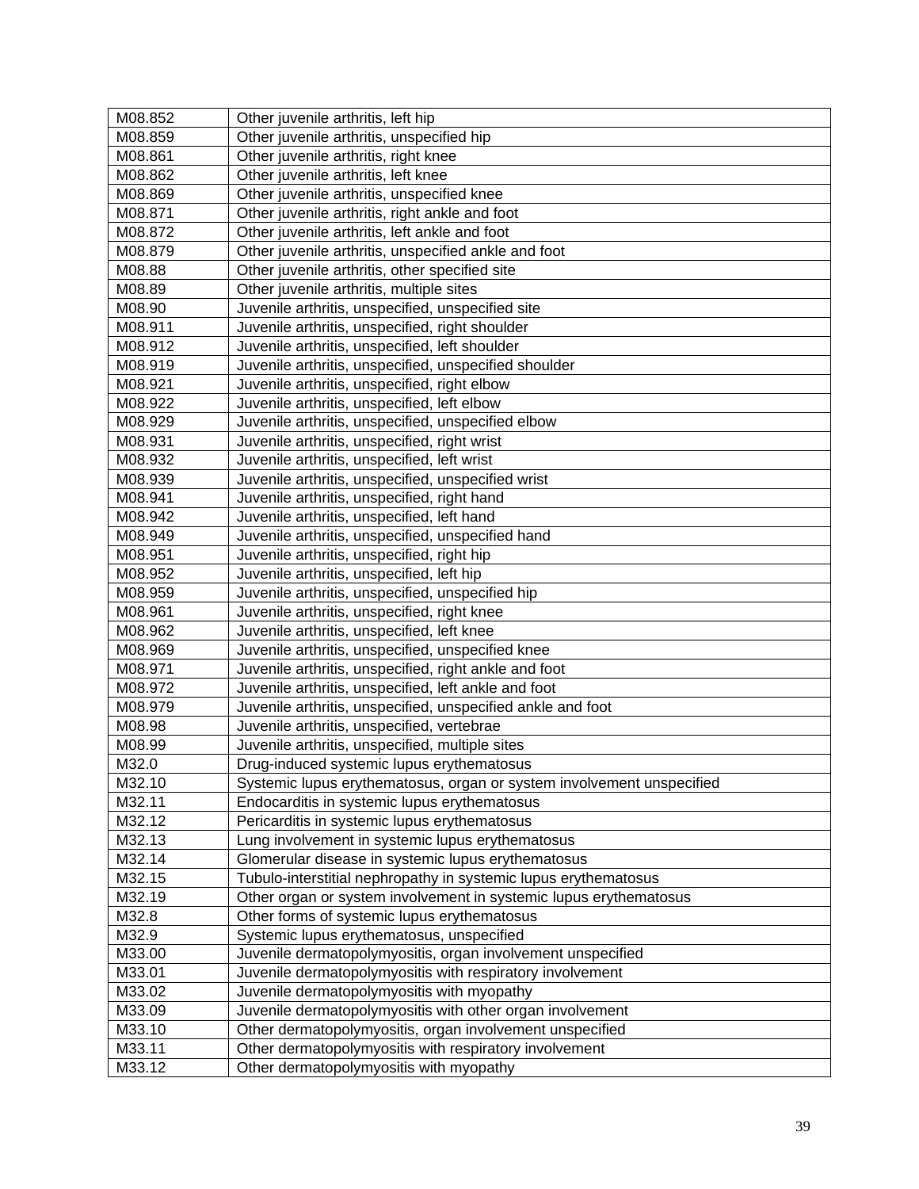| M08.852 | Other juvenile arthritis, left hip |
|---|---|
| M08.859 | Other juvenile arthritis, unspecified hip |
| M08.861 | Other juvenile arthritis, right knee |
| M08.862 | Other juvenile arthritis, left knee |
| M08.869 | Other juvenile arthritis, unspecified knee |
| M08.871 | Other juvenile arthritis, right ankle and foot |
| M08.872 | Other juvenile arthritis, left ankle and foot |
| M08.879 | Other juvenile arthritis, unspecified ankle and foot |
| M08.88 | Other juvenile arthritis, other specified site |
| M08.89 | Other juvenile arthritis, multiple sites |
| M08.90 | Juvenile arthritis, unspecified, unspecified site |
| M08.911 | Juvenile arthritis, unspecified, right shoulder |
| M08.912 | Juvenile arthritis, unspecified, left shoulder |
| M08.919 | Juvenile arthritis, unspecified, unspecified shoulder |
| M08.921 | Juvenile arthritis, unspecified, right elbow |
| M08.922 | Juvenile arthritis, unspecified, left elbow |
| M08.929 | Juvenile arthritis, unspecified, unspecified elbow |
| M08.931 | Juvenile arthritis, unspecified, right wrist |
| M08.932 | Juvenile arthritis, unspecified, left wrist |
| M08.939 | Juvenile arthritis, unspecified, unspecified wrist |
| M08.941 | Juvenile arthritis, unspecified, right hand |
| M08.942 | Juvenile arthritis, unspecified, left hand |
| M08.949 | Juvenile arthritis, unspecified, unspecified hand |
| M08.951 | Juvenile arthritis, unspecified, right hip |
| M08.952 | Juvenile arthritis, unspecified, left hip |
| M08.959 | Juvenile arthritis, unspecified, unspecified hip |
| M08.961 | Juvenile arthritis, unspecified, right knee |
| M08.962 | Juvenile arthritis, unspecified, left knee |
| M08.969 | Juvenile arthritis, unspecified, unspecified knee |
| M08.971 | Juvenile arthritis, unspecified, right ankle and foot |
| M08.972 | Juvenile arthritis, unspecified, left ankle and foot |
| M08.979 | Juvenile arthritis, unspecified, unspecified ankle and foot |
| M08.98 | Juvenile arthritis, unspecified, vertebrae |
| M08.99 | Juvenile arthritis, unspecified, multiple sites |
| M32.0 | Drug-induced systemic lupus erythematosus |
| M32.10 | Systemic lupus erythematosus, organ or system involvement unspecified |
| M32.11 | Endocarditis in systemic lupus erythematosus |
| M32.12 | Pericarditis in systemic lupus erythematosus |
| M32.13 | Lung involvement in systemic lupus erythematosus |
| M32.14 | Glomerular disease in systemic lupus erythematosus |
| M32.15 | Tubulo-interstitial nephropathy in systemic lupus erythematosus |
| M32.19 | Other organ or system involvement in systemic lupus erythematosus |
| M32.8 | Other forms of systemic lupus erythematosus |
| M32.9 | Systemic lupus erythematosus, unspecified |
| M33.00 | Juvenile dermatopolymyositis, organ involvement unspecified |
| M33.01 | Juvenile dermatopolymyositis with respiratory involvement |
| M33.02 | Juvenile dermatopolymyositis with myopathy |
| M33.09 | Juvenile dermatopolymyositis with other organ involvement |
| M33.10 | Other dermatopolymyositis, organ involvement unspecified |
| M33.11 | Other dermatopolymyositis with respiratory involvement |
| M33.12 | Other dermatopolymyositis with myopathy |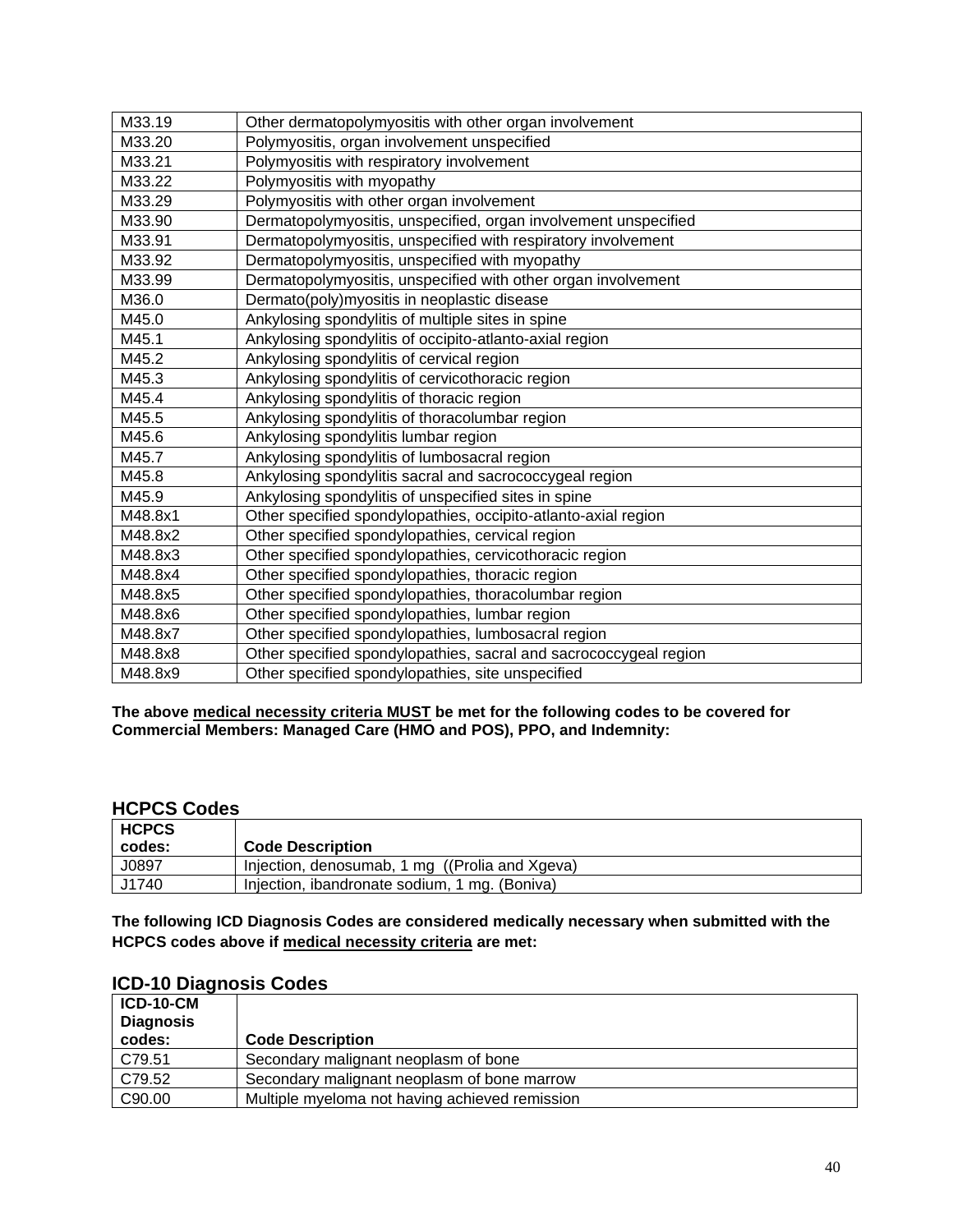| | |
|---|---|
| M33.19 | Other dermatopolymyositis with other organ involvement |
| M33.20 | Polymyositis, organ involvement unspecified |
| M33.21 | Polymyositis with respiratory involvement |
| M33.22 | Polymyositis with myopathy |
| M33.29 | Polymyositis with other organ involvement |
| M33.90 | Dermatopolymyositis, unspecified, organ involvement unspecified |
| M33.91 | Dermatopolymyositis, unspecified with respiratory involvement |
| M33.92 | Dermatopolymyositis, unspecified with myopathy |
| M33.99 | Dermatopolymyositis, unspecified with other organ involvement |
| M36.0 | Dermato(poly)myositis in neoplastic disease |
| M45.0 | Ankylosing spondylitis of multiple sites in spine |
| M45.1 | Ankylosing spondylitis of occipito-atlanto-axial region |
| M45.2 | Ankylosing spondylitis of cervical region |
| M45.3 | Ankylosing spondylitis of cervicothoracic region |
| M45.4 | Ankylosing spondylitis of thoracic region |
| M45.5 | Ankylosing spondylitis of thoracolumbar region |
| M45.6 | Ankylosing spondylitis lumbar region |
| M45.7 | Ankylosing spondylitis of lumbosacral region |
| M45.8 | Ankylosing spondylitis sacral and sacrococcygeal region |
| M45.9 | Ankylosing spondylitis of unspecified sites in spine |
| M48.8x1 | Other specified spondylopathies, occipito-atlanto-axial region |
| M48.8x2 | Other specified spondylopathies, cervical region |
| M48.8x3 | Other specified spondylopathies, cervicothoracic region |
| M48.8x4 | Other specified spondylopathies, thoracic region |
| M48.8x5 | Other specified spondylopathies, thoracolumbar region |
| M48.8x6 | Other specified spondylopathies, lumbar region |
| M48.8x7 | Other specified spondylopathies, lumbosacral region |
| M48.8x8 | Other specified spondylopathies, sacral and sacrococcygeal region |
| M48.8x9 | Other specified spondylopathies, site unspecified |

**The above medical necessity criteria MUST be met for the following codes to be covered for Commercial Members: Managed Care (HMO and POS), PPO, and Indemnity:**

## HCPCS Codes

| HCPCS codes: | Code Description |
|---|---|
| J0897 | Injection, denosumab, 1 mg ((Prolia and Xgeva) |
| J1740 | Injection, ibandronate sodium, 1 mg. (Boniva) |

**The following ICD Diagnosis Codes are considered medically necessary when submitted with the HCPCS codes above if medical necessity criteria are met:**

## ICD-10 Diagnosis Codes

| ICD-10-CM Diagnosis codes: | Code Description |
|---|---|
| C79.51 | Secondary malignant neoplasm of bone |
| C79.52 | Secondary malignant neoplasm of bone marrow |
| C90.00 | Multiple myeloma not having achieved remission |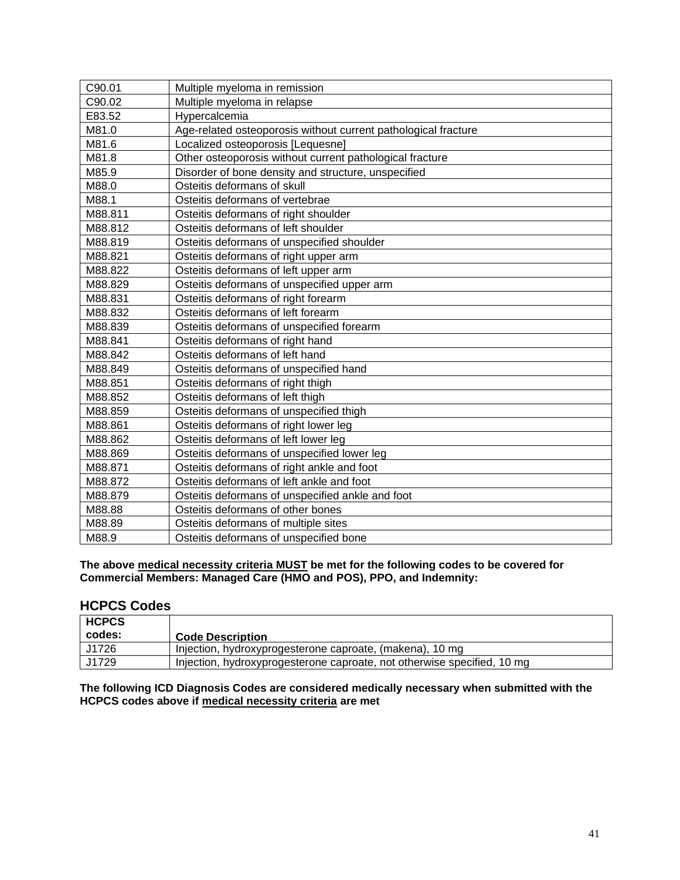| | |
|---|---|
| C90.01 | Multiple myeloma in remission |
| C90.02 | Multiple myeloma in relapse |
| E83.52 | Hypercalcemia |
| M81.0 | Age-related osteoporosis without current pathological fracture |
| M81.6 | Localized osteoporosis [Lequesne] |
| M81.8 | Other osteoporosis without current pathological fracture |
| M85.9 | Disorder of bone density and structure, unspecified |
| M88.0 | Osteitis deformans of skull |
| M88.1 | Osteitis deformans of vertebrae |
| M88.811 | Osteitis deformans of right shoulder |
| M88.812 | Osteitis deformans of left shoulder |
| M88.819 | Osteitis deformans of unspecified shoulder |
| M88.821 | Osteitis deformans of right upper arm |
| M88.822 | Osteitis deformans of left upper arm |
| M88.829 | Osteitis deformans of unspecified upper arm |
| M88.831 | Osteitis deformans of right forearm |
| M88.832 | Osteitis deformans of left forearm |
| M88.839 | Osteitis deformans of unspecified forearm |
| M88.841 | Osteitis deformans of right hand |
| M88.842 | Osteitis deformans of left hand |
| M88.849 | Osteitis deformans of unspecified hand |
| M88.851 | Osteitis deformans of right thigh |
| M88.852 | Osteitis deformans of left thigh |
| M88.859 | Osteitis deformans of unspecified thigh |
| M88.861 | Osteitis deformans of right lower leg |
| M88.862 | Osteitis deformans of left lower leg |
| M88.869 | Osteitis deformans of unspecified lower leg |
| M88.871 | Osteitis deformans of right ankle and foot |
| M88.872 | Osteitis deformans of left ankle and foot |
| M88.879 | Osteitis deformans of unspecified ankle and foot |
| M88.88 | Osteitis deformans of other bones |
| M88.89 | Osteitis deformans of multiple sites |
| M88.9 | Osteitis deformans of unspecified bone |

**The above medical necessity criteria MUST be met for the following codes to be covered for Commercial Members: Managed Care (HMO and POS), PPO, and Indemnity:**

## HCPCS Codes

| HCPCS codes: | Code Description |
|---|---|
| J1726 | Injection, hydroxyprogesterone caproate, (makena), 10 mg |
| J1729 | Injection, hydroxyprogesterone caproate, not otherwise specified, 10 mg |

**The following ICD Diagnosis Codes are considered medically necessary when submitted with the HCPCS codes above if medical necessity criteria are met**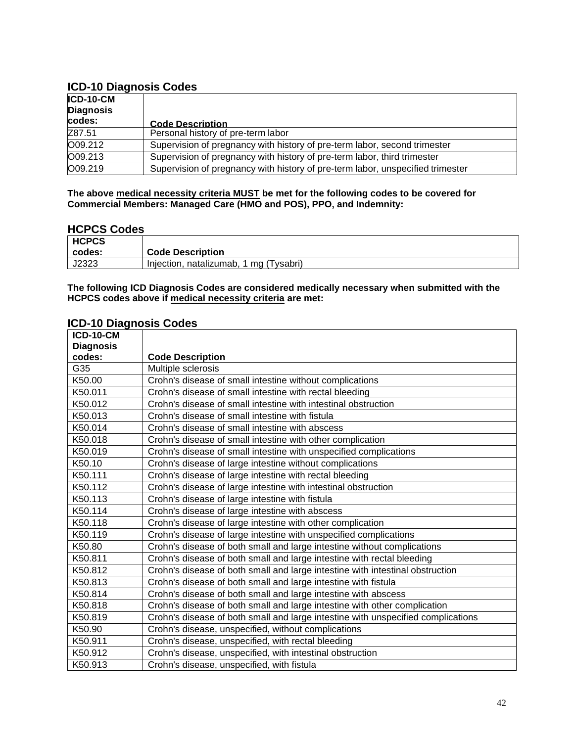## ICD-10 Diagnosis Codes

| ICD-10-CM Diagnosis codes: | Code Description |
|---|---|
| Z87.51 | Personal history of pre-term labor |
| O09.212 | Supervision of pregnancy with history of pre-term labor, second trimester |
| O09.213 | Supervision of pregnancy with history of pre-term labor, third trimester |
| O09.219 | Supervision of pregnancy with history of pre-term labor, unspecified trimester |

**The above medical necessity criteria MUST be met for the following codes to be covered for Commercial Members: Managed Care (HMO and POS), PPO, and Indemnity:**

## HCPCS Codes

| HCPCS codes: | Code Description |
|---|---|
| J2323 | Injection, natalizumab, 1 mg (Tysabri) |

**The following ICD Diagnosis Codes are considered medically necessary when submitted with the HCPCS codes above if medical necessity criteria are met:**

## ICD-10 Diagnosis Codes

| ICD-10-CM Diagnosis codes: | Code Description |
|---|---|
| G35 | Multiple sclerosis |
| K50.00 | Crohn's disease of small intestine without complications |
| K50.011 | Crohn's disease of small intestine with rectal bleeding |
| K50.012 | Crohn's disease of small intestine with intestinal obstruction |
| K50.013 | Crohn's disease of small intestine with fistula |
| K50.014 | Crohn's disease of small intestine with abscess |
| K50.018 | Crohn's disease of small intestine with other complication |
| K50.019 | Crohn's disease of small intestine with unspecified complications |
| K50.10 | Crohn's disease of large intestine without complications |
| K50.111 | Crohn's disease of large intestine with rectal bleeding |
| K50.112 | Crohn's disease of large intestine with intestinal obstruction |
| K50.113 | Crohn's disease of large intestine with fistula |
| K50.114 | Crohn's disease of large intestine with abscess |
| K50.118 | Crohn's disease of large intestine with other complication |
| K50.119 | Crohn's disease of large intestine with unspecified complications |
| K50.80 | Crohn's disease of both small and large intestine without complications |
| K50.811 | Crohn's disease of both small and large intestine with rectal bleeding |
| K50.812 | Crohn's disease of both small and large intestine with intestinal obstruction |
| K50.813 | Crohn's disease of both small and large intestine with fistula |
| K50.814 | Crohn's disease of both small and large intestine with abscess |
| K50.818 | Crohn's disease of both small and large intestine with other complication |
| K50.819 | Crohn's disease of both small and large intestine with unspecified complications |
| K50.90 | Crohn's disease, unspecified, without complications |
| K50.911 | Crohn's disease, unspecified, with rectal bleeding |
| K50.912 | Crohn's disease, unspecified, with intestinal obstruction |
| K50.913 | Crohn's disease, unspecified, with fistula |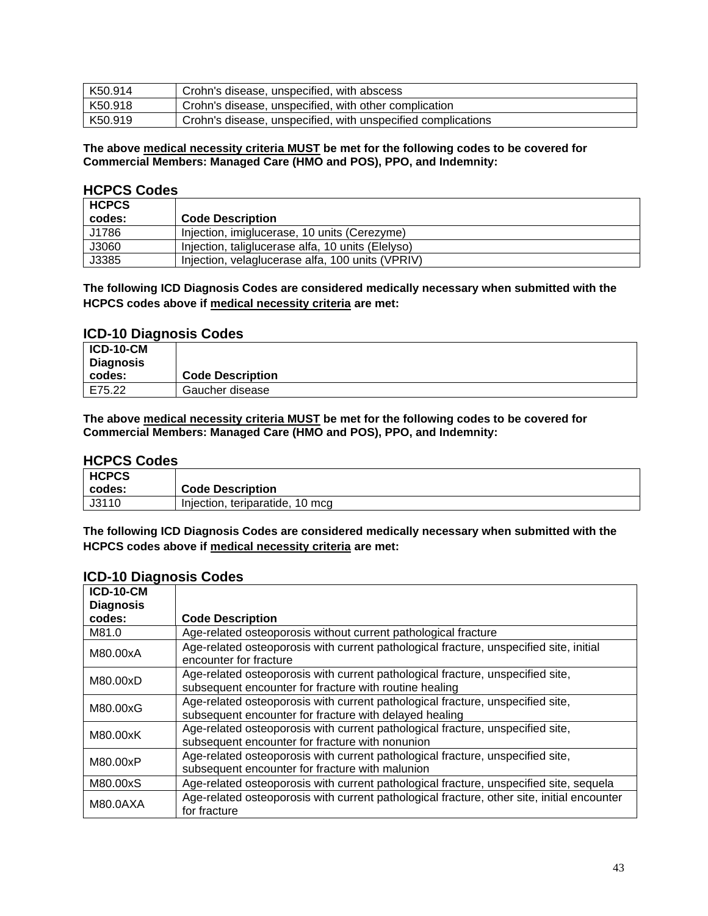| | |
|---|---|
| K50.914 | Crohn's disease, unspecified, with abscess |
| K50.918 | Crohn's disease, unspecified, with other complication |
| K50.919 | Crohn's disease, unspecified, with unspecified complications |

**The above medical necessity criteria MUST be met for the following codes to be covered for Commercial Members: Managed Care (HMO and POS), PPO, and Indemnity:**

## HCPCS Codes

| HCPCS codes: | Code Description |
|---|---|
| J1786 | Injection, imiglucerase, 10 units (Cerezyme) |
| J3060 | Injection, taliglucerase alfa, 10 units (Elelyso) |
| J3385 | Injection, velaglucerase alfa, 100 units (VPRIV) |

**The following ICD Diagnosis Codes are considered medically necessary when submitted with the HCPCS codes above if medical necessity criteria are met:**

## ICD-10 Diagnosis Codes

| ICD-10-CM Diagnosis codes: | Code Description |
|---|---|
| E75.22 | Gaucher disease |

**The above medical necessity criteria MUST be met for the following codes to be covered for Commercial Members: Managed Care (HMO and POS), PPO, and Indemnity:**

## HCPCS Codes

| HCPCS codes: | Code Description |
|---|---|
| J3110 | Injection, teriparatide, 10 mcg |

**The following ICD Diagnosis Codes are considered medically necessary when submitted with the HCPCS codes above if medical necessity criteria are met:**

## ICD-10 Diagnosis Codes

| ICD-10-CM Diagnosis codes: | Code Description |
|---|---|
| M81.0 | Age-related osteoporosis without current pathological fracture |
| M80.00xA | Age-related osteoporosis with current pathological fracture, unspecified site, initial encounter for fracture |
| M80.00xD | Age-related osteoporosis with current pathological fracture, unspecified site, subsequent encounter for fracture with routine healing |
| M80.00xG | Age-related osteoporosis with current pathological fracture, unspecified site, subsequent encounter for fracture with delayed healing |
| M80.00xK | Age-related osteoporosis with current pathological fracture, unspecified site, subsequent encounter for fracture with nonunion |
| M80.00xP | Age-related osteoporosis with current pathological fracture, unspecified site, subsequent encounter for fracture with malunion |
| M80.00xS | Age-related osteoporosis with current pathological fracture, unspecified site, sequela |
| M80.0AXA | Age-related osteoporosis with current pathological fracture, other site, initial encounter for fracture |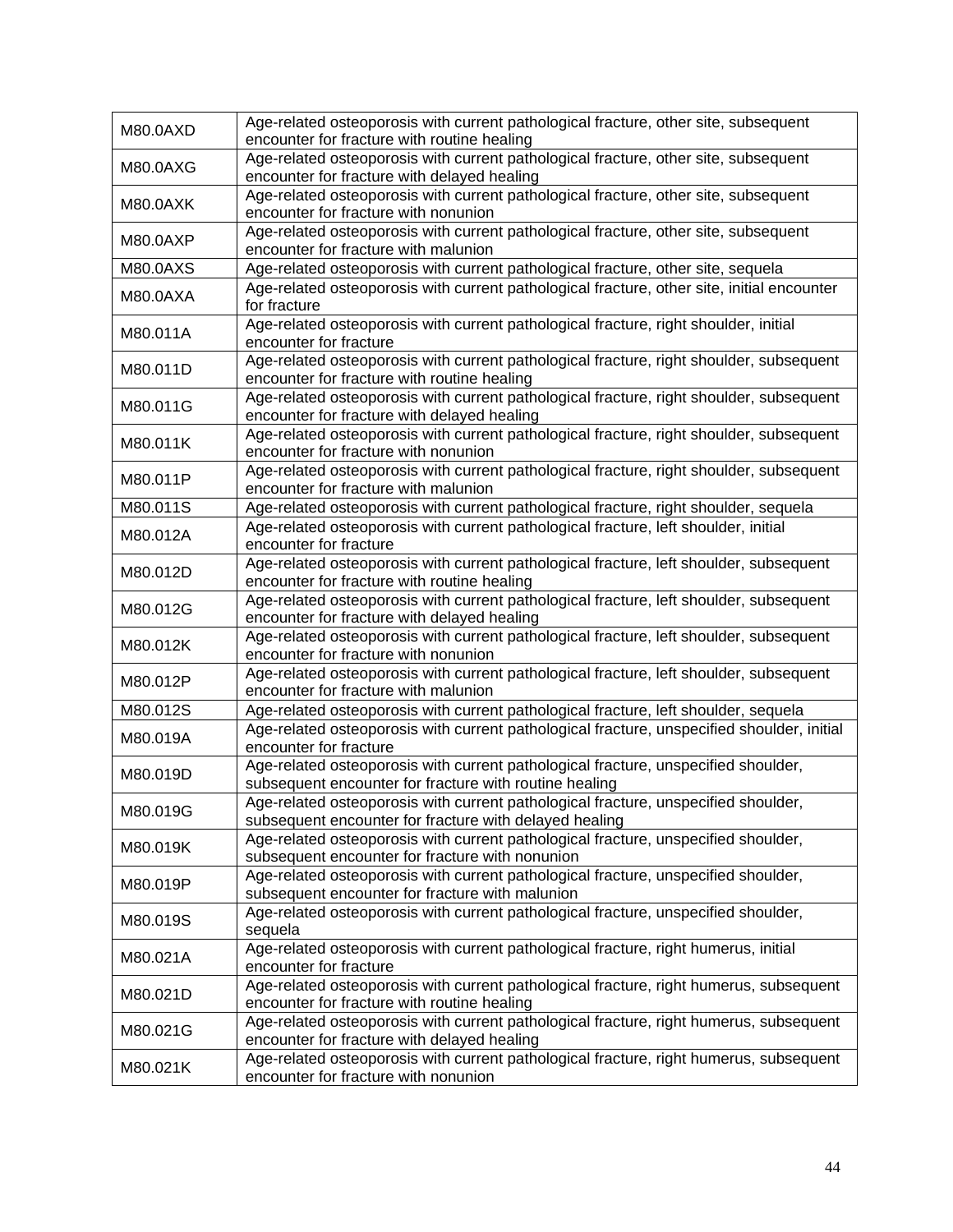| | |
|---|---|
| M80.0AXD | Age-related osteoporosis with current pathological fracture, other site, subsequent encounter for fracture with routine healing |
| M80.0AXG | Age-related osteoporosis with current pathological fracture, other site, subsequent encounter for fracture with delayed healing |
| M80.0AXK | Age-related osteoporosis with current pathological fracture, other site, subsequent encounter for fracture with nonunion |
| M80.0AXP | Age-related osteoporosis with current pathological fracture, other site, subsequent encounter for fracture with malunion |
| M80.0AXS | Age-related osteoporosis with current pathological fracture, other site, sequela |
| M80.0AXA | Age-related osteoporosis with current pathological fracture, other site, initial encounter for fracture |
| M80.011A | Age-related osteoporosis with current pathological fracture, right shoulder, initial encounter for fracture |
| M80.011D | Age-related osteoporosis with current pathological fracture, right shoulder, subsequent encounter for fracture with routine healing |
| M80.011G | Age-related osteoporosis with current pathological fracture, right shoulder, subsequent encounter for fracture with delayed healing |
| M80.011K | Age-related osteoporosis with current pathological fracture, right shoulder, subsequent encounter for fracture with nonunion |
| M80.011P | Age-related osteoporosis with current pathological fracture, right shoulder, subsequent encounter for fracture with malunion |
| M80.011S | Age-related osteoporosis with current pathological fracture, right shoulder, sequela |
| M80.012A | Age-related osteoporosis with current pathological fracture, left shoulder, initial encounter for fracture |
| M80.012D | Age-related osteoporosis with current pathological fracture, left shoulder, subsequent encounter for fracture with routine healing |
| M80.012G | Age-related osteoporosis with current pathological fracture, left shoulder, subsequent encounter for fracture with delayed healing |
| M80.012K | Age-related osteoporosis with current pathological fracture, left shoulder, subsequent encounter for fracture with nonunion |
| M80.012P | Age-related osteoporosis with current pathological fracture, left shoulder, subsequent encounter for fracture with malunion |
| M80.012S | Age-related osteoporosis with current pathological fracture, left shoulder, sequela |
| M80.019A | Age-related osteoporosis with current pathological fracture, unspecified shoulder, initial encounter for fracture |
| M80.019D | Age-related osteoporosis with current pathological fracture, unspecified shoulder, subsequent encounter for fracture with routine healing |
| M80.019G | Age-related osteoporosis with current pathological fracture, unspecified shoulder, subsequent encounter for fracture with delayed healing |
| M80.019K | Age-related osteoporosis with current pathological fracture, unspecified shoulder, subsequent encounter for fracture with nonunion |
| M80.019P | Age-related osteoporosis with current pathological fracture, unspecified shoulder, subsequent encounter for fracture with malunion |
| M80.019S | Age-related osteoporosis with current pathological fracture, unspecified shoulder, sequela |
| M80.021A | Age-related osteoporosis with current pathological fracture, right humerus, initial encounter for fracture |
| M80.021D | Age-related osteoporosis with current pathological fracture, right humerus, subsequent encounter for fracture with routine healing |
| M80.021G | Age-related osteoporosis with current pathological fracture, right humerus, subsequent encounter for fracture with delayed healing |
| M80.021K | Age-related osteoporosis with current pathological fracture, right humerus, subsequent encounter for fracture with nonunion |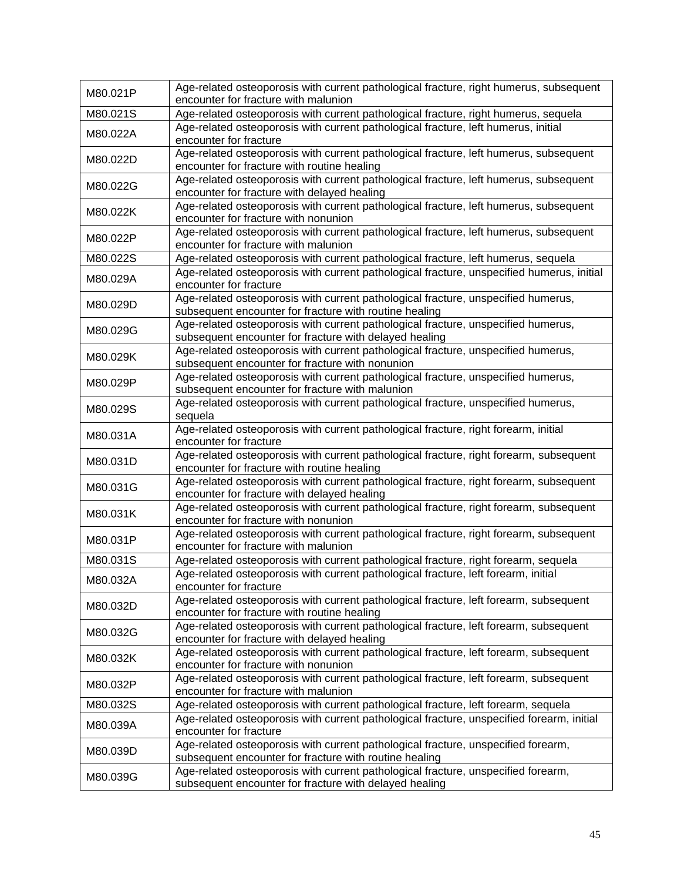| | |
|---|---|
| M80.021P | Age-related osteoporosis with current pathological fracture, right humerus, subsequent encounter for fracture with malunion |
| M80.021S | Age-related osteoporosis with current pathological fracture, right humerus, sequela |
| M80.022A | Age-related osteoporosis with current pathological fracture, left humerus, initial encounter for fracture |
| M80.022D | Age-related osteoporosis with current pathological fracture, left humerus, subsequent encounter for fracture with routine healing |
| M80.022G | Age-related osteoporosis with current pathological fracture, left humerus, subsequent encounter for fracture with delayed healing |
| M80.022K | Age-related osteoporosis with current pathological fracture, left humerus, subsequent encounter for fracture with nonunion |
| M80.022P | Age-related osteoporosis with current pathological fracture, left humerus, subsequent encounter for fracture with malunion |
| M80.022S | Age-related osteoporosis with current pathological fracture, left humerus, sequela |
| M80.029A | Age-related osteoporosis with current pathological fracture, unspecified humerus, initial encounter for fracture |
| M80.029D | Age-related osteoporosis with current pathological fracture, unspecified humerus, subsequent encounter for fracture with routine healing |
| M80.029G | Age-related osteoporosis with current pathological fracture, unspecified humerus, subsequent encounter for fracture with delayed healing |
| M80.029K | Age-related osteoporosis with current pathological fracture, unspecified humerus, subsequent encounter for fracture with nonunion |
| M80.029P | Age-related osteoporosis with current pathological fracture, unspecified humerus, subsequent encounter for fracture with malunion |
| M80.029S | Age-related osteoporosis with current pathological fracture, unspecified humerus, sequela |
| M80.031A | Age-related osteoporosis with current pathological fracture, right forearm, initial encounter for fracture |
| M80.031D | Age-related osteoporosis with current pathological fracture, right forearm, subsequent encounter for fracture with routine healing |
| M80.031G | Age-related osteoporosis with current pathological fracture, right forearm, subsequent encounter for fracture with delayed healing |
| M80.031K | Age-related osteoporosis with current pathological fracture, right forearm, subsequent encounter for fracture with nonunion |
| M80.031P | Age-related osteoporosis with current pathological fracture, right forearm, subsequent encounter for fracture with malunion |
| M80.031S | Age-related osteoporosis with current pathological fracture, right forearm, sequela |
| M80.032A | Age-related osteoporosis with current pathological fracture, left forearm, initial encounter for fracture |
| M80.032D | Age-related osteoporosis with current pathological fracture, left forearm, subsequent encounter for fracture with routine healing |
| M80.032G | Age-related osteoporosis with current pathological fracture, left forearm, subsequent encounter for fracture with delayed healing |
| M80.032K | Age-related osteoporosis with current pathological fracture, left forearm, subsequent encounter for fracture with nonunion |
| M80.032P | Age-related osteoporosis with current pathological fracture, left forearm, subsequent encounter for fracture with malunion |
| M80.032S | Age-related osteoporosis with current pathological fracture, left forearm, sequela |
| M80.039A | Age-related osteoporosis with current pathological fracture, unspecified forearm, initial encounter for fracture |
| M80.039D | Age-related osteoporosis with current pathological fracture, unspecified forearm, subsequent encounter for fracture with routine healing |
| M80.039G | Age-related osteoporosis with current pathological fracture, unspecified forearm, subsequent encounter for fracture with delayed healing |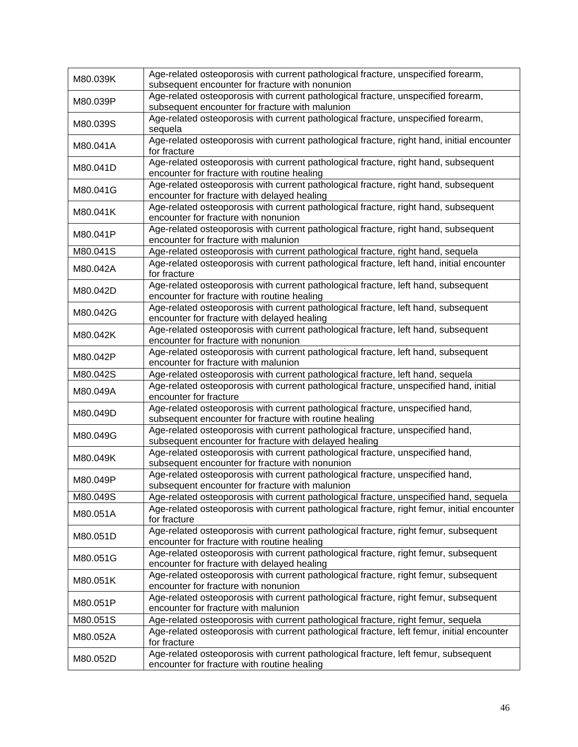| | |
|---|---|
| M80.039K | Age-related osteoporosis with current pathological fracture, unspecified forearm, subsequent encounter for fracture with nonunion |
| M80.039P | Age-related osteoporosis with current pathological fracture, unspecified forearm, subsequent encounter for fracture with malunion |
| M80.039S | Age-related osteoporosis with current pathological fracture, unspecified forearm, sequela |
| M80.041A | Age-related osteoporosis with current pathological fracture, right hand, initial encounter for fracture |
| M80.041D | Age-related osteoporosis with current pathological fracture, right hand, subsequent encounter for fracture with routine healing |
| M80.041G | Age-related osteoporosis with current pathological fracture, right hand, subsequent encounter for fracture with delayed healing |
| M80.041K | Age-related osteoporosis with current pathological fracture, right hand, subsequent encounter for fracture with nonunion |
| M80.041P | Age-related osteoporosis with current pathological fracture, right hand, subsequent encounter for fracture with malunion |
| M80.041S | Age-related osteoporosis with current pathological fracture, right hand, sequela |
| M80.042A | Age-related osteoporosis with current pathological fracture, left hand, initial encounter for fracture |
| M80.042D | Age-related osteoporosis with current pathological fracture, left hand, subsequent encounter for fracture with routine healing |
| M80.042G | Age-related osteoporosis with current pathological fracture, left hand, subsequent encounter for fracture with delayed healing |
| M80.042K | Age-related osteoporosis with current pathological fracture, left hand, subsequent encounter for fracture with nonunion |
| M80.042P | Age-related osteoporosis with current pathological fracture, left hand, subsequent encounter for fracture with malunion |
| M80.042S | Age-related osteoporosis with current pathological fracture, left hand, sequela |
| M80.049A | Age-related osteoporosis with current pathological fracture, unspecified hand, initial encounter for fracture |
| M80.049D | Age-related osteoporosis with current pathological fracture, unspecified hand, subsequent encounter for fracture with routine healing |
| M80.049G | Age-related osteoporosis with current pathological fracture, unspecified hand, subsequent encounter for fracture with delayed healing |
| M80.049K | Age-related osteoporosis with current pathological fracture, unspecified hand, subsequent encounter for fracture with nonunion |
| M80.049P | Age-related osteoporosis with current pathological fracture, unspecified hand, subsequent encounter for fracture with malunion |
| M80.049S | Age-related osteoporosis with current pathological fracture, unspecified hand, sequela |
| M80.051A | Age-related osteoporosis with current pathological fracture, right femur, initial encounter for fracture |
| M80.051D | Age-related osteoporosis with current pathological fracture, right femur, subsequent encounter for fracture with routine healing |
| M80.051G | Age-related osteoporosis with current pathological fracture, right femur, subsequent encounter for fracture with delayed healing |
| M80.051K | Age-related osteoporosis with current pathological fracture, right femur, subsequent encounter for fracture with nonunion |
| M80.051P | Age-related osteoporosis with current pathological fracture, right femur, subsequent encounter for fracture with malunion |
| M80.051S | Age-related osteoporosis with current pathological fracture, right femur, sequela |
| M80.052A | Age-related osteoporosis with current pathological fracture, left femur, initial encounter for fracture |
| M80.052D | Age-related osteoporosis with current pathological fracture, left femur, subsequent encounter for fracture with routine healing |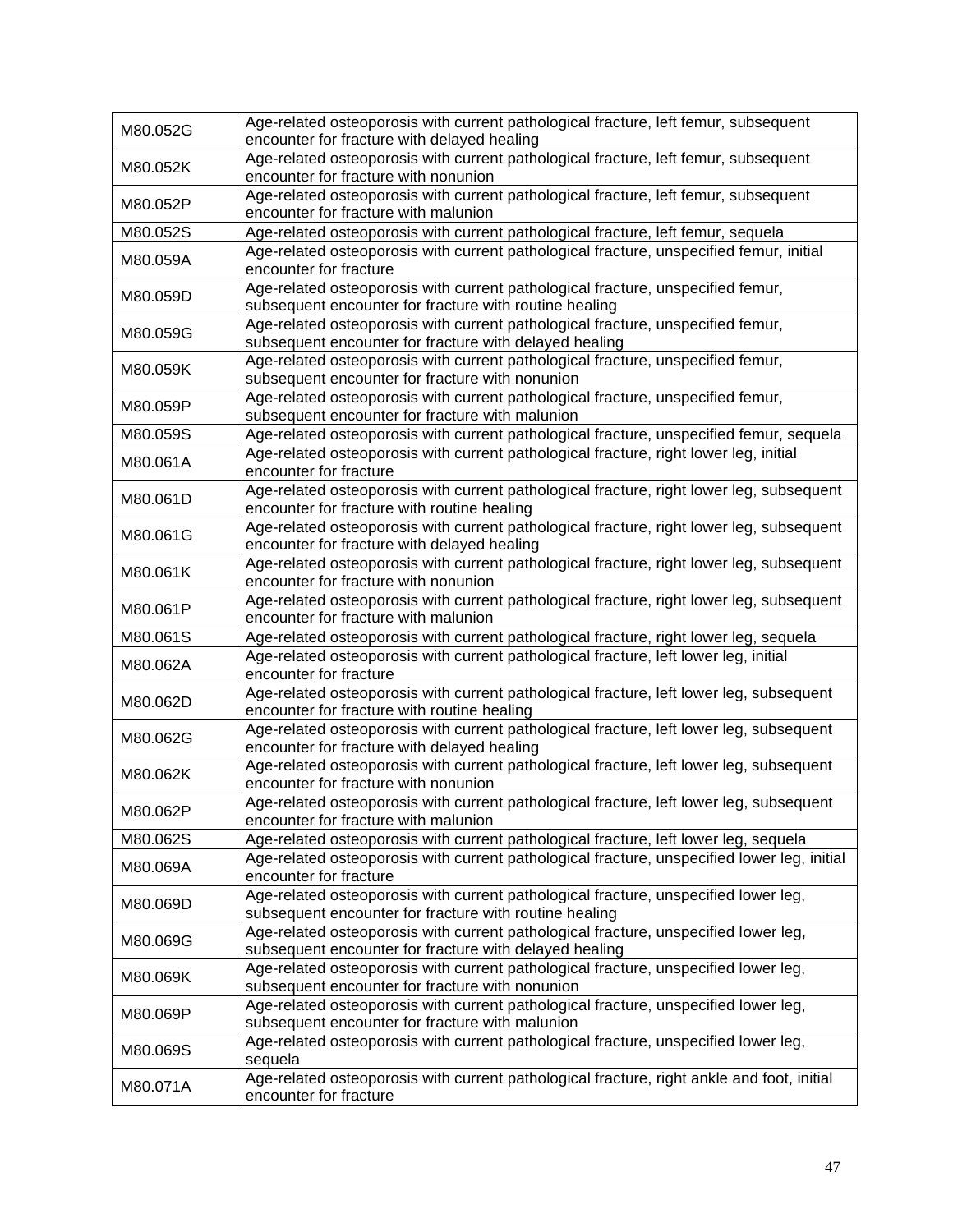| | |
|---|---|
| M80.052G | Age-related osteoporosis with current pathological fracture, left femur, subsequent encounter for fracture with delayed healing |
| M80.052K | Age-related osteoporosis with current pathological fracture, left femur, subsequent encounter for fracture with nonunion |
| M80.052P | Age-related osteoporosis with current pathological fracture, left femur, subsequent encounter for fracture with malunion |
| M80.052S | Age-related osteoporosis with current pathological fracture, left femur, sequela |
| M80.059A | Age-related osteoporosis with current pathological fracture, unspecified femur, initial encounter for fracture |
| M80.059D | Age-related osteoporosis with current pathological fracture, unspecified femur, subsequent encounter for fracture with routine healing |
| M80.059G | Age-related osteoporosis with current pathological fracture, unspecified femur, subsequent encounter for fracture with delayed healing |
| M80.059K | Age-related osteoporosis with current pathological fracture, unspecified femur, subsequent encounter for fracture with nonunion |
| M80.059P | Age-related osteoporosis with current pathological fracture, unspecified femur, subsequent encounter for fracture with malunion |
| M80.059S | Age-related osteoporosis with current pathological fracture, unspecified femur, sequela |
| M80.061A | Age-related osteoporosis with current pathological fracture, right lower leg, initial encounter for fracture |
| M80.061D | Age-related osteoporosis with current pathological fracture, right lower leg, subsequent encounter for fracture with routine healing |
| M80.061G | Age-related osteoporosis with current pathological fracture, right lower leg, subsequent encounter for fracture with delayed healing |
| M80.061K | Age-related osteoporosis with current pathological fracture, right lower leg, subsequent encounter for fracture with nonunion |
| M80.061P | Age-related osteoporosis with current pathological fracture, right lower leg, subsequent encounter for fracture with malunion |
| M80.061S | Age-related osteoporosis with current pathological fracture, right lower leg, sequela |
| M80.062A | Age-related osteoporosis with current pathological fracture, left lower leg, initial encounter for fracture |
| M80.062D | Age-related osteoporosis with current pathological fracture, left lower leg, subsequent encounter for fracture with routine healing |
| M80.062G | Age-related osteoporosis with current pathological fracture, left lower leg, subsequent encounter for fracture with delayed healing |
| M80.062K | Age-related osteoporosis with current pathological fracture, left lower leg, subsequent encounter for fracture with nonunion |
| M80.062P | Age-related osteoporosis with current pathological fracture, left lower leg, subsequent encounter for fracture with malunion |
| M80.062S | Age-related osteoporosis with current pathological fracture, left lower leg, sequela |
| M80.069A | Age-related osteoporosis with current pathological fracture, unspecified lower leg, initial encounter for fracture |
| M80.069D | Age-related osteoporosis with current pathological fracture, unspecified lower leg, subsequent encounter for fracture with routine healing |
| M80.069G | Age-related osteoporosis with current pathological fracture, unspecified lower leg, subsequent encounter for fracture with delayed healing |
| M80.069K | Age-related osteoporosis with current pathological fracture, unspecified lower leg, subsequent encounter for fracture with nonunion |
| M80.069P | Age-related osteoporosis with current pathological fracture, unspecified lower leg, subsequent encounter for fracture with malunion |
| M80.069S | Age-related osteoporosis with current pathological fracture, unspecified lower leg, sequela |
| M80.071A | Age-related osteoporosis with current pathological fracture, right ankle and foot, initial encounter for fracture |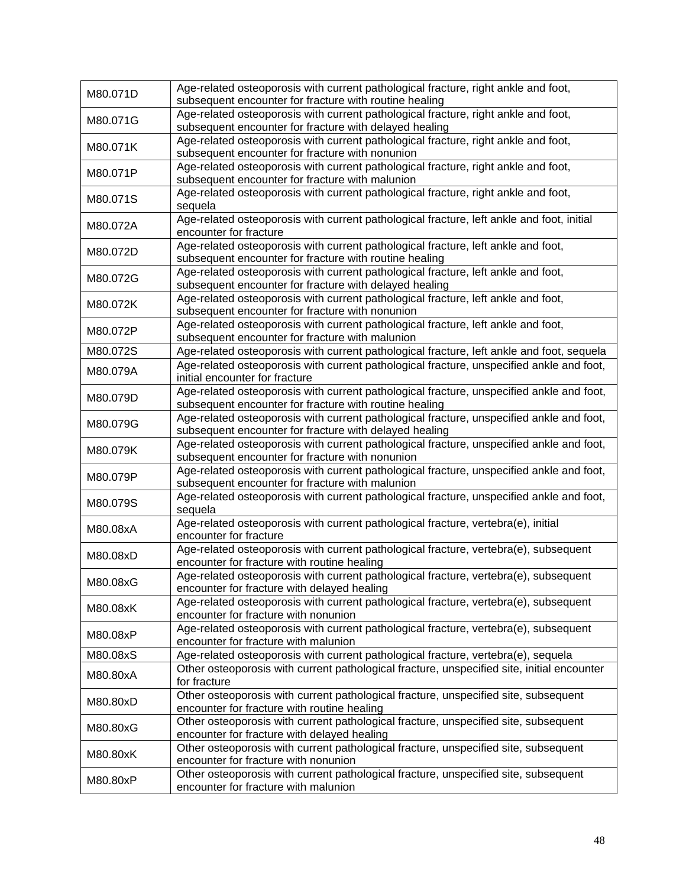| M80.071D | Age-related osteoporosis with current pathological fracture, right ankle and foot, subsequent encounter for fracture with routine healing |
|---|---|
| M80.071G | Age-related osteoporosis with current pathological fracture, right ankle and foot, subsequent encounter for fracture with delayed healing |
| M80.071K | Age-related osteoporosis with current pathological fracture, right ankle and foot, subsequent encounter for fracture with nonunion |
| M80.071P | Age-related osteoporosis with current pathological fracture, right ankle and foot, subsequent encounter for fracture with malunion |
| M80.071S | Age-related osteoporosis with current pathological fracture, right ankle and foot, sequela |
| M80.072A | Age-related osteoporosis with current pathological fracture, left ankle and foot, initial encounter for fracture |
| M80.072D | Age-related osteoporosis with current pathological fracture, left ankle and foot, subsequent encounter for fracture with routine healing |
| M80.072G | Age-related osteoporosis with current pathological fracture, left ankle and foot, subsequent encounter for fracture with delayed healing |
| M80.072K | Age-related osteoporosis with current pathological fracture, left ankle and foot, subsequent encounter for fracture with nonunion |
| M80.072P | Age-related osteoporosis with current pathological fracture, left ankle and foot, subsequent encounter for fracture with malunion |
| M80.072S | Age-related osteoporosis with current pathological fracture, left ankle and foot, sequela |
| M80.079A | Age-related osteoporosis with current pathological fracture, unspecified ankle and foot, initial encounter for fracture |
| M80.079D | Age-related osteoporosis with current pathological fracture, unspecified ankle and foot, subsequent encounter for fracture with routine healing |
| M80.079G | Age-related osteoporosis with current pathological fracture, unspecified ankle and foot, subsequent encounter for fracture with delayed healing |
| M80.079K | Age-related osteoporosis with current pathological fracture, unspecified ankle and foot, subsequent encounter for fracture with nonunion |
| M80.079P | Age-related osteoporosis with current pathological fracture, unspecified ankle and foot, subsequent encounter for fracture with malunion |
| M80.079S | Age-related osteoporosis with current pathological fracture, unspecified ankle and foot, sequela |
| M80.08xA | Age-related osteoporosis with current pathological fracture, vertebra(e), initial encounter for fracture |
| M80.08xD | Age-related osteoporosis with current pathological fracture, vertebra(e), subsequent encounter for fracture with routine healing |
| M80.08xG | Age-related osteoporosis with current pathological fracture, vertebra(e), subsequent encounter for fracture with delayed healing |
| M80.08xK | Age-related osteoporosis with current pathological fracture, vertebra(e), subsequent encounter for fracture with nonunion |
| M80.08xP | Age-related osteoporosis with current pathological fracture, vertebra(e), subsequent encounter for fracture with malunion |
| M80.08xS | Age-related osteoporosis with current pathological fracture, vertebra(e), sequela |
| M80.80xA | Other osteoporosis with current pathological fracture, unspecified site, initial encounter for fracture |
| M80.80xD | Other osteoporosis with current pathological fracture, unspecified site, subsequent encounter for fracture with routine healing |
| M80.80xG | Other osteoporosis with current pathological fracture, unspecified site, subsequent encounter for fracture with delayed healing |
| M80.80xK | Other osteoporosis with current pathological fracture, unspecified site, subsequent encounter for fracture with nonunion |
| M80.80xP | Other osteoporosis with current pathological fracture, unspecified site, subsequent encounter for fracture with malunion |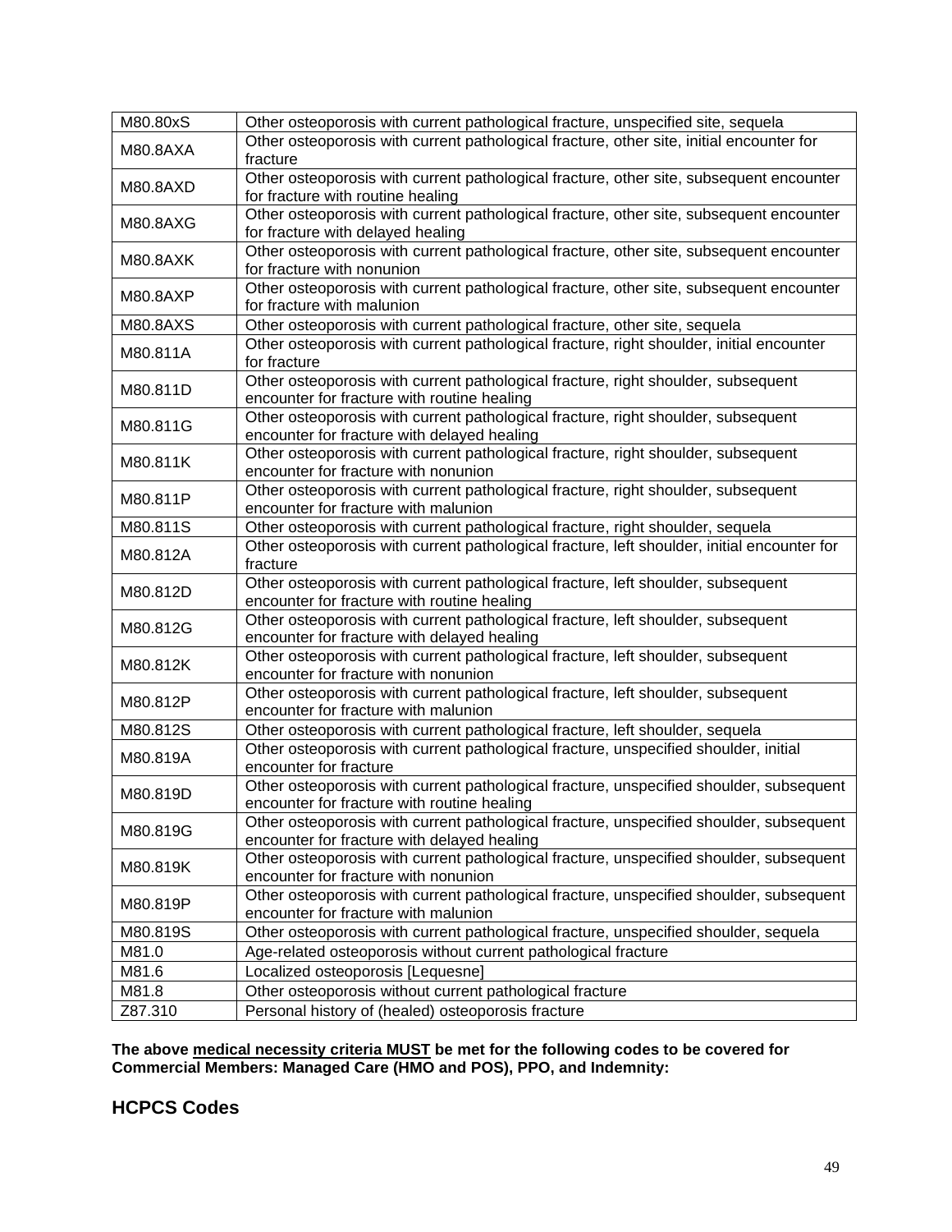| | |
|---|---|
| M80.80xS | Other osteoporosis with current pathological fracture, unspecified site, sequela |
| M80.8AXA | Other osteoporosis with current pathological fracture, other site, initial encounter for fracture |
| M80.8AXD | Other osteoporosis with current pathological fracture, other site, subsequent encounter for fracture with routine healing |
| M80.8AXG | Other osteoporosis with current pathological fracture, other site, subsequent encounter for fracture with delayed healing |
| M80.8AXK | Other osteoporosis with current pathological fracture, other site, subsequent encounter for fracture with nonunion |
| M80.8AXP | Other osteoporosis with current pathological fracture, other site, subsequent encounter for fracture with malunion |
| M80.8AXS | Other osteoporosis with current pathological fracture, other site, sequela |
| M80.811A | Other osteoporosis with current pathological fracture, right shoulder, initial encounter for fracture |
| M80.811D | Other osteoporosis with current pathological fracture, right shoulder, subsequent encounter for fracture with routine healing |
| M80.811G | Other osteoporosis with current pathological fracture, right shoulder, subsequent encounter for fracture with delayed healing |
| M80.811K | Other osteoporosis with current pathological fracture, right shoulder, subsequent encounter for fracture with nonunion |
| M80.811P | Other osteoporosis with current pathological fracture, right shoulder, subsequent encounter for fracture with malunion |
| M80.811S | Other osteoporosis with current pathological fracture, right shoulder, sequela |
| M80.812A | Other osteoporosis with current pathological fracture, left shoulder, initial encounter for fracture |
| M80.812D | Other osteoporosis with current pathological fracture, left shoulder, subsequent encounter for fracture with routine healing |
| M80.812G | Other osteoporosis with current pathological fracture, left shoulder, subsequent encounter for fracture with delayed healing |
| M80.812K | Other osteoporosis with current pathological fracture, left shoulder, subsequent encounter for fracture with nonunion |
| M80.812P | Other osteoporosis with current pathological fracture, left shoulder, subsequent encounter for fracture with malunion |
| M80.812S | Other osteoporosis with current pathological fracture, left shoulder, sequela |
| M80.819A | Other osteoporosis with current pathological fracture, unspecified shoulder, initial encounter for fracture |
| M80.819D | Other osteoporosis with current pathological fracture, unspecified shoulder, subsequent encounter for fracture with routine healing |
| M80.819G | Other osteoporosis with current pathological fracture, unspecified shoulder, subsequent encounter for fracture with delayed healing |
| M80.819K | Other osteoporosis with current pathological fracture, unspecified shoulder, subsequent encounter for fracture with nonunion |
| M80.819P | Other osteoporosis with current pathological fracture, unspecified shoulder, subsequent encounter for fracture with malunion |
| M80.819S | Other osteoporosis with current pathological fracture, unspecified shoulder, sequela |
| M81.0 | Age-related osteoporosis without current pathological fracture |
| M81.6 | Localized osteoporosis [Lequesne] |
| M81.8 | Other osteoporosis without current pathological fracture |
| Z87.310 | Personal history of (healed) osteoporosis fracture |

**The above medical necessity criteria MUST be met for the following codes to be covered for Commercial Members: Managed Care (HMO and POS), PPO, and Indemnity:**

## HCPCS Codes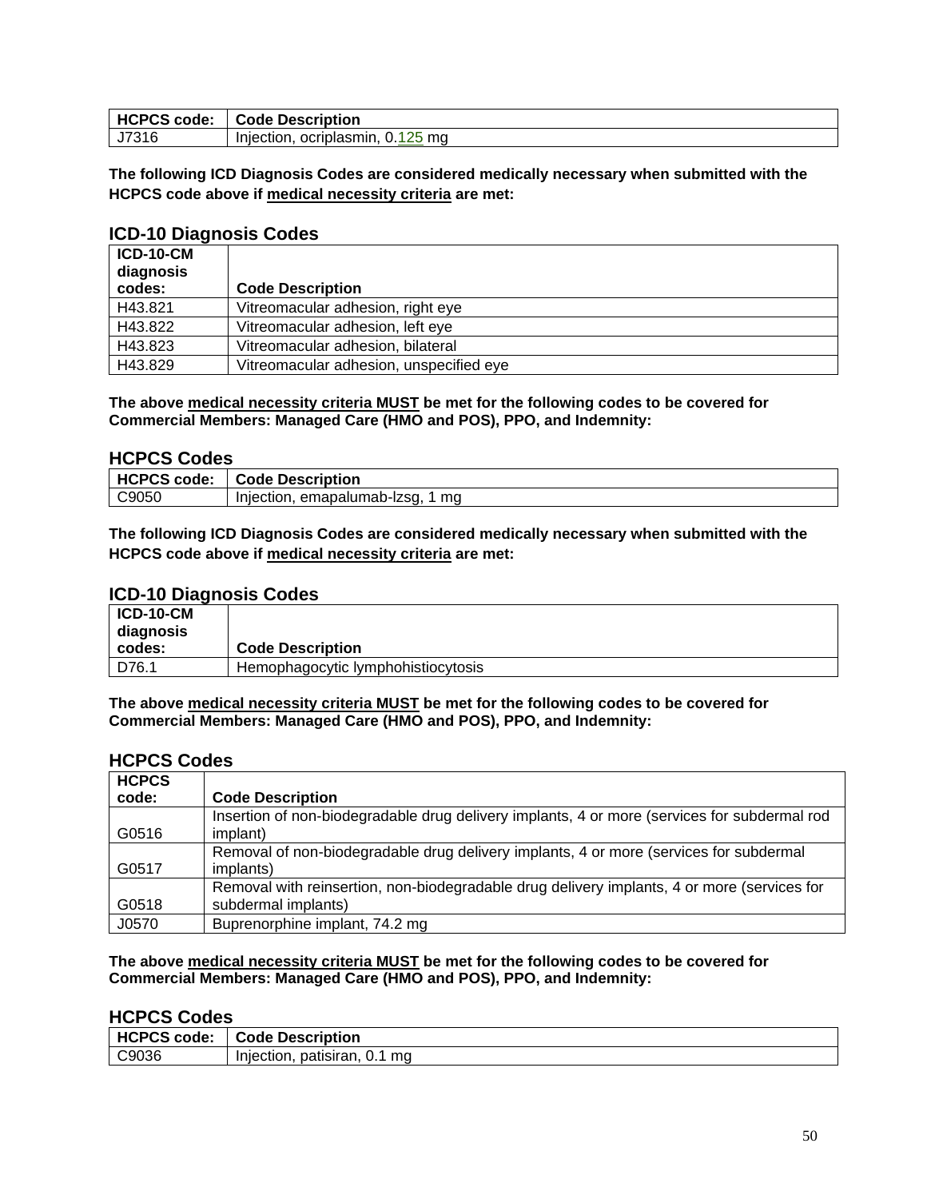| HCPCS code: | Code Description |
|---|---|
| J7316 | Injection, ocriplasmin, 0.125 mg |

**The following ICD Diagnosis Codes are considered medically necessary when submitted with the HCPCS code above if medical necessity criteria are met:**

## ICD-10 Diagnosis Codes

| ICD-10-CM diagnosis codes: | Code Description |
|---|---|
| H43.821 | Vitreomacular adhesion, right eye |
| H43.822 | Vitreomacular adhesion, left eye |
| H43.823 | Vitreomacular adhesion, bilateral |
| H43.829 | Vitreomacular adhesion, unspecified eye |

**The above medical necessity criteria MUST be met for the following codes to be covered for Commercial Members: Managed Care (HMO and POS), PPO, and Indemnity:**

## HCPCS Codes

| HCPCS code: | Code Description |
|---|---|
| C9050 | Injection, emapalumab-lzsg, 1 mg |

**The following ICD Diagnosis Codes are considered medically necessary when submitted with the HCPCS code above if medical necessity criteria are met:**

## ICD-10 Diagnosis Codes

| ICD-10-CM diagnosis codes: | Code Description |
|---|---|
| D76.1 | Hemophagocytic lymphohistiocytosis |

**The above medical necessity criteria MUST be met for the following codes to be covered for Commercial Members: Managed Care (HMO and POS), PPO, and Indemnity:**

## HCPCS Codes

| HCPCS code: | Code Description |
|---|---|
| G0516 | Insertion of non-biodegradable drug delivery implants, 4 or more (services for subdermal rod implant) |
| G0517 | Removal of non-biodegradable drug delivery implants, 4 or more (services for subdermal implants) |
| G0518 | Removal with reinsertion, non-biodegradable drug delivery implants, 4 or more (services for subdermal implants) |
| J0570 | Buprenorphine implant, 74.2 mg |

**The above medical necessity criteria MUST be met for the following codes to be covered for Commercial Members: Managed Care (HMO and POS), PPO, and Indemnity:**

## HCPCS Codes

| HCPCS code: | Code Description |
|---|---|
| C9036 | Injection, patisiran, 0.1 mg |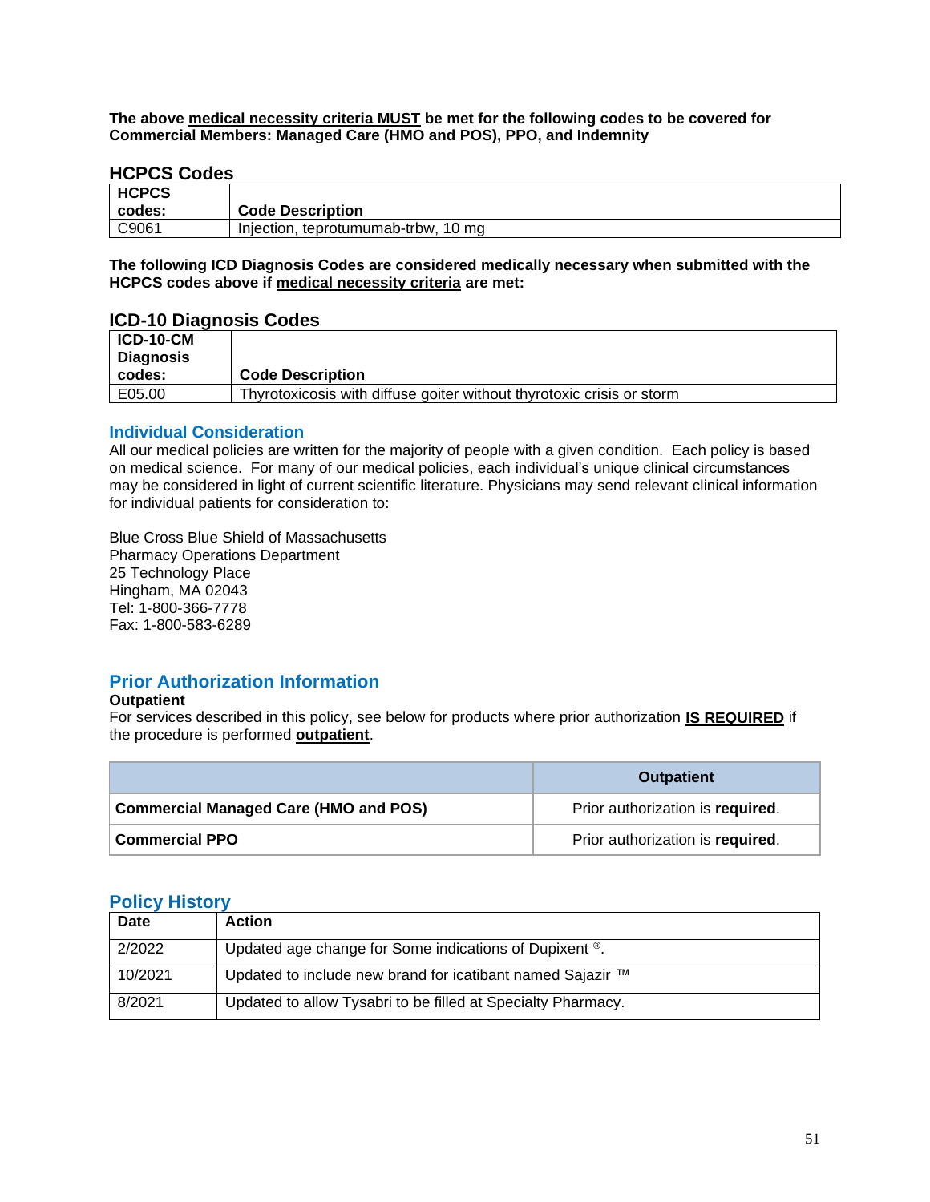**The above <u>medical necessity criteria MUST</u> be met for the following codes to be covered for Commercial Members: Managed Care (HMO and POS), PPO, and Indemnity**

### HCPCS Codes

| HCPCS codes: | Code Description |
|---|---|
| C9061 | Injection, teprotumumab-trbw, 10 mg |

**The following ICD Diagnosis Codes are considered medically necessary when submitted with the HCPCS codes above if <u>medical necessity criteria</u> are met:**

### ICD-10 Diagnosis Codes

| ICD-10-CM Diagnosis codes: | Code Description |
|---|---|
| E05.00 | Thyrotoxicosis with diffuse goiter without thyrotoxic crisis or storm |

## Individual Consideration

All our medical policies are written for the majority of people with a given condition. Each policy is based on medical science. For many of our medical policies, each individual's unique clinical circumstances may be considered in light of current scientific literature. Physicians may send relevant clinical information for individual patients for consideration to:

Blue Cross Blue Shield of Massachusetts
Pharmacy Operations Department
25 Technology Place
Hingham, MA 02043
Tel: 1-800-366-7778
Fax: 1-800-583-6289

## Prior Authorization Information

**Outpatient**
For services described in this policy, see below for products where prior authorization **<u>IS REQUIRED</u>** if the procedure is performed **<u>outpatient</u>**.

| | Outpatient |
|---|---|
| **Commercial Managed Care (HMO and POS)** | Prior authorization is **required**. |
| **Commercial PPO** | Prior authorization is **required**. |

## Policy History

| Date | Action |
|---|---|
| 2/2022 | Updated age change for Some indications of Dupixent ®. |
| 10/2021 | Updated to include new brand for icatibant named Sajazir ™ |
| 8/2021 | Updated to allow Tysabri to be filled at Specialty Pharmacy. |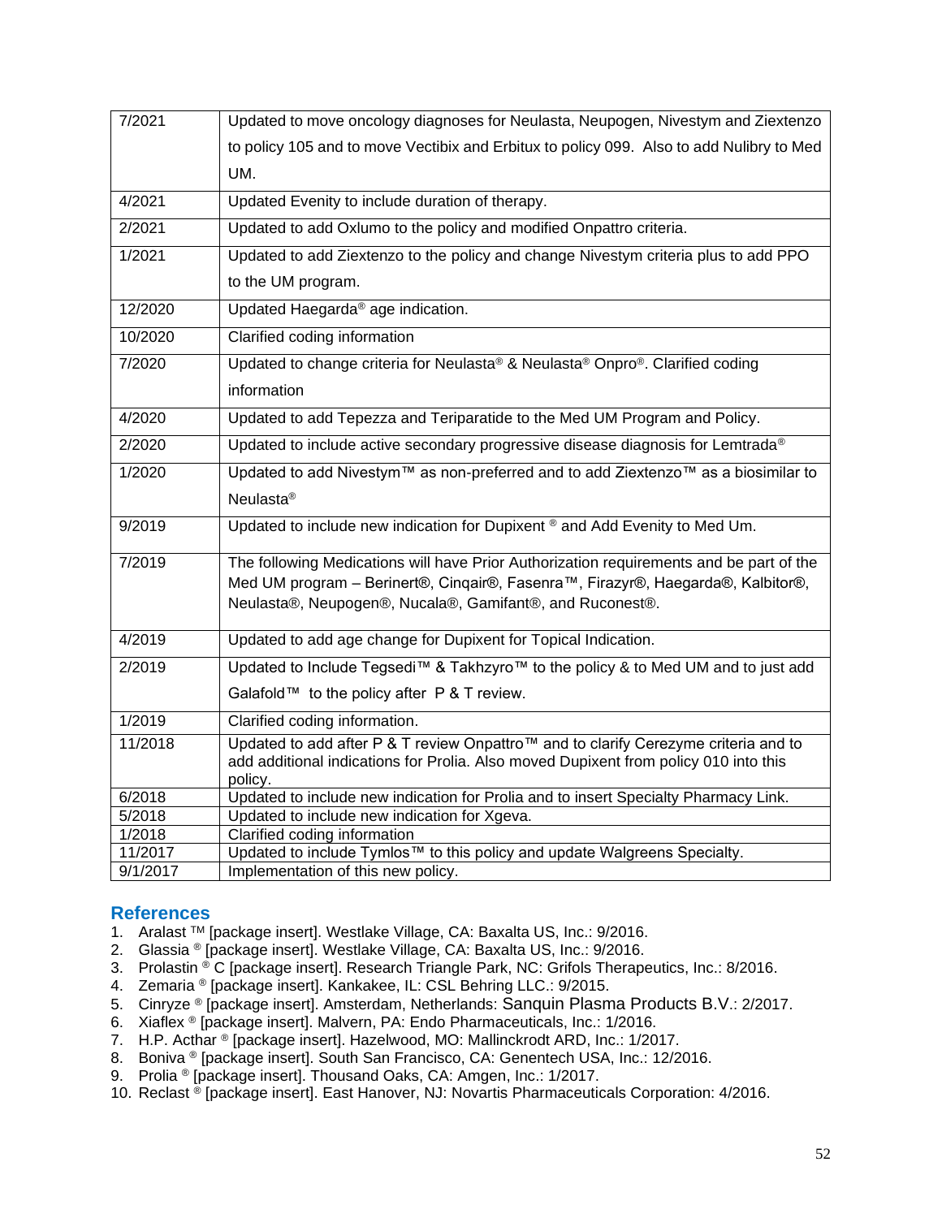| | |
|---|---|
| 7/2021 | Updated to move oncology diagnoses for Neulasta, Neupogen, Nivestym and Ziextenzo to policy 105 and to move Vectibix and Erbitux to policy 099. Also to add Nulibry to Med UM. |
| 4/2021 | Updated Evenity to include duration of therapy. |
| 2/2021 | Updated to add Oxlumo to the policy and modified Onpattro criteria. |
| 1/2021 | Updated to add Ziextenzo to the policy and change Nivestym criteria plus to add PPO to the UM program. |
| 12/2020 | Updated Haegarda® age indication. |
| 10/2020 | Clarified coding information |
| 7/2020 | Updated to change criteria for Neulasta® & Neulasta® Onpro®. Clarified coding information |
| 4/2020 | Updated to add Tepezza and Teriparatide to the Med UM Program and Policy. |
| 2/2020 | Updated to include active secondary progressive disease diagnosis for Lemtrada® |
| 1/2020 | Updated to add Nivestym™ as non-preferred and to add Ziextenzo™ as a biosimilar to Neulasta® |
| 9/2019 | Updated to include new indication for Dupixent ® and Add Evenity to Med Um. |
| 7/2019 | The following Medications will have Prior Authorization requirements and be part of the Med UM program – Berinert®, Cinqair®, Fasenra™, Firazyr®, Haegarda®, Kalbitor®, Neulasta®, Neupogen®, Nucala®, Gamifant®, and Ruconest®. |
| 4/2019 | Updated to add age change for Dupixent for Topical Indication. |
| 2/2019 | Updated to Include Tegsedi™ & Takhzyro™ to the policy & to Med UM and to just add Galafold™ to the policy after P & T review. |
| 1/2019 | Clarified coding information. |
| 11/2018 | Updated to add after P & T review Onpattro™ and to clarify Cerezyme criteria and to add additional indications for Prolia. Also moved Dupixent from policy 010 into this policy. |
| 6/2018 | Updated to include new indication for Prolia and to insert Specialty Pharmacy Link. |
| 5/2018 | Updated to include new indication for Xgeva. |
| 1/2018 | Clarified coding information |
| 11/2017 | Updated to include Tymlos™ to this policy and update Walgreens Specialty. |
| 9/1/2017 | Implementation of this new policy. |

## References

1. Aralast ™ [package insert]. Westlake Village, CA: Baxalta US, Inc.: 9/2016.
2. Glassia ® [package insert]. Westlake Village, CA: Baxalta US, Inc.: 9/2016.
3. Prolastin ® C [package insert]. Research Triangle Park, NC: Grifols Therapeutics, Inc.: 8/2016.
4. Zemaria ® [package insert]. Kankakee, IL: CSL Behring LLC.: 9/2015.
5. Cinryze ® [package insert]. Amsterdam, Netherlands: Sanquin Plasma Products B.V.: 2/2017.
6. Xiaflex ® [package insert]. Malvern, PA: Endo Pharmaceuticals, Inc.: 1/2016.
7. H.P. Acthar ® [package insert]. Hazelwood, MO: Mallinckrodt ARD, Inc.: 1/2017.
8. Boniva ® [package insert]. South San Francisco, CA: Genentech USA, Inc.: 12/2016.
9. Prolia ® [package insert]. Thousand Oaks, CA: Amgen, Inc.: 1/2017.
10. Reclast ® [package insert]. East Hanover, NJ: Novartis Pharmaceuticals Corporation: 4/2016.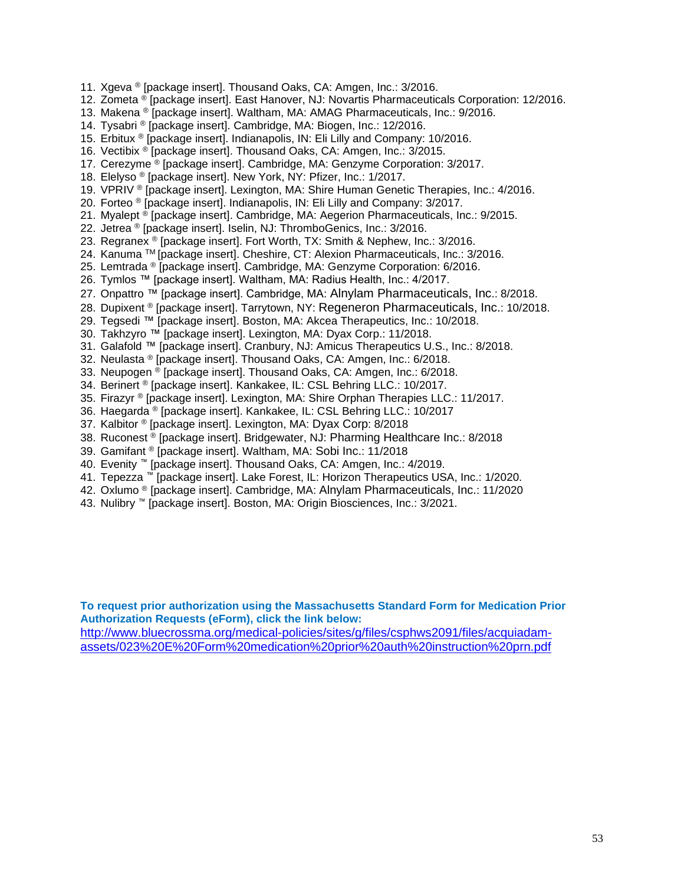11. Xgeva ® [package insert]. Thousand Oaks, CA: Amgen, Inc.: 3/2016.
12. Zometa ® [package insert]. East Hanover, NJ: Novartis Pharmaceuticals Corporation: 12/2016.
13. Makena ® [package insert]. Waltham, MA: AMAG Pharmaceuticals, Inc.: 9/2016.
14. Tysabri ® [package insert]. Cambridge, MA: Biogen, Inc.: 12/2016.
15. Erbitux ® [package insert]. Indianapolis, IN: Eli Lilly and Company: 10/2016.
16. Vectibix ® [package insert]. Thousand Oaks, CA: Amgen, Inc.: 3/2015.
17. Cerezyme ® [package insert]. Cambridge, MA: Genzyme Corporation: 3/2017.
18. Elelyso ® [package insert]. New York, NY: Pfizer, Inc.: 1/2017.
19. VPRIV ® [package insert]. Lexington, MA: Shire Human Genetic Therapies, Inc.: 4/2016.
20. Forteo ® [package insert]. Indianapolis, IN: Eli Lilly and Company: 3/2017.
21. Myalept ® [package insert]. Cambridge, MA: Aegerion Pharmaceuticals, Inc.: 9/2015.
22. Jetrea ® [package insert]. Iselin, NJ: ThromboGenics, Inc.: 3/2016.
23. Regranex ® [package insert]. Fort Worth, TX: Smith & Nephew, Inc.: 3/2016.
24. Kanuma ™ [package insert]. Cheshire, CT: Alexion Pharmaceuticals, Inc.: 3/2016.
25. Lemtrada ® [package insert]. Cambridge, MA: Genzyme Corporation: 6/2016.
26. Tymlos ™ [package insert]. Waltham, MA: Radius Health, Inc.: 4/2017.
27. Onpattro ™ [package insert]. Cambridge, MA: Alnylam Pharmaceuticals, Inc.: 8/2018.
28. Dupixent ® [package insert]. Tarrytown, NY: Regeneron Pharmaceuticals, Inc.: 10/2018.
29. Tegsedi ™ [package insert]. Boston, MA: Akcea Therapeutics, Inc.: 10/2018.
30. Takhzyro ™ [package insert]. Lexington, MA: Dyax Corp.: 11/2018.
31. Galafold ™ [package insert]. Cranbury, NJ: Amicus Therapeutics U.S., Inc.: 8/2018.
32. Neulasta ® [package insert]. Thousand Oaks, CA: Amgen, Inc.: 6/2018.
33. Neupogen ® [package insert]. Thousand Oaks, CA: Amgen, Inc.: 6/2018.
34. Berinert ® [package insert]. Kankakee, IL: CSL Behring LLC.: 10/2017.
35. Firazyr ® [package insert]. Lexington, MA: Shire Orphan Therapies LLC.: 11/2017.
36. Haegarda ® [package insert]. Kankakee, IL: CSL Behring LLC.: 10/2017
37. Kalbitor ® [package insert]. Lexington, MA: Dyax Corp: 8/2018
38. Ruconest ® [package insert]. Bridgewater, NJ: Pharming Healthcare Inc.: 8/2018
39. Gamifant ® [package insert]. Waltham, MA: Sobi Inc.: 11/2018
40. Evenity ™ [package insert]. Thousand Oaks, CA: Amgen, Inc.: 4/2019.
41. Tepezza ™ [package insert]. Lake Forest, IL: Horizon Therapeutics USA, Inc.: 1/2020.
42. Oxlumo ® [package insert]. Cambridge, MA: Alnylam Pharmaceuticals, Inc.: 11/2020
43. Nulibry ™ [package insert]. Boston, MA: Origin Biosciences, Inc.: 3/2021.

**To request prior authorization using the Massachusetts Standard Form for Medication Prior Authorization Requests (eForm), click the link below:**

[http://www.bluecrossma.org/medical-policies/sites/g/files/csphws2091/files/acquiadam-assets/023%20E%20Form%20medication%20prior%20auth%20instruction%20prn.pdf](http://www.bluecrossma.org/medical-policies/sites/g/files/csphws2091/files/acquiadam-assets/023%20E%20Form%20medication%20prior%20auth%20instruction%20prn.pdf)